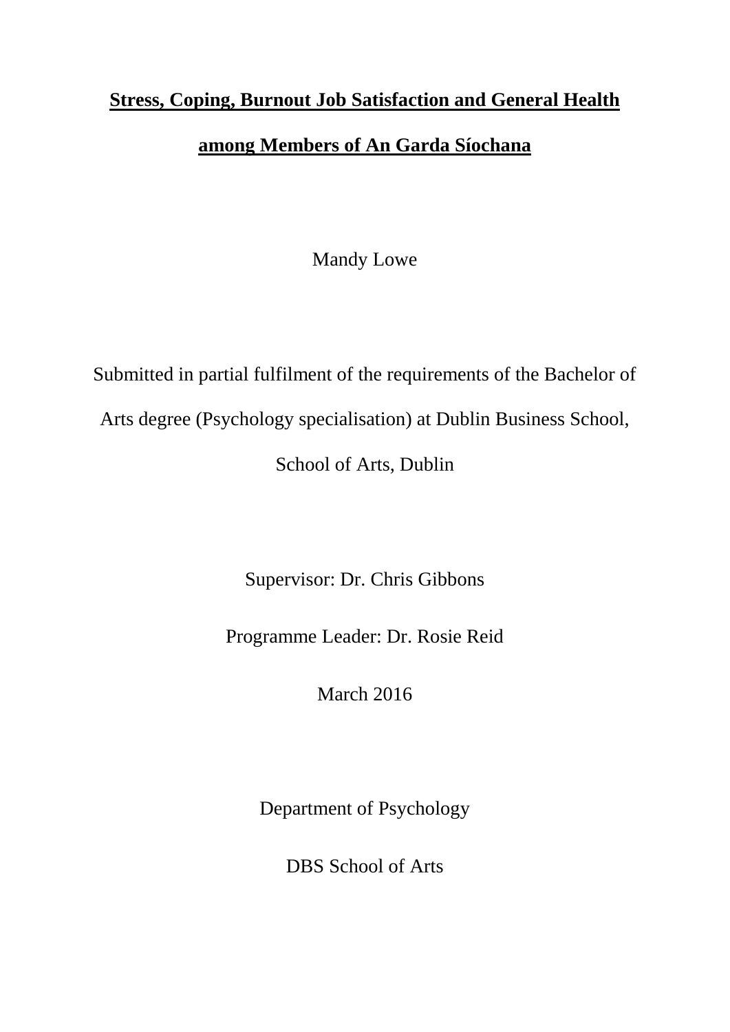# Stress, Coping, Burnout Job Satisfaction and General Health among Members of An Garda Síochana

Mandy Lowe

Submitted in partial fulfilment of the requirements of the Bachelor of Arts degree (Psychology specialisation) at Dublin Business School, School of Arts, Dublin

Supervisor: Dr. Chris Gibbons

Programme Leader: Dr. Rosie Reid

March 2016

Department of Psychology

DBS School of Arts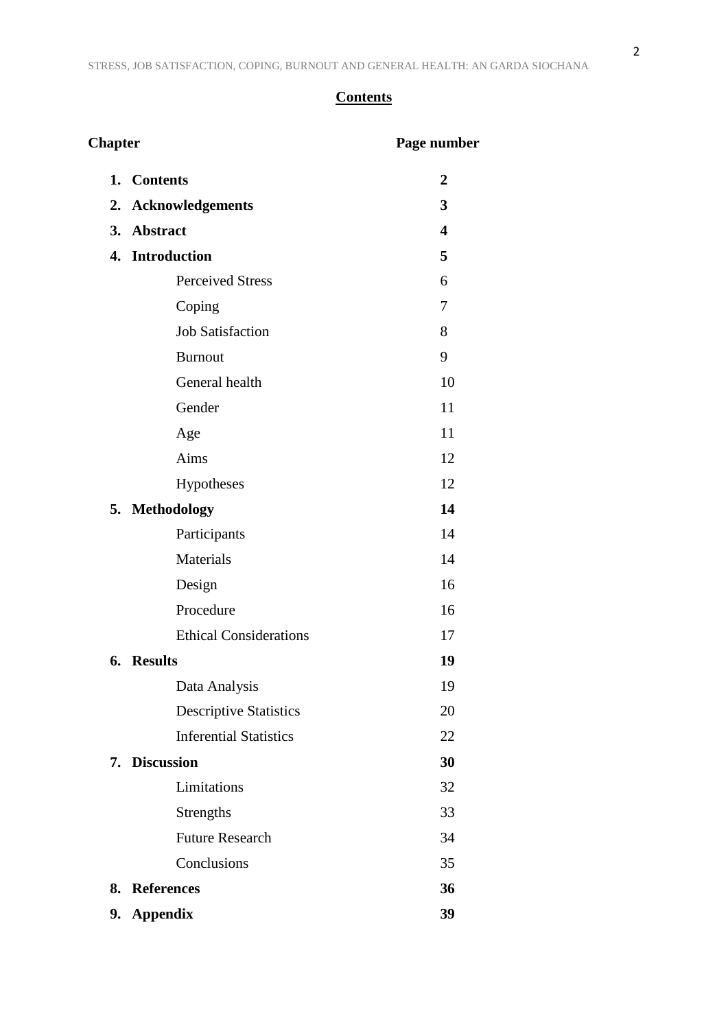## Contents

| Chapter | Page number |
|---|---|
| **1. Contents** | **2** |
| **2. Acknowledgements** | **3** |
| **3. Abstract** | **4** |
| **4. Introduction** | **5** |
| Perceived Stress | 6 |
| Coping | 7 |
| Job Satisfaction | 8 |
| Burnout | 9 |
| General health | 10 |
| Gender | 11 |
| Age | 11 |
| Aims | 12 |
| Hypotheses | 12 |
| **5. Methodology** | **14** |
| Participants | 14 |
| Materials | 14 |
| Design | 16 |
| Procedure | 16 |
| Ethical Considerations | 17 |
| **6. Results** | **19** |
| Data Analysis | 19 |
| Descriptive Statistics | 20 |
| Inferential Statistics | 22 |
| **7. Discussion** | **30** |
| Limitations | 32 |
| Strengths | 33 |
| Future Research | 34 |
| Conclusions | 35 |
| **8. References** | **36** |
| **9. Appendix** | **39** |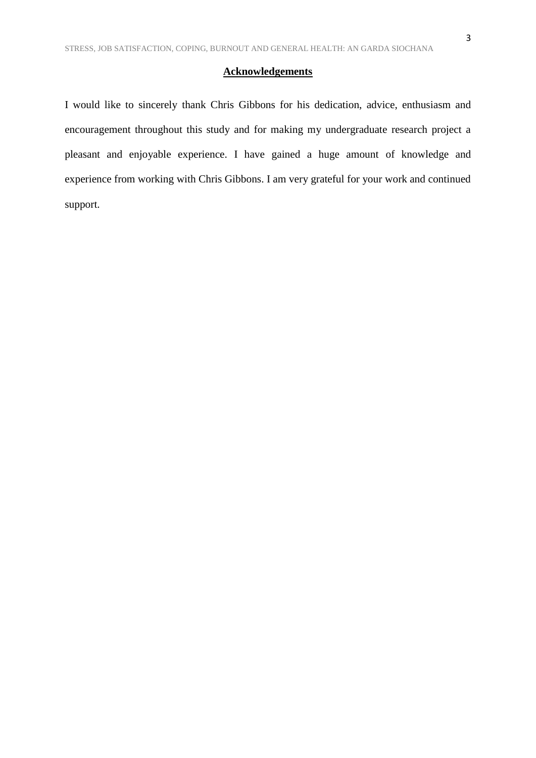## Acknowledgements

I would like to sincerely thank Chris Gibbons for his dedication, advice, enthusiasm and encouragement throughout this study and for making my undergraduate research project a pleasant and enjoyable experience. I have gained a huge amount of knowledge and experience from working with Chris Gibbons. I am very grateful for your work and continued support.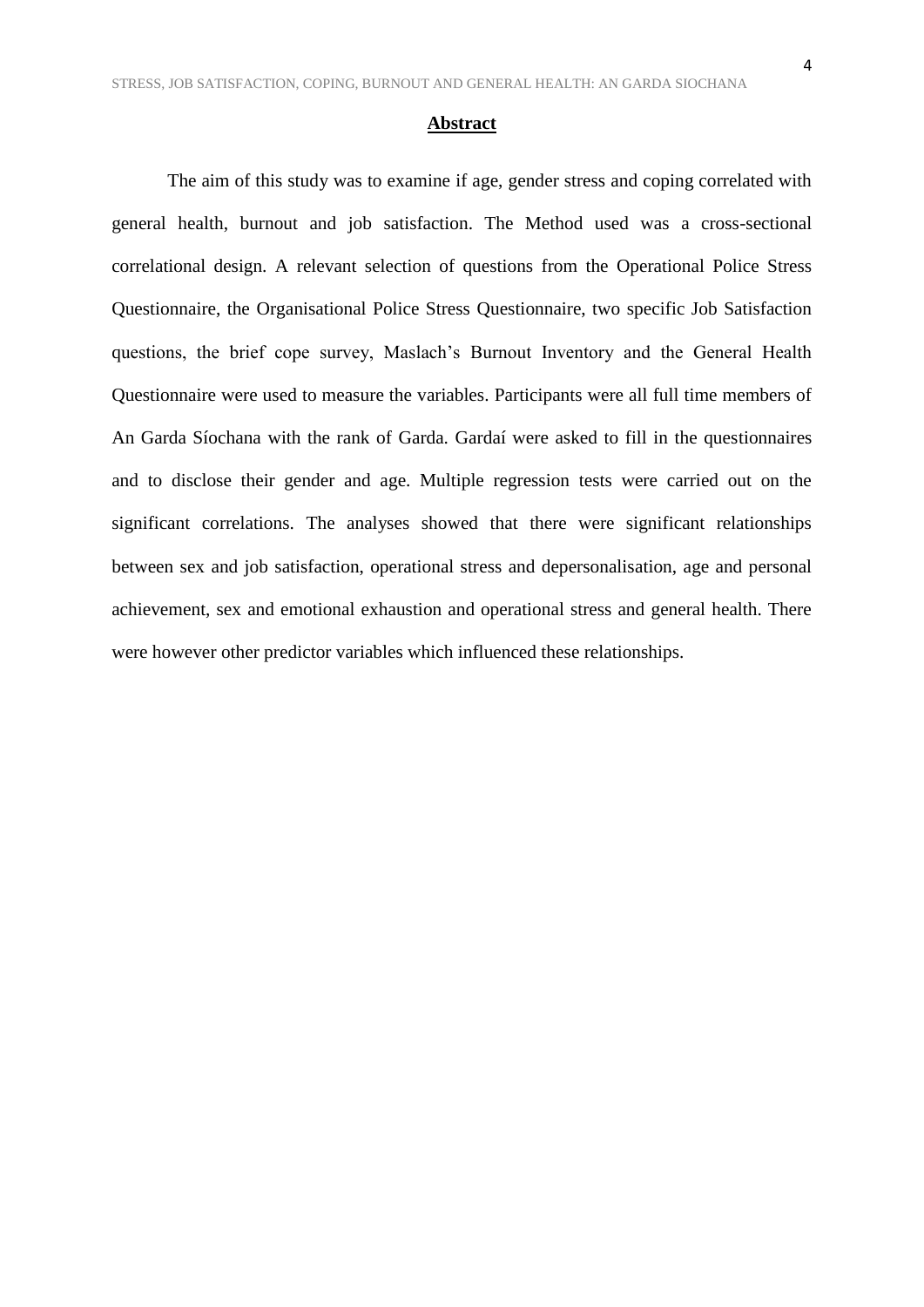## Abstract

The aim of this study was to examine if age, gender stress and coping correlated with general health, burnout and job satisfaction. The Method used was a cross-sectional correlational design. A relevant selection of questions from the Operational Police Stress Questionnaire, the Organisational Police Stress Questionnaire, two specific Job Satisfaction questions, the brief cope survey, Maslach's Burnout Inventory and the General Health Questionnaire were used to measure the variables. Participants were all full time members of An Garda Síochana with the rank of Garda. Gardaí were asked to fill in the questionnaires and to disclose their gender and age. Multiple regression tests were carried out on the significant correlations. The analyses showed that there were significant relationships between sex and job satisfaction, operational stress and depersonalisation, age and personal achievement, sex and emotional exhaustion and operational stress and general health. There were however other predictor variables which influenced these relationships.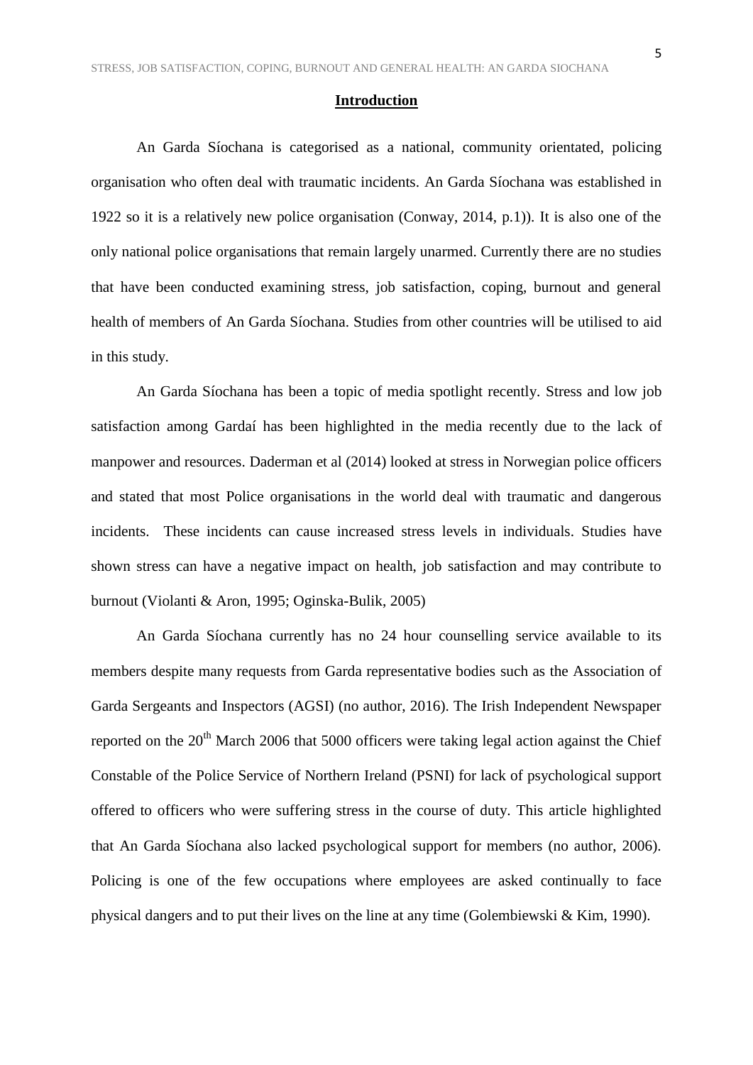## Introduction

An Garda Síochana is categorised as a national, community orientated, policing organisation who often deal with traumatic incidents. An Garda Síochana was established in 1922 so it is a relatively new police organisation (Conway, 2014, p.1)). It is also one of the only national police organisations that remain largely unarmed. Currently there are no studies that have been conducted examining stress, job satisfaction, coping, burnout and general health of members of An Garda Síochana. Studies from other countries will be utilised to aid in this study.

An Garda Síochana has been a topic of media spotlight recently. Stress and low job satisfaction among Gardaí has been highlighted in the media recently due to the lack of manpower and resources. Daderman et al (2014) looked at stress in Norwegian police officers and stated that most Police organisations in the world deal with traumatic and dangerous incidents. These incidents can cause increased stress levels in individuals. Studies have shown stress can have a negative impact on health, job satisfaction and may contribute to burnout (Violanti & Aron, 1995; Oginska-Bulik, 2005)

An Garda Síochana currently has no 24 hour counselling service available to its members despite many requests from Garda representative bodies such as the Association of Garda Sergeants and Inspectors (AGSI) (no author, 2016). The Irish Independent Newspaper reported on the 20th March 2006 that 5000 officers were taking legal action against the Chief Constable of the Police Service of Northern Ireland (PSNI) for lack of psychological support offered to officers who were suffering stress in the course of duty. This article highlighted that An Garda Síochana also lacked psychological support for members (no author, 2006). Policing is one of the few occupations where employees are asked continually to face physical dangers and to put their lives on the line at any time (Golembiewski & Kim, 1990).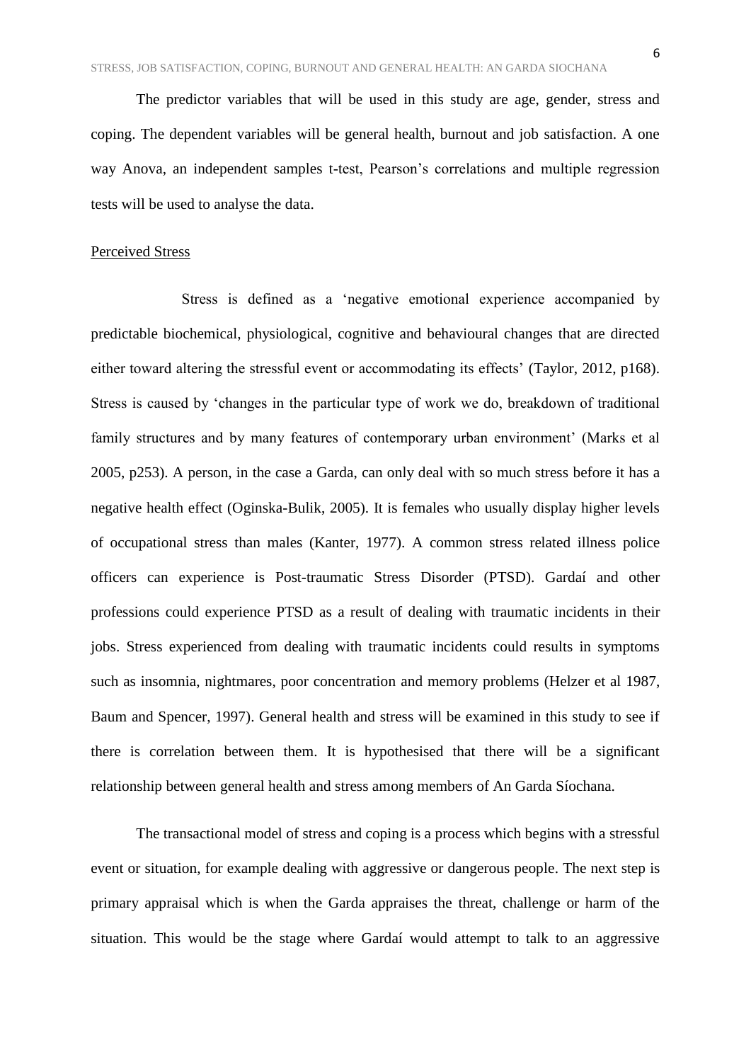The predictor variables that will be used in this study are age, gender, stress and coping. The dependent variables will be general health, burnout and job satisfaction. A one way Anova, an independent samples t-test, Pearson's correlations and multiple regression tests will be used to analyse the data.

## Perceived Stress

Stress is defined as a 'negative emotional experience accompanied by predictable biochemical, physiological, cognitive and behavioural changes that are directed either toward altering the stressful event or accommodating its effects' (Taylor, 2012, p168). Stress is caused by 'changes in the particular type of work we do, breakdown of traditional family structures and by many features of contemporary urban environment' (Marks et al 2005, p253). A person, in the case a Garda, can only deal with so much stress before it has a negative health effect (Oginska-Bulik, 2005). It is females who usually display higher levels of occupational stress than males (Kanter, 1977). A common stress related illness police officers can experience is Post-traumatic Stress Disorder (PTSD). Gardaí and other professions could experience PTSD as a result of dealing with traumatic incidents in their jobs. Stress experienced from dealing with traumatic incidents could results in symptoms such as insomnia, nightmares, poor concentration and memory problems (Helzer et al 1987, Baum and Spencer, 1997). General health and stress will be examined in this study to see if there is correlation between them. It is hypothesised that there will be a significant relationship between general health and stress among members of An Garda Síochana.

The transactional model of stress and coping is a process which begins with a stressful event or situation, for example dealing with aggressive or dangerous people. The next step is primary appraisal which is when the Garda appraises the threat, challenge or harm of the situation. This would be the stage where Gardaí would attempt to talk to an aggressive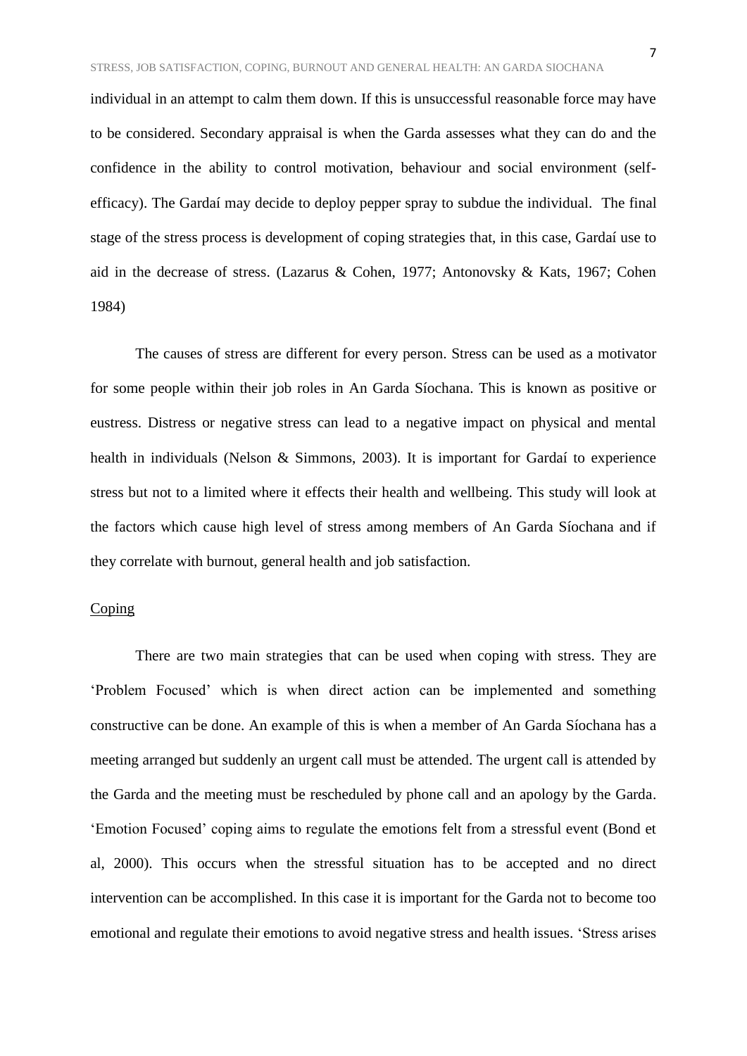individual in an attempt to calm them down. If this is unsuccessful reasonable force may have to be considered. Secondary appraisal is when the Garda assesses what they can do and the confidence in the ability to control motivation, behaviour and social environment (self-efficacy). The Gardaí may decide to deploy pepper spray to subdue the individual. The final stage of the stress process is development of coping strategies that, in this case, Gardaí use to aid in the decrease of stress. (Lazarus & Cohen, 1977; Antonovsky & Kats, 1967; Cohen 1984)

The causes of stress are different for every person. Stress can be used as a motivator for some people within their job roles in An Garda Síochana. This is known as positive or eustress. Distress or negative stress can lead to a negative impact on physical and mental health in individuals (Nelson & Simmons, 2003). It is important for Gardaí to experience stress but not to a limited where it effects their health and wellbeing. This study will look at the factors which cause high level of stress among members of An Garda Síochana and if they correlate with burnout, general health and job satisfaction.

## Coping

There are two main strategies that can be used when coping with stress. They are 'Problem Focused' which is when direct action can be implemented and something constructive can be done. An example of this is when a member of An Garda Síochana has a meeting arranged but suddenly an urgent call must be attended. The urgent call is attended by the Garda and the meeting must be rescheduled by phone call and an apology by the Garda. 'Emotion Focused' coping aims to regulate the emotions felt from a stressful event (Bond et al, 2000). This occurs when the stressful situation has to be accepted and no direct intervention can be accomplished. In this case it is important for the Garda not to become too emotional and regulate their emotions to avoid negative stress and health issues. 'Stress arises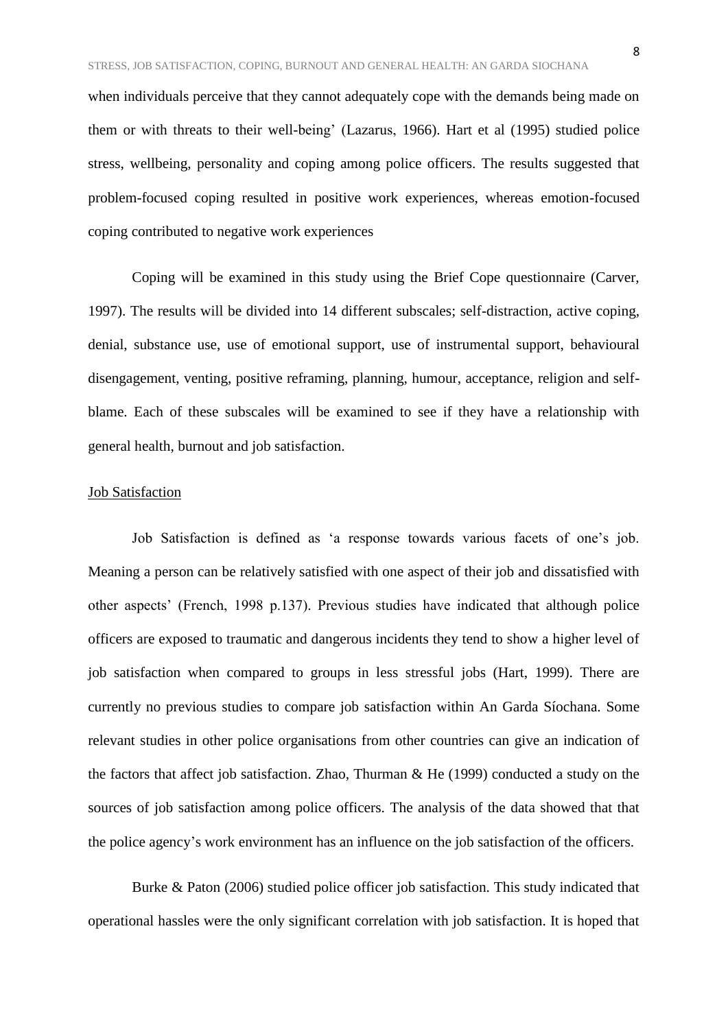when individuals perceive that they cannot adequately cope with the demands being made on them or with threats to their well-being' (Lazarus, 1966). Hart et al (1995) studied police stress, wellbeing, personality and coping among police officers. The results suggested that problem-focused coping resulted in positive work experiences, whereas emotion-focused coping contributed to negative work experiences

Coping will be examined in this study using the Brief Cope questionnaire (Carver, 1997). The results will be divided into 14 different subscales; self-distraction, active coping, denial, substance use, use of emotional support, use of instrumental support, behavioural disengagement, venting, positive reframing, planning, humour, acceptance, religion and self-blame. Each of these subscales will be examined to see if they have a relationship with general health, burnout and job satisfaction.

## Job Satisfaction

Job Satisfaction is defined as 'a response towards various facets of one's job. Meaning a person can be relatively satisfied with one aspect of their job and dissatisfied with other aspects' (French, 1998 p.137). Previous studies have indicated that although police officers are exposed to traumatic and dangerous incidents they tend to show a higher level of job satisfaction when compared to groups in less stressful jobs (Hart, 1999). There are currently no previous studies to compare job satisfaction within An Garda Síochana. Some relevant studies in other police organisations from other countries can give an indication of the factors that affect job satisfaction. Zhao, Thurman & He (1999) conducted a study on the sources of job satisfaction among police officers. The analysis of the data showed that that the police agency's work environment has an influence on the job satisfaction of the officers.

Burke & Paton (2006) studied police officer job satisfaction. This study indicated that operational hassles were the only significant correlation with job satisfaction. It is hoped that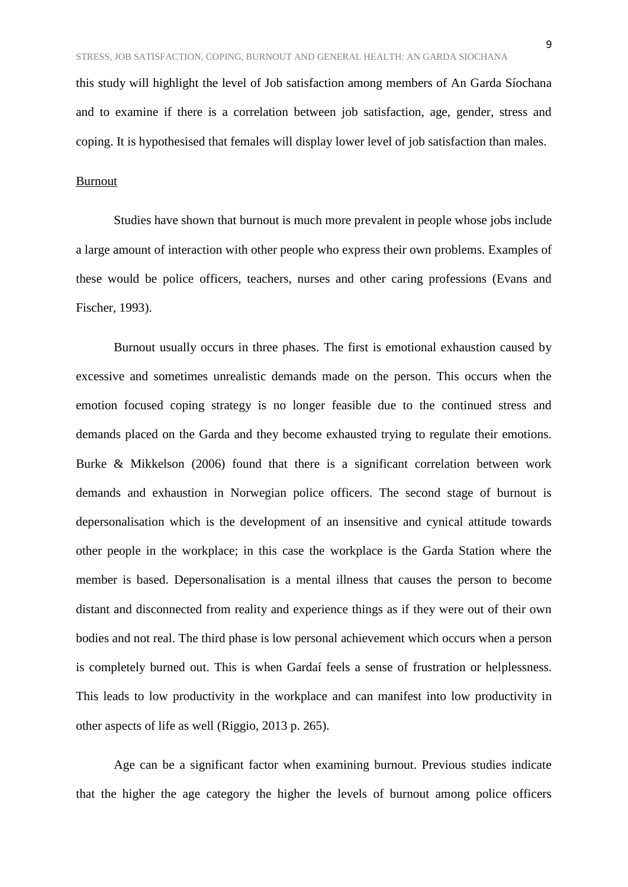this study will highlight the level of Job satisfaction among members of An Garda Síochana and to examine if there is a correlation between job satisfaction, age, gender, stress and coping. It is hypothesised that females will display lower level of job satisfaction than males.

<u>Burnout</u>

Studies have shown that burnout is much more prevalent in people whose jobs include a large amount of interaction with other people who express their own problems. Examples of these would be police officers, teachers, nurses and other caring professions (Evans and Fischer, 1993).

Burnout usually occurs in three phases. The first is emotional exhaustion caused by excessive and sometimes unrealistic demands made on the person. This occurs when the emotion focused coping strategy is no longer feasible due to the continued stress and demands placed on the Garda and they become exhausted trying to regulate their emotions. Burke & Mikkelson (2006) found that there is a significant correlation between work demands and exhaustion in Norwegian police officers. The second stage of burnout is depersonalisation which is the development of an insensitive and cynical attitude towards other people in the workplace; in this case the workplace is the Garda Station where the member is based. Depersonalisation is a mental illness that causes the person to become distant and disconnected from reality and experience things as if they were out of their own bodies and not real. The third phase is low personal achievement which occurs when a person is completely burned out. This is when Gardaí feels a sense of frustration or helplessness. This leads to low productivity in the workplace and can manifest into low productivity in other aspects of life as well (Riggio, 2013 p. 265).

Age can be a significant factor when examining burnout. Previous studies indicate that the higher the age category the higher the levels of burnout among police officers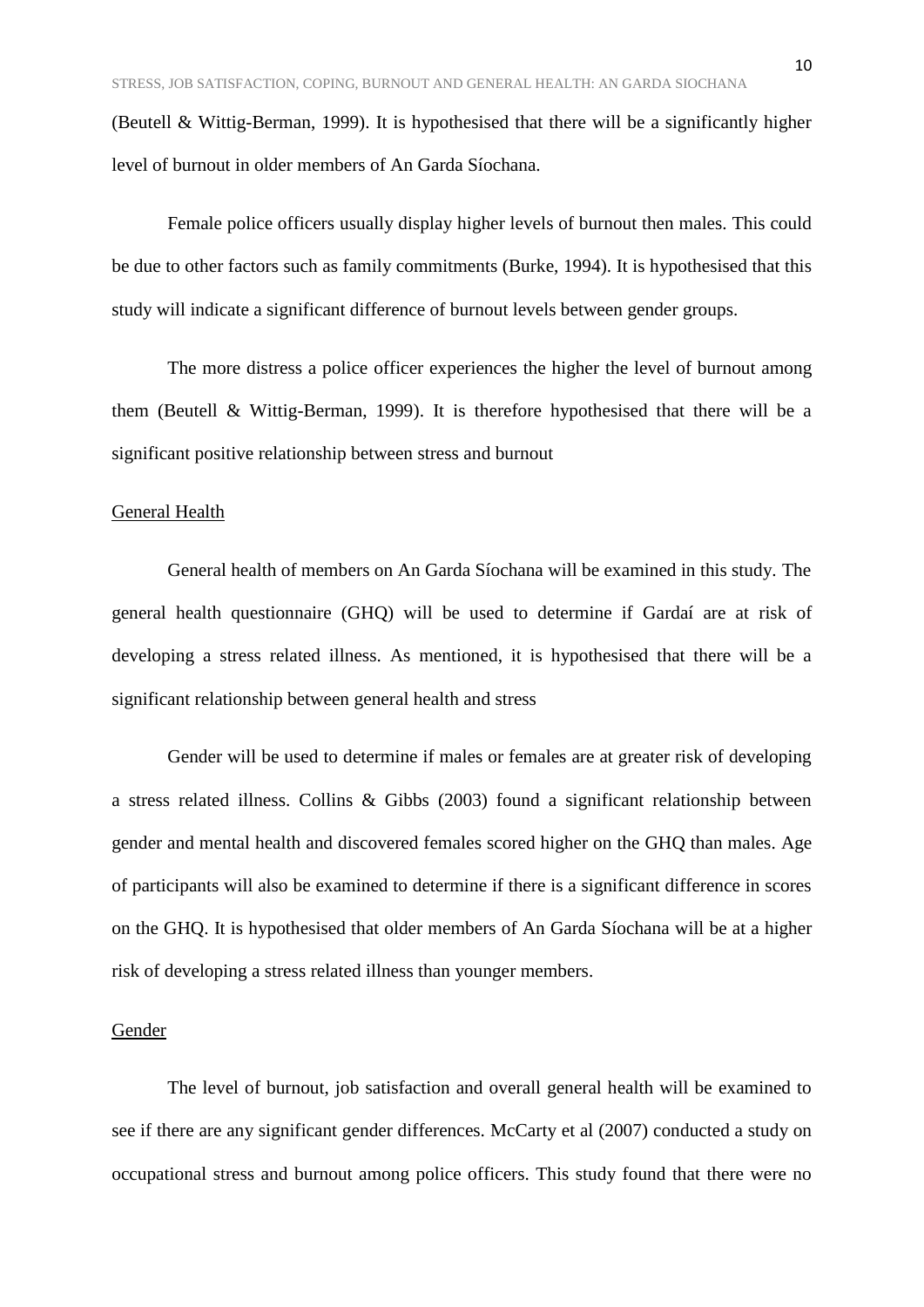(Beutell & Wittig-Berman, 1999). It is hypothesised that there will be a significantly higher level of burnout in older members of An Garda Síochana.

Female police officers usually display higher levels of burnout then males. This could be due to other factors such as family commitments (Burke, 1994). It is hypothesised that this study will indicate a significant difference of burnout levels between gender groups.

The more distress a police officer experiences the higher the level of burnout among them (Beutell & Wittig-Berman, 1999). It is therefore hypothesised that there will be a significant positive relationship between stress and burnout

## General Health

General health of members on An Garda Síochana will be examined in this study. The general health questionnaire (GHQ) will be used to determine if Gardaí are at risk of developing a stress related illness. As mentioned, it is hypothesised that there will be a significant relationship between general health and stress

Gender will be used to determine if males or females are at greater risk of developing a stress related illness. Collins & Gibbs (2003) found a significant relationship between gender and mental health and discovered females scored higher on the GHQ than males. Age of participants will also be examined to determine if there is a significant difference in scores on the GHQ. It is hypothesised that older members of An Garda Síochana will be at a higher risk of developing a stress related illness than younger members.

## Gender

The level of burnout, job satisfaction and overall general health will be examined to see if there are any significant gender differences. McCarty et al (2007) conducted a study on occupational stress and burnout among police officers. This study found that there were no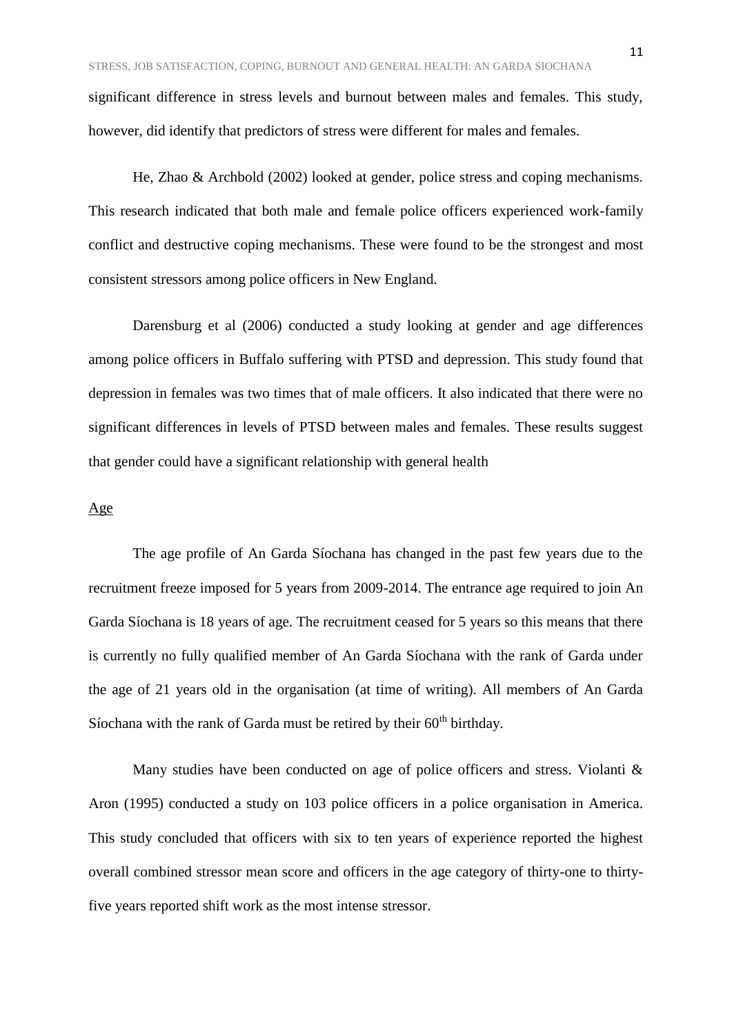significant difference in stress levels and burnout between males and females. This study, however, did identify that predictors of stress were different for males and females.

He, Zhao & Archbold (2002) looked at gender, police stress and coping mechanisms. This research indicated that both male and female police officers experienced work-family conflict and destructive coping mechanisms. These were found to be the strongest and most consistent stressors among police officers in New England.

Darensburg et al (2006) conducted a study looking at gender and age differences among police officers in Buffalo suffering with PTSD and depression. This study found that depression in females was two times that of male officers. It also indicated that there were no significant differences in levels of PTSD between males and females. These results suggest that gender could have a significant relationship with general health

<u>Age</u>

The age profile of An Garda Síochana has changed in the past few years due to the recruitment freeze imposed for 5 years from 2009-2014. The entrance age required to join An Garda Síochana is 18 years of age. The recruitment ceased for 5 years so this means that there is currently no fully qualified member of An Garda Síochana with the rank of Garda under the age of 21 years old in the organisation (at time of writing). All members of An Garda Síochana with the rank of Garda must be retired by their 60th birthday.

Many studies have been conducted on age of police officers and stress. Violanti & Aron (1995) conducted a study on 103 police officers in a police organisation in America. This study concluded that officers with six to ten years of experience reported the highest overall combined stressor mean score and officers in the age category of thirty-one to thirty-five years reported shift work as the most intense stressor.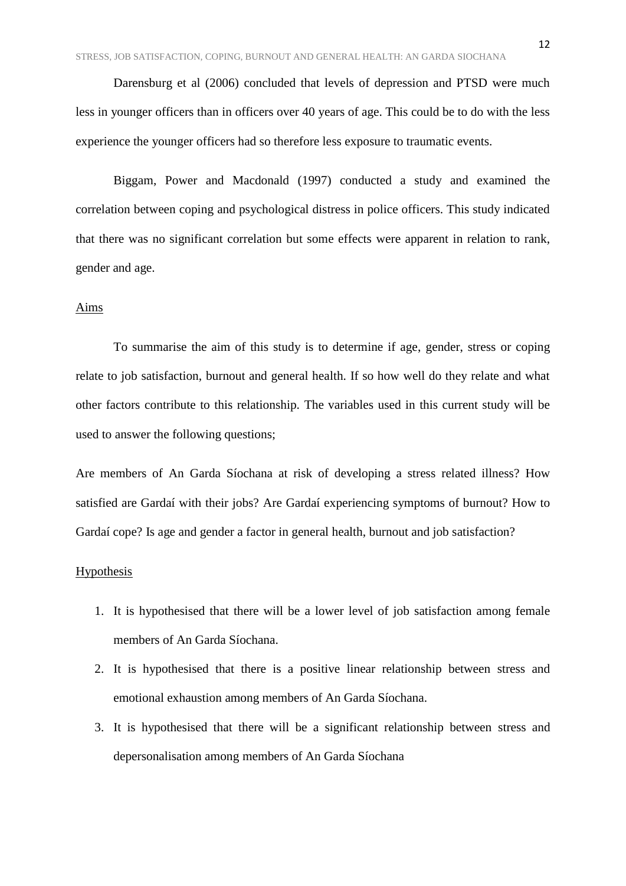Darensburg et al (2006) concluded that levels of depression and PTSD were much less in younger officers than in officers over 40 years of age. This could be to do with the less experience the younger officers had so therefore less exposure to traumatic events.

Biggam, Power and Macdonald (1997) conducted a study and examined the correlation between coping and psychological distress in police officers. This study indicated that there was no significant correlation but some effects were apparent in relation to rank, gender and age.

## Aims

To summarise the aim of this study is to determine if age, gender, stress or coping relate to job satisfaction, burnout and general health. If so how well do they relate and what other factors contribute to this relationship. The variables used in this current study will be used to answer the following questions;

Are members of An Garda Síochana at risk of developing a stress related illness? How satisfied are Gardaí with their jobs? Are Gardaí experiencing symptoms of burnout? How to Gardaí cope? Is age and gender a factor in general health, burnout and job satisfaction?

## Hypothesis

1. It is hypothesised that there will be a lower level of job satisfaction among female members of An Garda Síochana.
2. It is hypothesised that there is a positive linear relationship between stress and emotional exhaustion among members of An Garda Síochana.
3. It is hypothesised that there will be a significant relationship between stress and depersonalisation among members of An Garda Síochana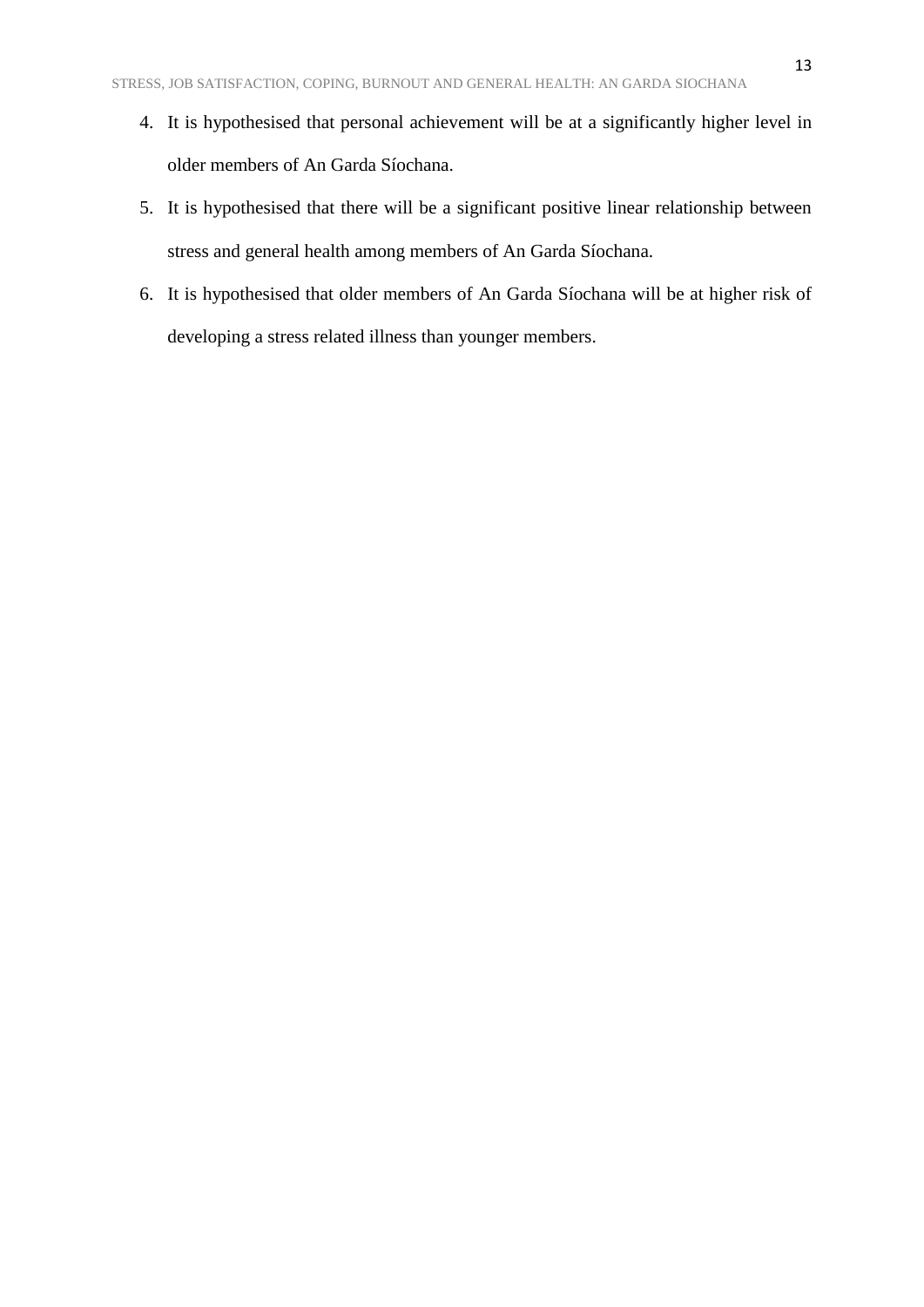4. It is hypothesised that personal achievement will be at a significantly higher level in older members of An Garda Síochana.
5. It is hypothesised that there will be a significant positive linear relationship between stress and general health among members of An Garda Síochana.
6. It is hypothesised that older members of An Garda Síochana will be at higher risk of developing a stress related illness than younger members.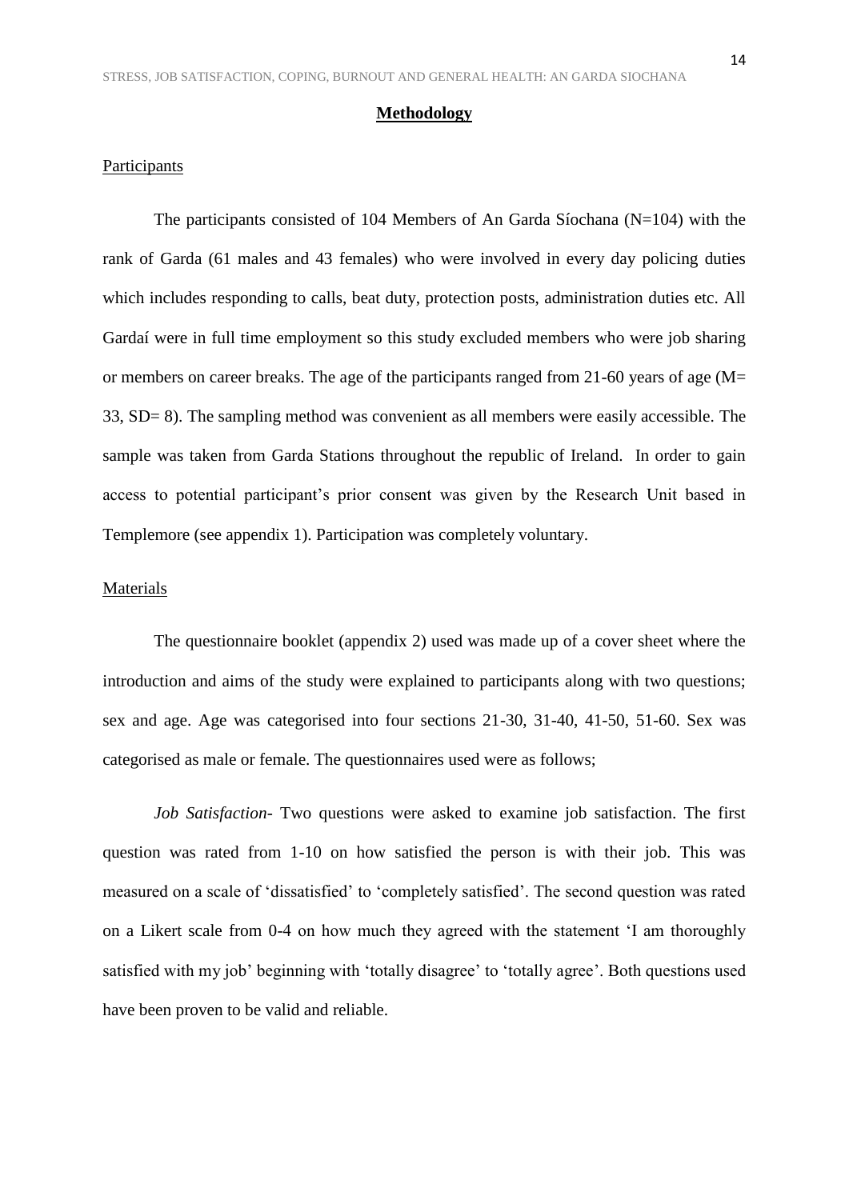## **Methodology**

Participants

The participants consisted of 104 Members of An Garda Síochana (N=104) with the rank of Garda (61 males and 43 females) who were involved in every day policing duties which includes responding to calls, beat duty, protection posts, administration duties etc. All Gardaí were in full time employment so this study excluded members who were job sharing or members on career breaks. The age of the participants ranged from 21-60 years of age (M= 33, SD= 8). The sampling method was convenient as all members were easily accessible. The sample was taken from Garda Stations throughout the republic of Ireland. In order to gain access to potential participant's prior consent was given by the Research Unit based in Templemore (see appendix 1). Participation was completely voluntary.

Materials

The questionnaire booklet (appendix 2) used was made up of a cover sheet where the introduction and aims of the study were explained to participants along with two questions; sex and age. Age was categorised into four sections 21-30, 31-40, 41-50, 51-60. Sex was categorised as male or female. The questionnaires used were as follows;

*Job Satisfaction*- Two questions were asked to examine job satisfaction. The first question was rated from 1-10 on how satisfied the person is with their job. This was measured on a scale of 'dissatisfied' to 'completely satisfied'. The second question was rated on a Likert scale from 0-4 on how much they agreed with the statement 'I am thoroughly satisfied with my job' beginning with 'totally disagree' to 'totally agree'. Both questions used have been proven to be valid and reliable.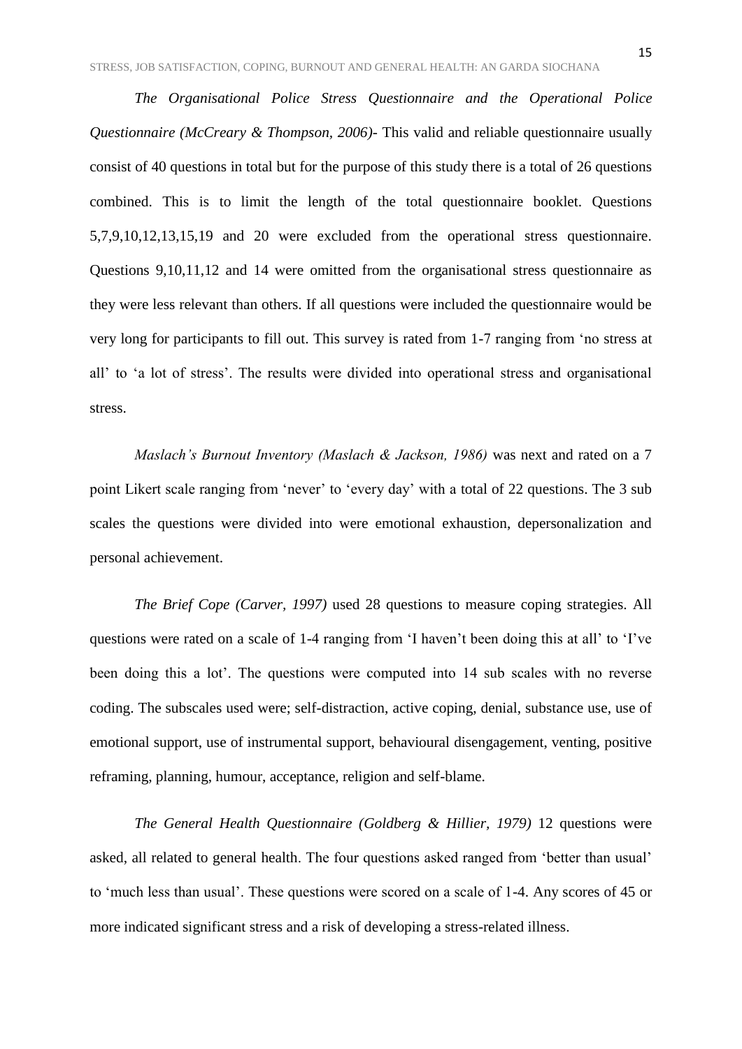*The Organisational Police Stress Questionnaire and the Operational Police Questionnaire (McCreary & Thompson, 2006)*- This valid and reliable questionnaire usually consist of 40 questions in total but for the purpose of this study there is a total of 26 questions combined. This is to limit the length of the total questionnaire booklet. Questions 5,7,9,10,12,13,15,19 and 20 were excluded from the operational stress questionnaire. Questions 9,10,11,12 and 14 were omitted from the organisational stress questionnaire as they were less relevant than others. If all questions were included the questionnaire would be very long for participants to fill out. This survey is rated from 1-7 ranging from 'no stress at all' to 'a lot of stress'. The results were divided into operational stress and organisational stress.

*Maslach's Burnout Inventory (Maslach & Jackson, 1986)* was next and rated on a 7 point Likert scale ranging from 'never' to 'every day' with a total of 22 questions. The 3 sub scales the questions were divided into were emotional exhaustion, depersonalization and personal achievement.

*The Brief Cope (Carver, 1997)* used 28 questions to measure coping strategies. All questions were rated on a scale of 1-4 ranging from 'I haven't been doing this at all' to 'I've been doing this a lot'. The questions were computed into 14 sub scales with no reverse coding. The subscales used were; self-distraction, active coping, denial, substance use, use of emotional support, use of instrumental support, behavioural disengagement, venting, positive reframing, planning, humour, acceptance, religion and self-blame.

*The General Health Questionnaire (Goldberg & Hillier, 1979)* 12 questions were asked, all related to general health. The four questions asked ranged from 'better than usual' to 'much less than usual'. These questions were scored on a scale of 1-4. Any scores of 45 or more indicated significant stress and a risk of developing a stress-related illness.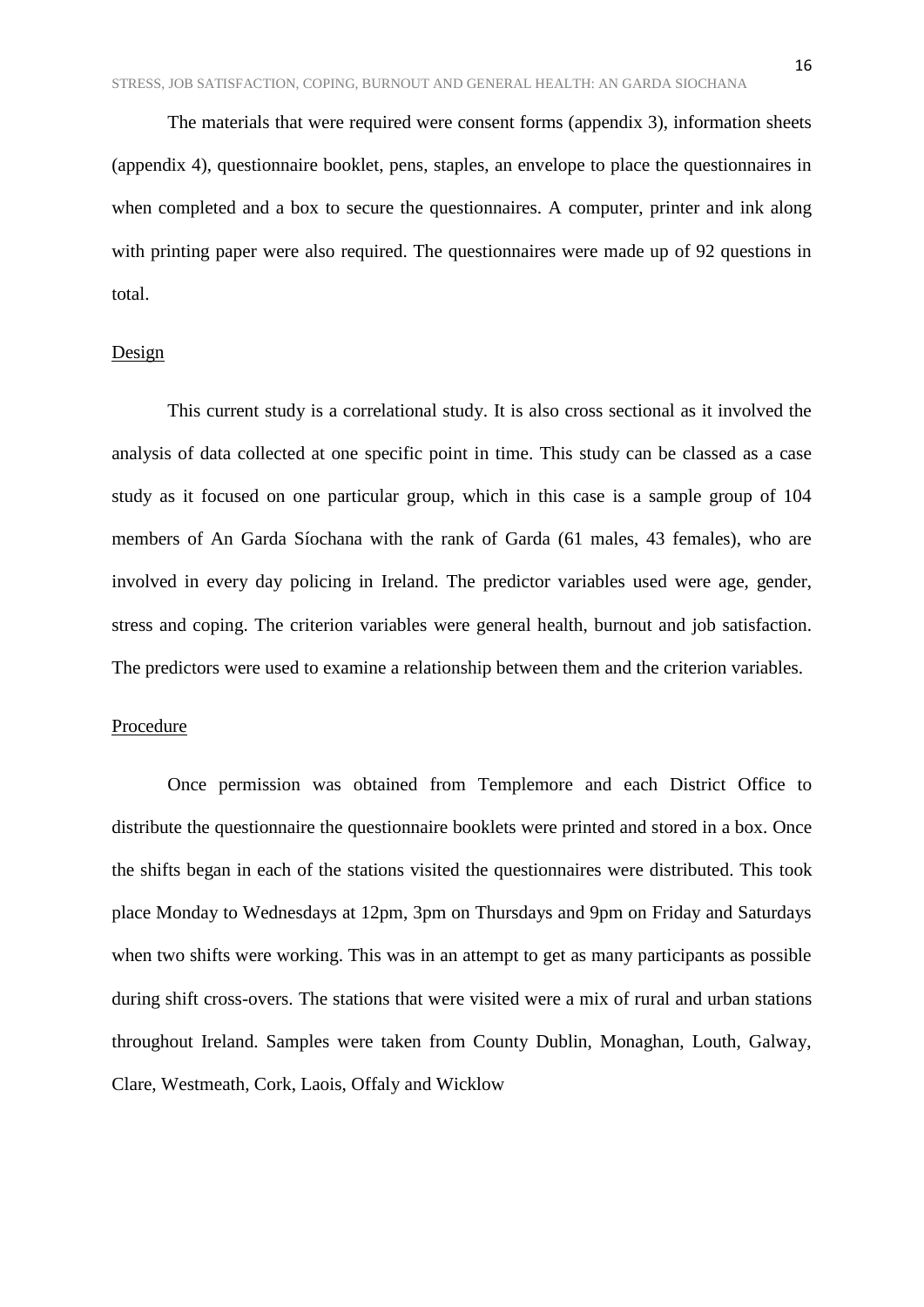The materials that were required were consent forms (appendix 3), information sheets (appendix 4), questionnaire booklet, pens, staples, an envelope to place the questionnaires in when completed and a box to secure the questionnaires. A computer, printer and ink along with printing paper were also required. The questionnaires were made up of 92 questions in total.

## Design

This current study is a correlational study. It is also cross sectional as it involved the analysis of data collected at one specific point in time. This study can be classed as a case study as it focused on one particular group, which in this case is a sample group of 104 members of An Garda Síochana with the rank of Garda (61 males, 43 females), who are involved in every day policing in Ireland. The predictor variables used were age, gender, stress and coping. The criterion variables were general health, burnout and job satisfaction. The predictors were used to examine a relationship between them and the criterion variables.

## Procedure

Once permission was obtained from Templemore and each District Office to distribute the questionnaire the questionnaire booklets were printed and stored in a box. Once the shifts began in each of the stations visited the questionnaires were distributed. This took place Monday to Wednesdays at 12pm, 3pm on Thursdays and 9pm on Friday and Saturdays when two shifts were working. This was in an attempt to get as many participants as possible during shift cross-overs. The stations that were visited were a mix of rural and urban stations throughout Ireland. Samples were taken from County Dublin, Monaghan, Louth, Galway, Clare, Westmeath, Cork, Laois, Offaly and Wicklow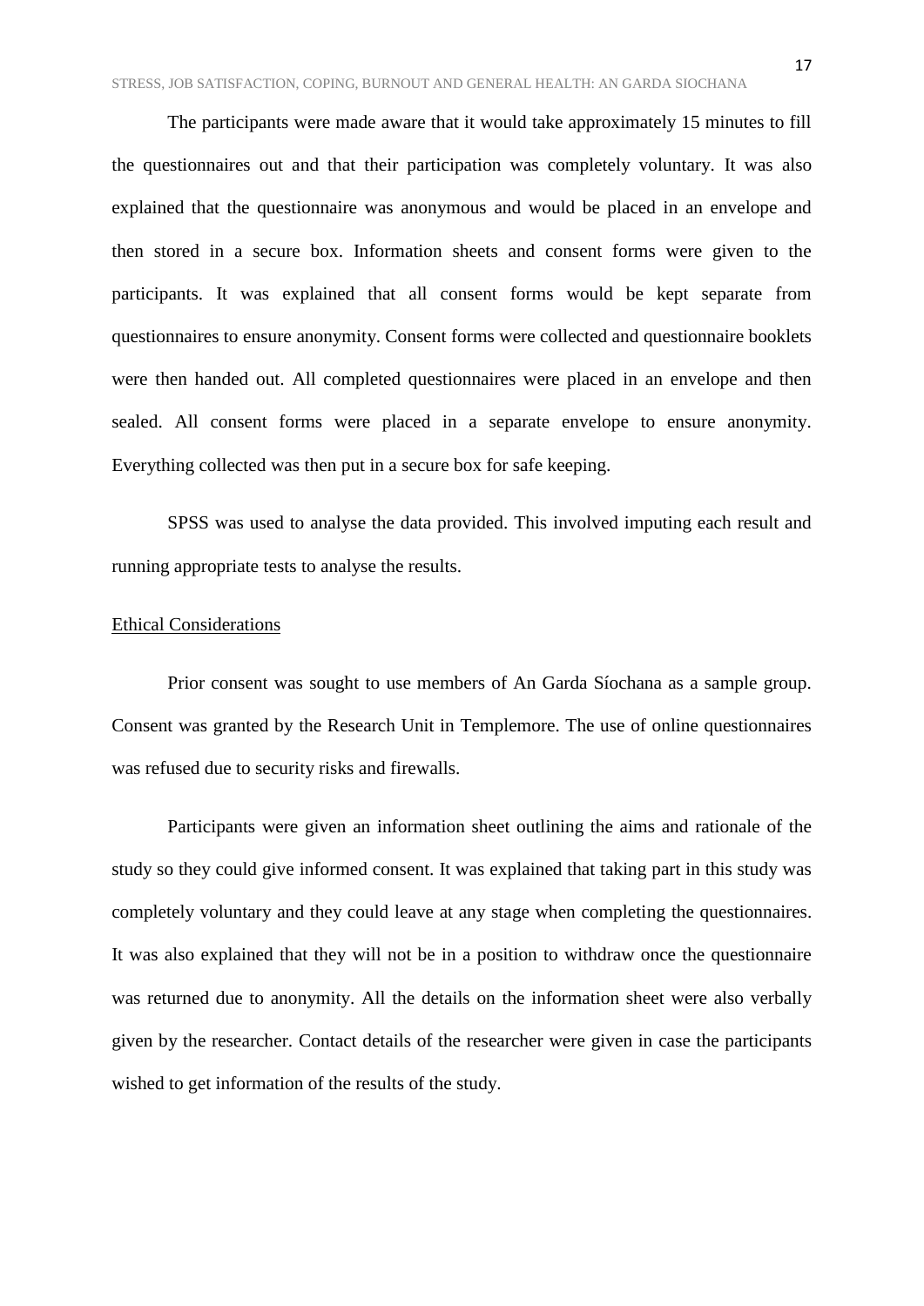The participants were made aware that it would take approximately 15 minutes to fill the questionnaires out and that their participation was completely voluntary. It was also explained that the questionnaire was anonymous and would be placed in an envelope and then stored in a secure box. Information sheets and consent forms were given to the participants. It was explained that all consent forms would be kept separate from questionnaires to ensure anonymity. Consent forms were collected and questionnaire booklets were then handed out. All completed questionnaires were placed in an envelope and then sealed. All consent forms were placed in a separate envelope to ensure anonymity. Everything collected was then put in a secure box for safe keeping.

SPSS was used to analyse the data provided. This involved imputing each result and running appropriate tests to analyse the results.

## Ethical Considerations

Prior consent was sought to use members of An Garda Síochana as a sample group. Consent was granted by the Research Unit in Templemore. The use of online questionnaires was refused due to security risks and firewalls.

Participants were given an information sheet outlining the aims and rationale of the study so they could give informed consent. It was explained that taking part in this study was completely voluntary and they could leave at any stage when completing the questionnaires. It was also explained that they will not be in a position to withdraw once the questionnaire was returned due to anonymity. All the details on the information sheet were also verbally given by the researcher. Contact details of the researcher were given in case the participants wished to get information of the results of the study.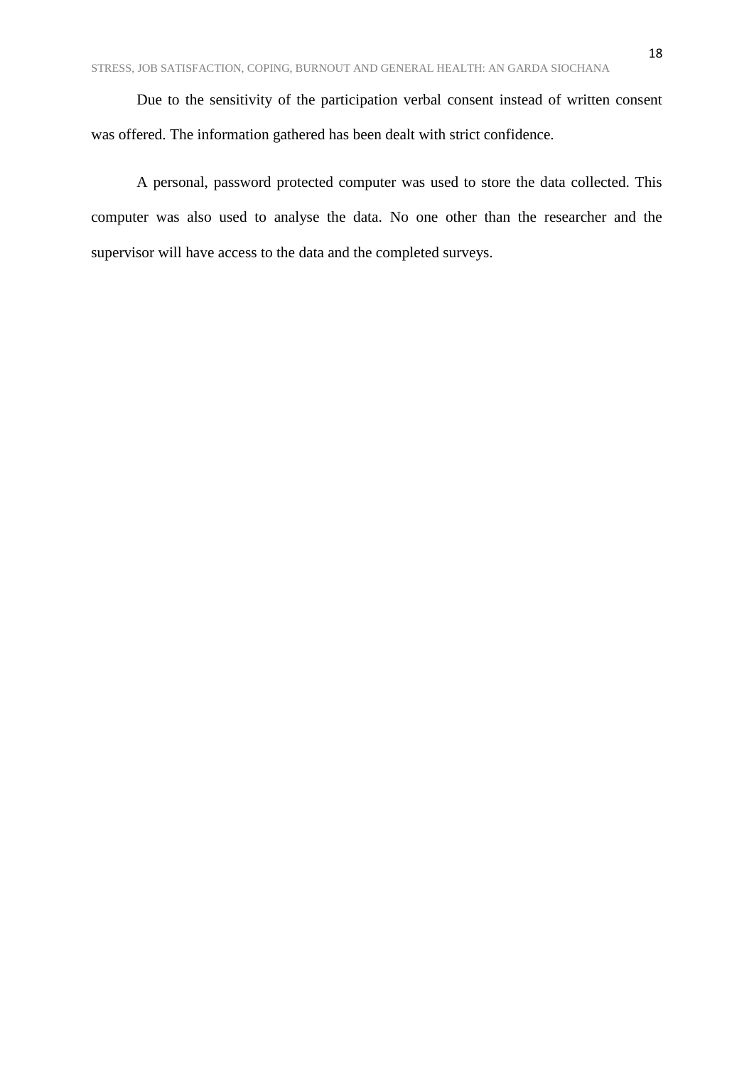Due to the sensitivity of the participation verbal consent instead of written consent was offered. The information gathered has been dealt with strict confidence.

A personal, password protected computer was used to store the data collected. This computer was also used to analyse the data. No one other than the researcher and the supervisor will have access to the data and the completed surveys.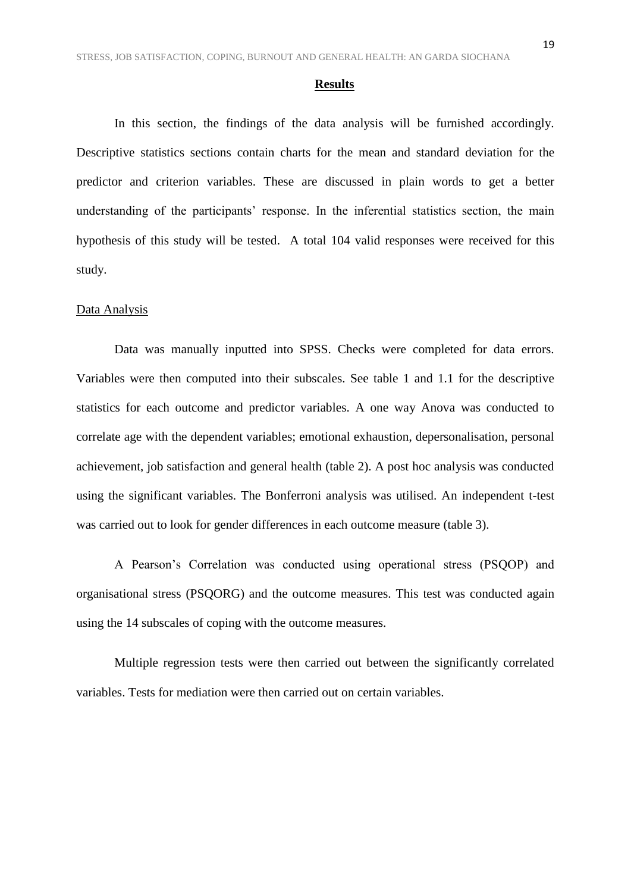# Results

In this section, the findings of the data analysis will be furnished accordingly. Descriptive statistics sections contain charts for the mean and standard deviation for the predictor and criterion variables. These are discussed in plain words to get a better understanding of the participants' response. In the inferential statistics section, the main hypothesis of this study will be tested. A total 104 valid responses were received for this study.

## Data Analysis

Data was manually inputted into SPSS. Checks were completed for data errors. Variables were then computed into their subscales. See table 1 and 1.1 for the descriptive statistics for each outcome and predictor variables. A one way Anova was conducted to correlate age with the dependent variables; emotional exhaustion, depersonalisation, personal achievement, job satisfaction and general health (table 2). A post hoc analysis was conducted using the significant variables. The Bonferroni analysis was utilised. An independent t-test was carried out to look for gender differences in each outcome measure (table 3).

A Pearson's Correlation was conducted using operational stress (PSQOP) and organisational stress (PSQORG) and the outcome measures. This test was conducted again using the 14 subscales of coping with the outcome measures.

Multiple regression tests were then carried out between the significantly correlated variables. Tests for mediation were then carried out on certain variables.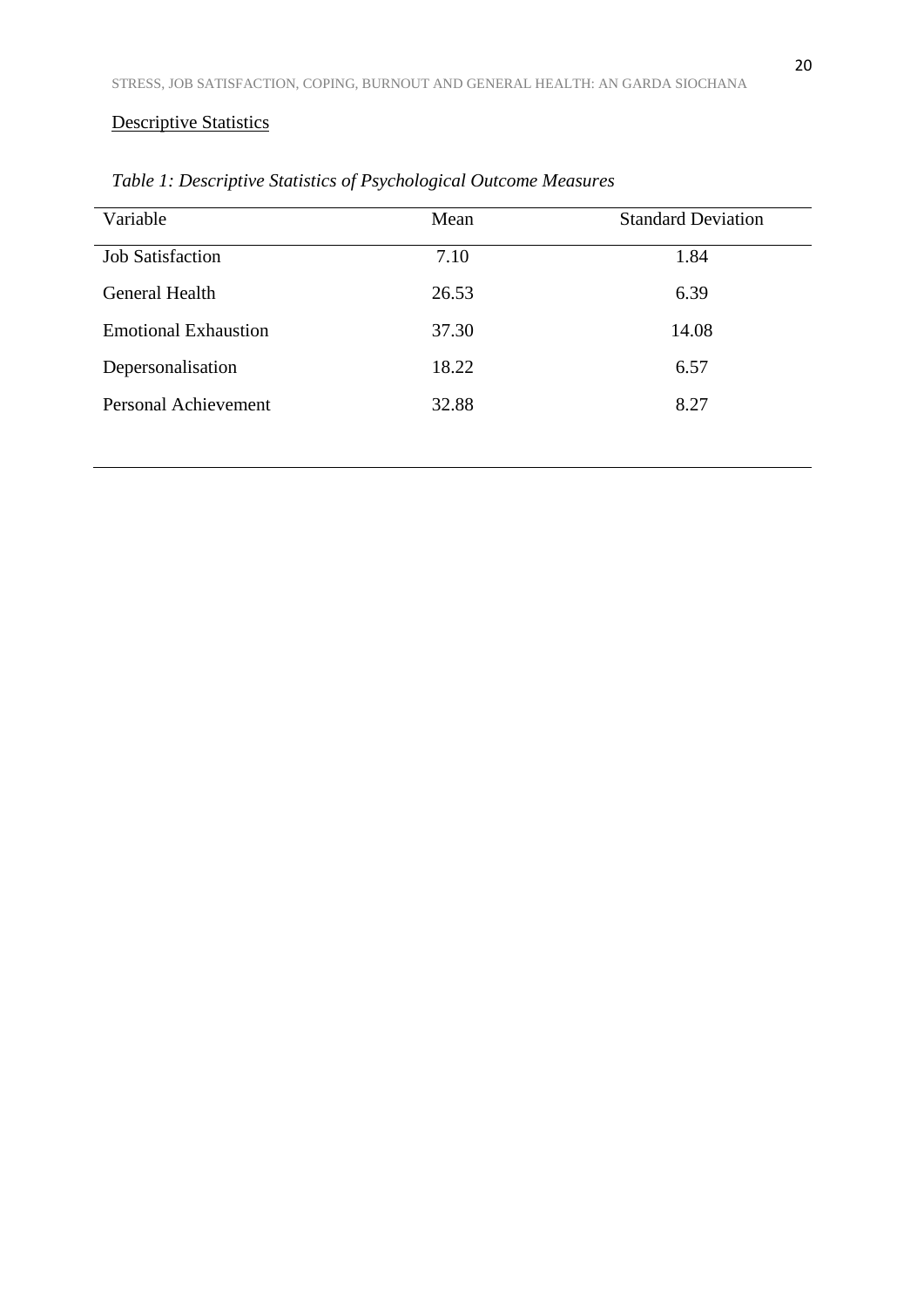Descriptive Statistics

*Table 1: Descriptive Statistics of Psychological Outcome Measures*

| Variable | Mean | Standard Deviation |
|---|---|---|
| Job Satisfaction | 7.10 | 1.84 |
| General Health | 26.53 | 6.39 |
| Emotional Exhaustion | 37.30 | 14.08 |
| Depersonalisation | 18.22 | 6.57 |
| Personal Achievement | 32.88 | 8.27 |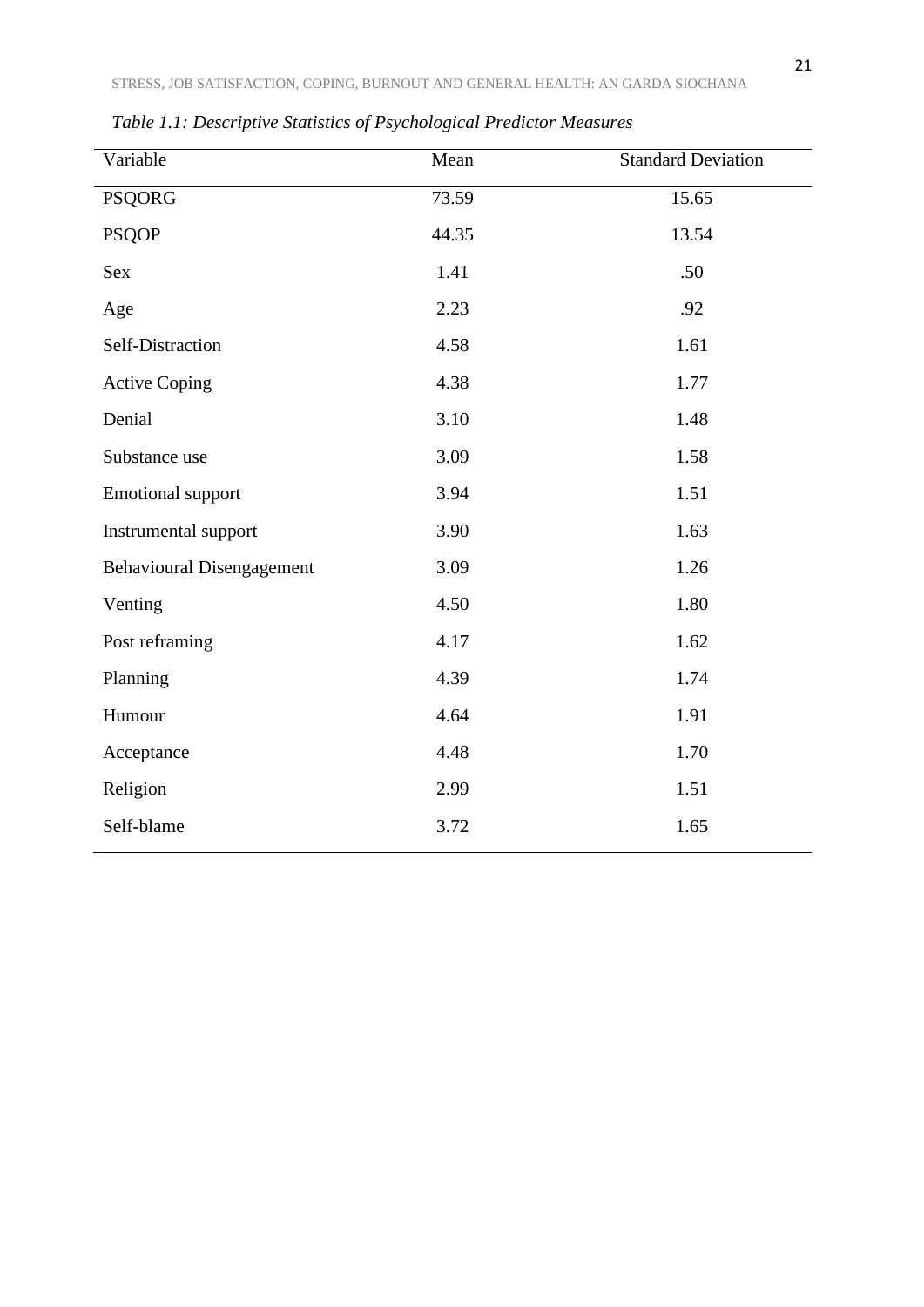*Table 1.1: Descriptive Statistics of Psychological Predictor Measures*

| Variable | Mean | Standard Deviation |
|---|---|---|
| PSQORG | 73.59 | 15.65 |
| PSQOP | 44.35 | 13.54 |
| Sex | 1.41 | .50 |
| Age | 2.23 | .92 |
| Self-Distraction | 4.58 | 1.61 |
| Active Coping | 4.38 | 1.77 |
| Denial | 3.10 | 1.48 |
| Substance use | 3.09 | 1.58 |
| Emotional support | 3.94 | 1.51 |
| Instrumental support | 3.90 | 1.63 |
| Behavioural Disengagement | 3.09 | 1.26 |
| Venting | 4.50 | 1.80 |
| Post reframing | 4.17 | 1.62 |
| Planning | 4.39 | 1.74 |
| Humour | 4.64 | 1.91 |
| Acceptance | 4.48 | 1.70 |
| Religion | 2.99 | 1.51 |
| Self-blame | 3.72 | 1.65 |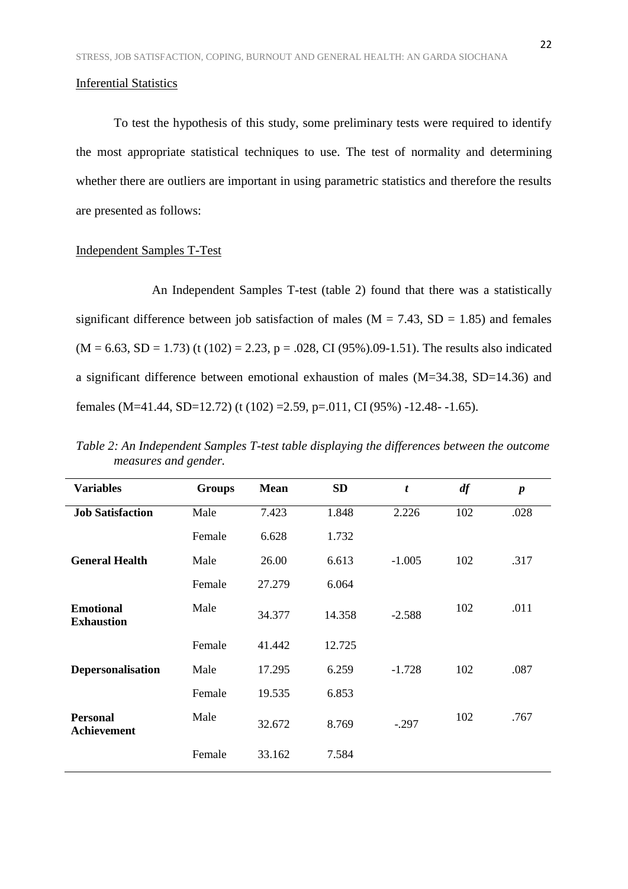## Inferential Statistics

To test the hypothesis of this study, some preliminary tests were required to identify the most appropriate statistical techniques to use. The test of normality and determining whether there are outliers are important in using parametric statistics and therefore the results are presented as follows:

## Independent Samples T-Test

An Independent Samples T-test (table 2) found that there was a statistically significant difference between job satisfaction of males (M = 7.43, SD = 1.85) and females (M = 6.63, SD = 1.73) (t (102) = 2.23, p = .028, CI (95%).09-1.51). The results also indicated a significant difference between emotional exhaustion of males (M=34.38, SD=14.36) and females (M=41.44, SD=12.72) (t (102) =2.59, p=.011, CI (95%) -12.48- -1.65).

*Table 2: An Independent Samples T-test table displaying the differences between the outcome measures and gender.*

| Variables | Groups | Mean | SD | *t* | *df* | *p* |
|---|---|---|---|---|---|---|
| **Job Satisfaction** | Male | 7.423 | 1.848 | 2.226 | 102 | .028 |
| | Female | 6.628 | 1.732 | | | |
| **General Health** | Male | 26.00 | 6.613 | -1.005 | 102 | .317 |
| | Female | 27.279 | 6.064 | | | |
| **Emotional Exhaustion** | Male | 34.377 | 14.358 | -2.588 | 102 | .011 |
| | Female | 41.442 | 12.725 | | | |
| **Depersonalisation** | Male | 17.295 | 6.259 | -1.728 | 102 | .087 |
| | Female | 19.535 | 6.853 | | | |
| **Personal Achievement** | Male | 32.672 | 8.769 | -.297 | 102 | .767 |
| | Female | 33.162 | 7.584 | | | |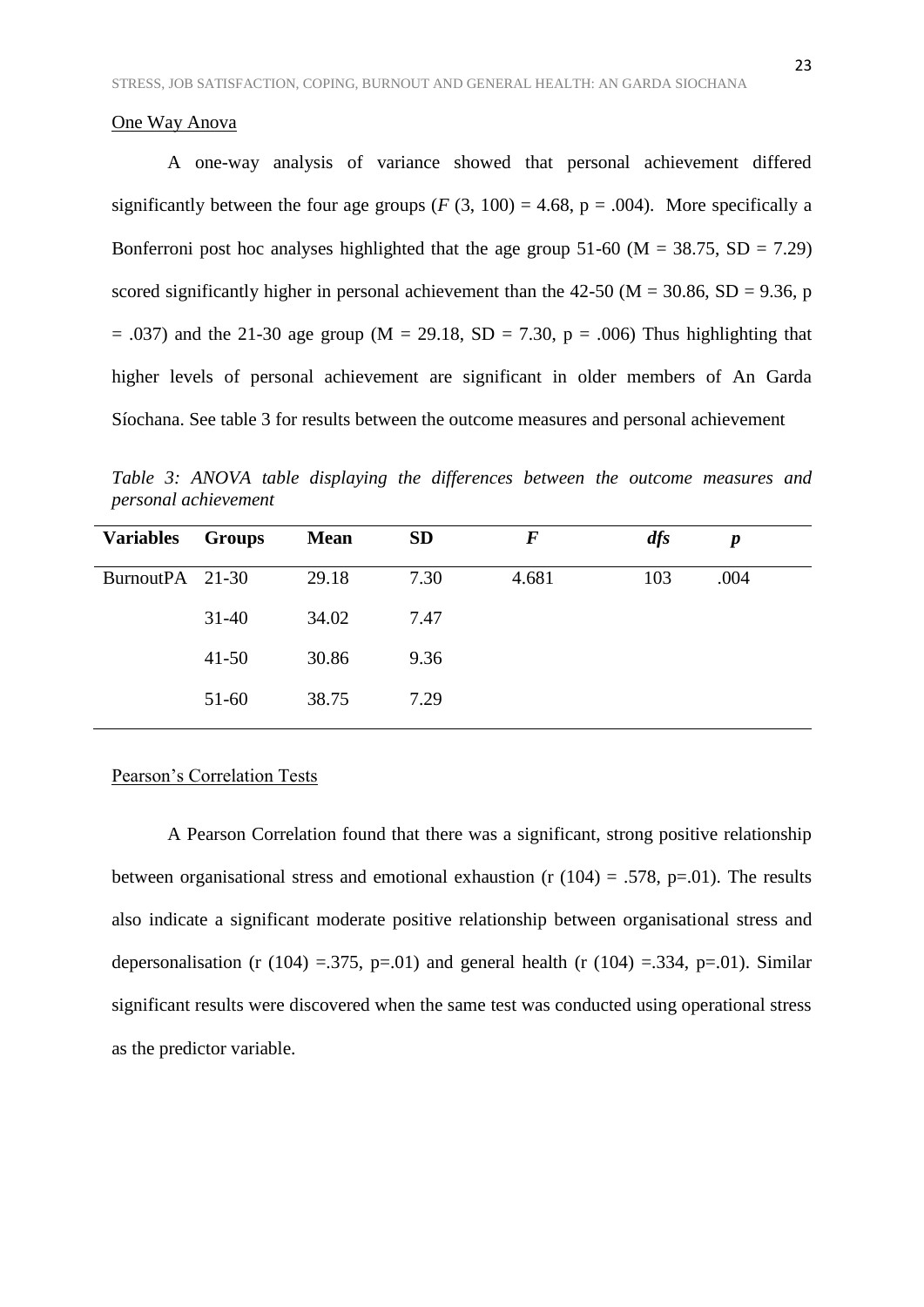One Way Anova

A one-way analysis of variance showed that personal achievement differed significantly between the four age groups ($F$ (3, 100) = 4.68, p = .004). More specifically a Bonferroni post hoc analyses highlighted that the age group 51-60 (M = 38.75, SD = 7.29) scored significantly higher in personal achievement than the 42-50 (M = 30.86, SD = 9.36, p = .037) and the 21-30 age group (M = 29.18, SD = 7.30, p = .006) Thus highlighting that higher levels of personal achievement are significant in older members of An Garda Síochana. See table 3 for results between the outcome measures and personal achievement

*Table 3: ANOVA table displaying the differences between the outcome measures and personal achievement*

| Variables | Groups | Mean | SD | *F* | *dfs* | *p* |
|---|---|---|---|---|---|---|
| BurnoutPA | 21-30 | 29.18 | 7.30 | 4.681 | 103 | .004 |
| | 31-40 | 34.02 | 7.47 | | | |
| | 41-50 | 30.86 | 9.36 | | | |
| | 51-60 | 38.75 | 7.29 | | | |

Pearson's Correlation Tests

A Pearson Correlation found that there was a significant, strong positive relationship between organisational stress and emotional exhaustion (r (104) = .578, p=.01). The results also indicate a significant moderate positive relationship between organisational stress and depersonalisation (r (104) =.375, p=.01) and general health (r (104) =.334, p=.01). Similar significant results were discovered when the same test was conducted using operational stress as the predictor variable.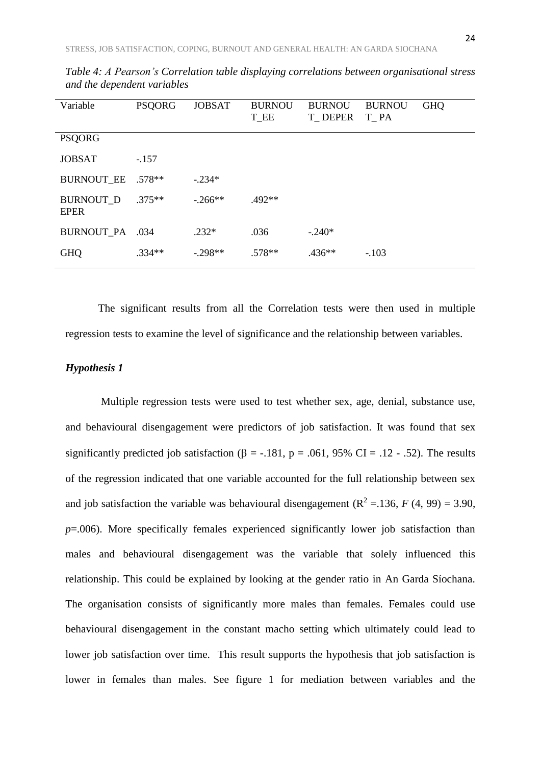*Table 4: A Pearson's Correlation table displaying correlations between organisational stress and the dependent variables*

| Variable | PSQORG | JOBSAT | BURNOUT_EE | BURNOUT_ DEPER | BURNOUT_ PA | GHQ |
|---|---|---|---|---|---|---|
| PSQORG | | | | | | |
| JOBSAT | -.157 | | | | | |
| BURNOUT_EE | .578** | -.234* | | | | |
| BURNOUT_DEPER | .375** | -.266** | .492** | | | |
| BURNOUT_PA | .034 | .232* | .036 | -.240* | | |
| GHQ | .334** | -.298** | .578** | .436** | -.103 | |

The significant results from all the Correlation tests were then used in multiple regression tests to examine the level of significance and the relationship between variables.

### *Hypothesis 1*

Multiple regression tests were used to test whether sex, age, denial, substance use, and behavioural disengagement were predictors of job satisfaction. It was found that sex significantly predicted job satisfaction ($\beta$ = -.181, p = .061, 95% CI = .12 - .52). The results of the regression indicated that one variable accounted for the full relationship between sex and job satisfaction the variable was behavioural disengagement ($R^2$ =.136, $F$ (4, 99) = 3.90, $p$=.006). More specifically females experienced significantly lower job satisfaction than males and behavioural disengagement was the variable that solely influenced this relationship. This could be explained by looking at the gender ratio in An Garda Síochana. The organisation consists of significantly more males than females. Females could use behavioural disengagement in the constant macho setting which ultimately could lead to lower job satisfaction over time. This result supports the hypothesis that job satisfaction is lower in females than males. See figure 1 for mediation between variables and the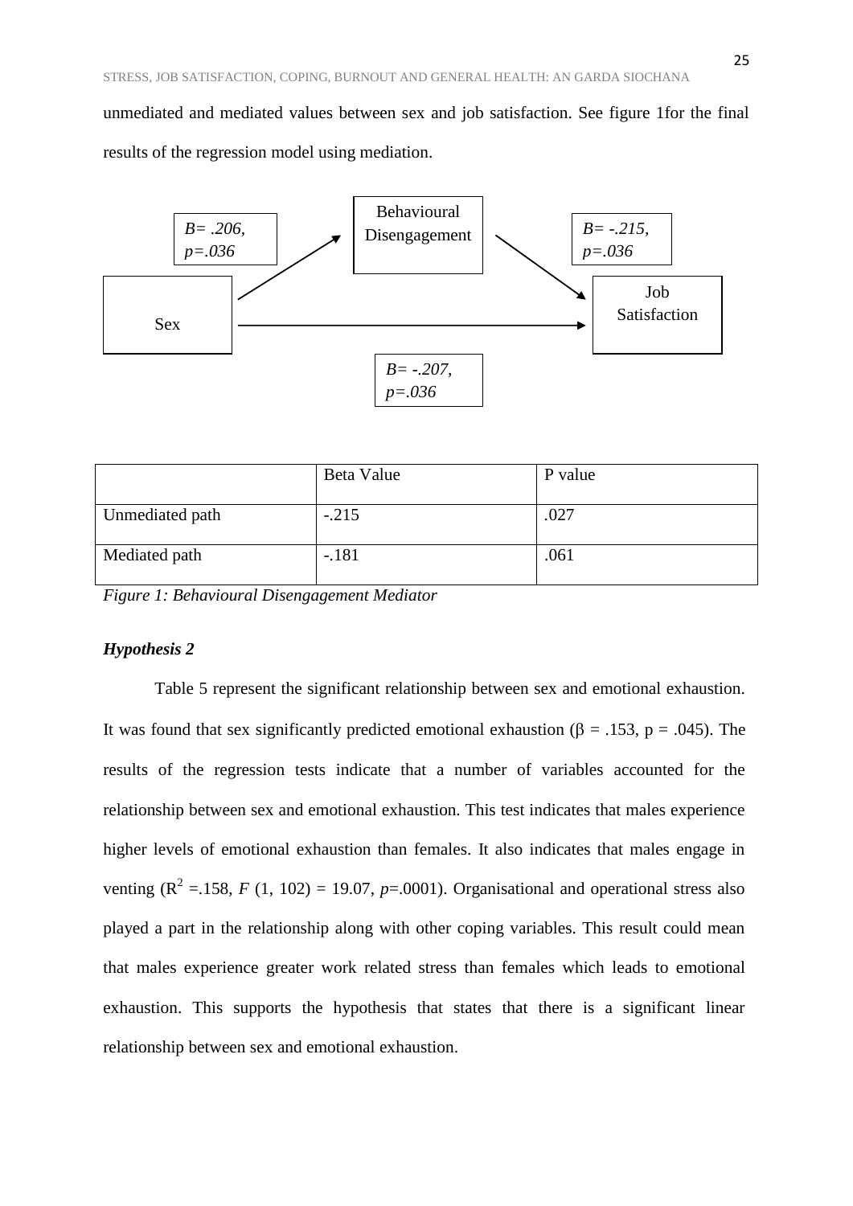unmediated and mediated values between sex and job satisfaction. See figure 1for the final results of the regression model using mediation.

Sex → Behavioural Disengagement: *B= .206, p=.036*

Behavioural Disengagement → Job Satisfaction: *B= -.215, p=.036*

Sex → Job Satisfaction: *B= -.207, p=.036*

| | Beta Value | P value |
|---|---|---|
| Unmediated path | -.215 | .027 |
| Mediated path | -.181 | .061 |

*Figure 1: Behavioural Disengagement Mediator*

***Hypothesis 2***

Table 5 represent the significant relationship between sex and emotional exhaustion. It was found that sex significantly predicted emotional exhaustion (β = .153, p = .045). The results of the regression tests indicate that a number of variables accounted for the relationship between sex and emotional exhaustion. This test indicates that males experience higher levels of emotional exhaustion than females. It also indicates that males engage in venting ($R^2$ =.158, $F$ (1, 102) = 19.07, $p$=.0001). Organisational and operational stress also played a part in the relationship along with other coping variables. This result could mean that males experience greater work related stress than females which leads to emotional exhaustion. This supports the hypothesis that states that there is a significant linear relationship between sex and emotional exhaustion.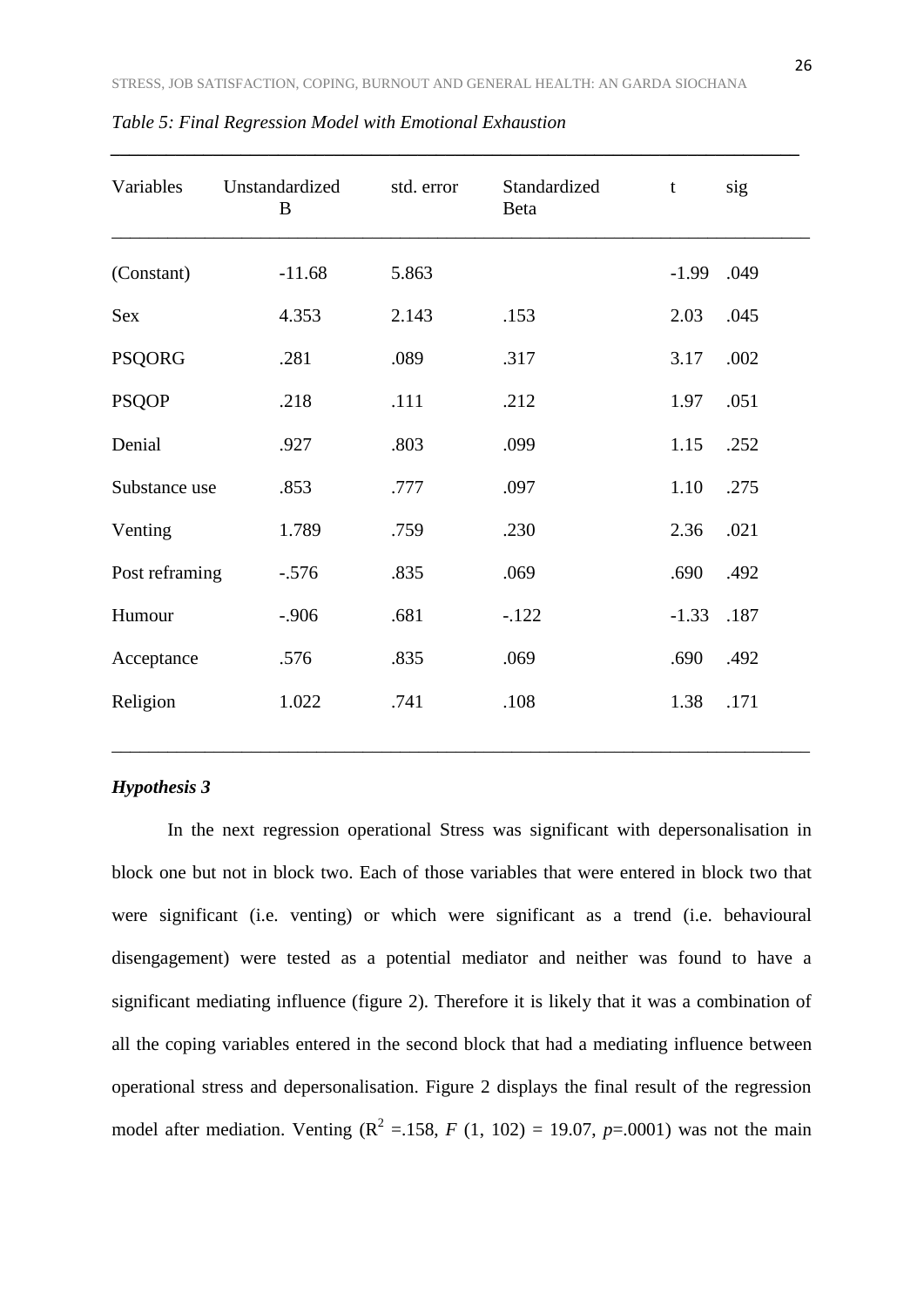*Table 5: Final Regression Model with Emotional Exhaustion*

| Variables | Unstandardized B | std. error | Standardized Beta | t | sig |
|---|---|---|---|---|---|
| (Constant) | -11.68 | 5.863 | | -1.99 | .049 |
| Sex | 4.353 | 2.143 | .153 | 2.03 | .045 |
| PSQORG | .281 | .089 | .317 | 3.17 | .002 |
| PSQOP | .218 | .111 | .212 | 1.97 | .051 |
| Denial | .927 | .803 | .099 | 1.15 | .252 |
| Substance use | .853 | .777 | .097 | 1.10 | .275 |
| Venting | 1.789 | .759 | .230 | 2.36 | .021 |
| Post reframing | -.576 | .835 | .069 | .690 | .492 |
| Humour | -.906 | .681 | -.122 | -1.33 | .187 |
| Acceptance | .576 | .835 | .069 | .690 | .492 |
| Religion | 1.022 | .741 | .108 | 1.38 | .171 |

***Hypothesis 3***

In the next regression operational Stress was significant with depersonalisation in block one but not in block two. Each of those variables that were entered in block two that were significant (i.e. venting) or which were significant as a trend (i.e. behavioural disengagement) were tested as a potential mediator and neither was found to have a significant mediating influence (figure 2). Therefore it is likely that it was a combination of all the coping variables entered in the second block that had a mediating influence between operational stress and depersonalisation. Figure 2 displays the final result of the regression model after mediation. Venting ($R^2$ =.158, $F$ (1, 102) = 19.07, $p$=.0001) was not the main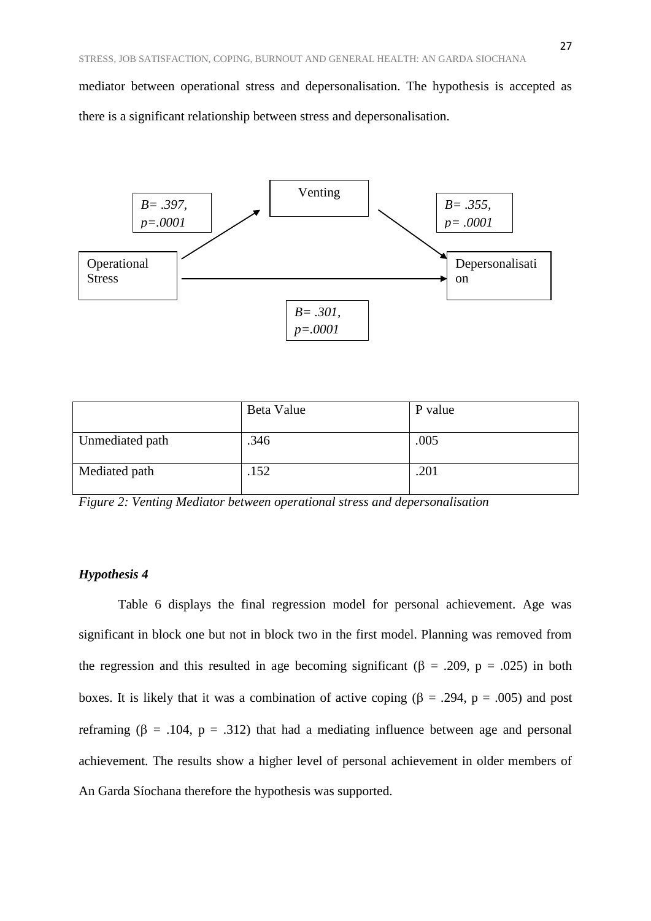mediator between operational stress and depersonalisation. The hypothesis is accepted as there is a significant relationship between stress and depersonalisation.

Venting

*B= .397, p=.0001*

*B= .355, p= .0001*

Operational Stress

Depersonalisation

*B= .301, p=.0001*

| | Beta Value | P value |
|---|---|---|
| Unmediated path | .346 | .005 |
| Mediated path | .152 | .201 |

*Figure 2: Venting Mediator between operational stress and depersonalisation*

***Hypothesis 4***

Table 6 displays the final regression model for personal achievement. Age was significant in block one but not in block two in the first model. Planning was removed from the regression and this resulted in age becoming significant ($\beta$ = .209, p = .025) in both boxes. It is likely that it was a combination of active coping ($\beta$ = .294, p = .005) and post reframing ($\beta$ = .104, p = .312) that had a mediating influence between age and personal achievement. The results show a higher level of personal achievement in older members of An Garda Síochana therefore the hypothesis was supported.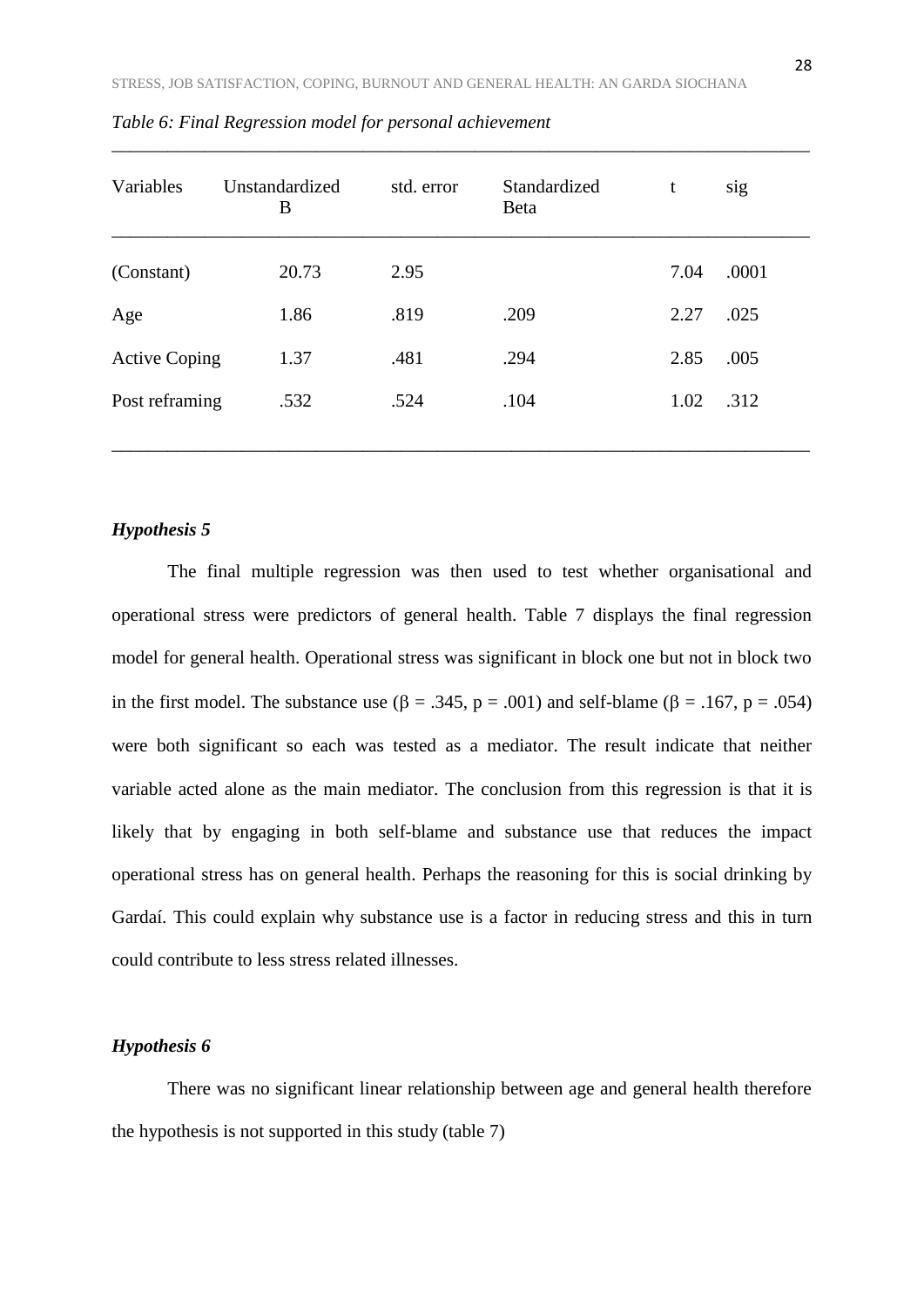*Table 6: Final Regression model for personal achievement*

| Variables | Unstandardized B | std. error | Standardized Beta | t | sig |
|---|---|---|---|---|---|
| (Constant) | 20.73 | 2.95 | | 7.04 | .0001 |
| Age | 1.86 | .819 | .209 | 2.27 | .025 |
| Active Coping | 1.37 | .481 | .294 | 2.85 | .005 |
| Post reframing | .532 | .524 | .104 | 1.02 | .312 |

***Hypothesis 5***

The final multiple regression was then used to test whether organisational and operational stress were predictors of general health. Table 7 displays the final regression model for general health. Operational stress was significant in block one but not in block two in the first model. The substance use ($\beta = .345$, $p = .001$) and self-blame ($\beta = .167$, $p = .054$) were both significant so each was tested as a mediator. The result indicate that neither variable acted alone as the main mediator. The conclusion from this regression is that it is likely that by engaging in both self-blame and substance use that reduces the impact operational stress has on general health. Perhaps the reasoning for this is social drinking by Gardaí. This could explain why substance use is a factor in reducing stress and this in turn could contribute to less stress related illnesses.

***Hypothesis 6***

There was no significant linear relationship between age and general health therefore the hypothesis is not supported in this study (table 7)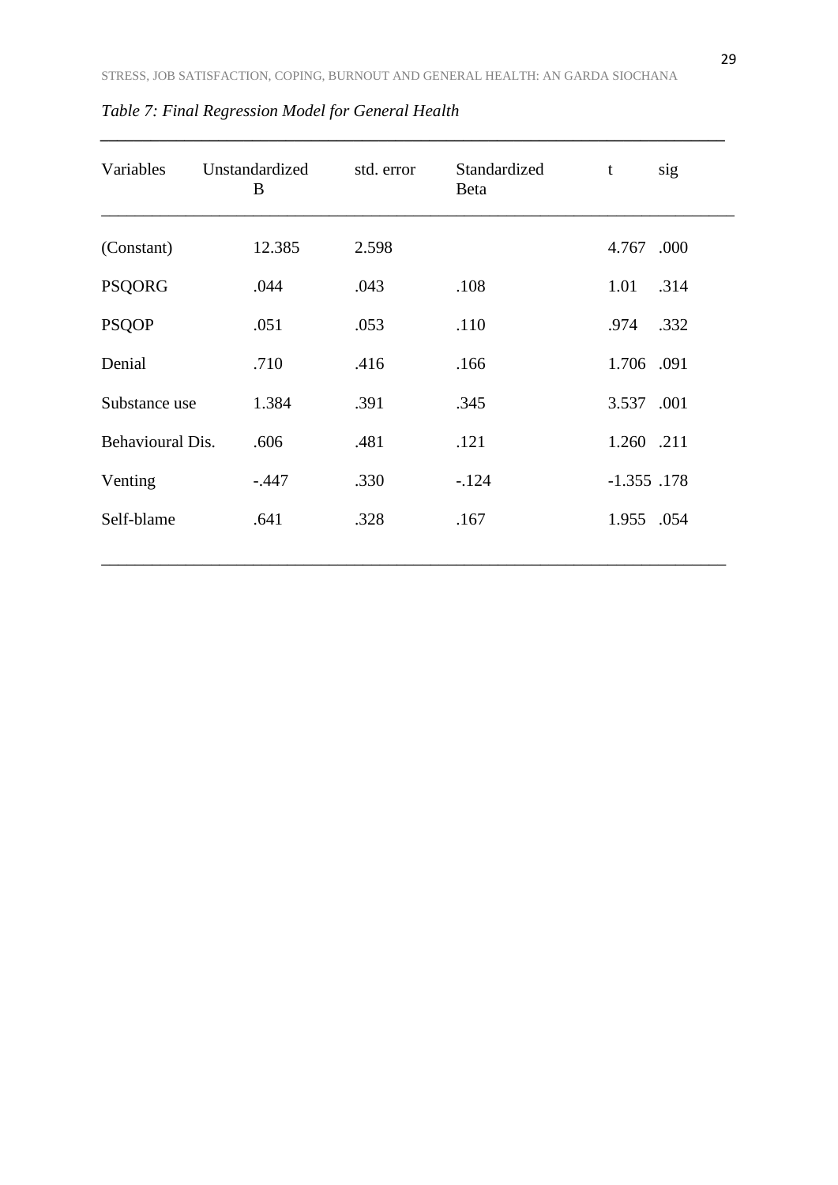*Table 7: Final Regression Model for General Health*

| Variables | Unstandardized B | std. error | Standardized Beta | t | sig |
|---|---|---|---|---|---|
| (Constant) | 12.385 | 2.598 | | 4.767 | .000 |
| PSQORG | .044 | .043 | .108 | 1.01 | .314 |
| PSQOP | .051 | .053 | .110 | .974 | .332 |
| Denial | .710 | .416 | .166 | 1.706 | .091 |
| Substance use | 1.384 | .391 | .345 | 3.537 | .001 |
| Behavioural Dis. | .606 | .481 | .121 | 1.260 | .211 |
| Venting | -.447 | .330 | -.124 | -1.355 | .178 |
| Self-blame | .641 | .328 | .167 | 1.955 | .054 |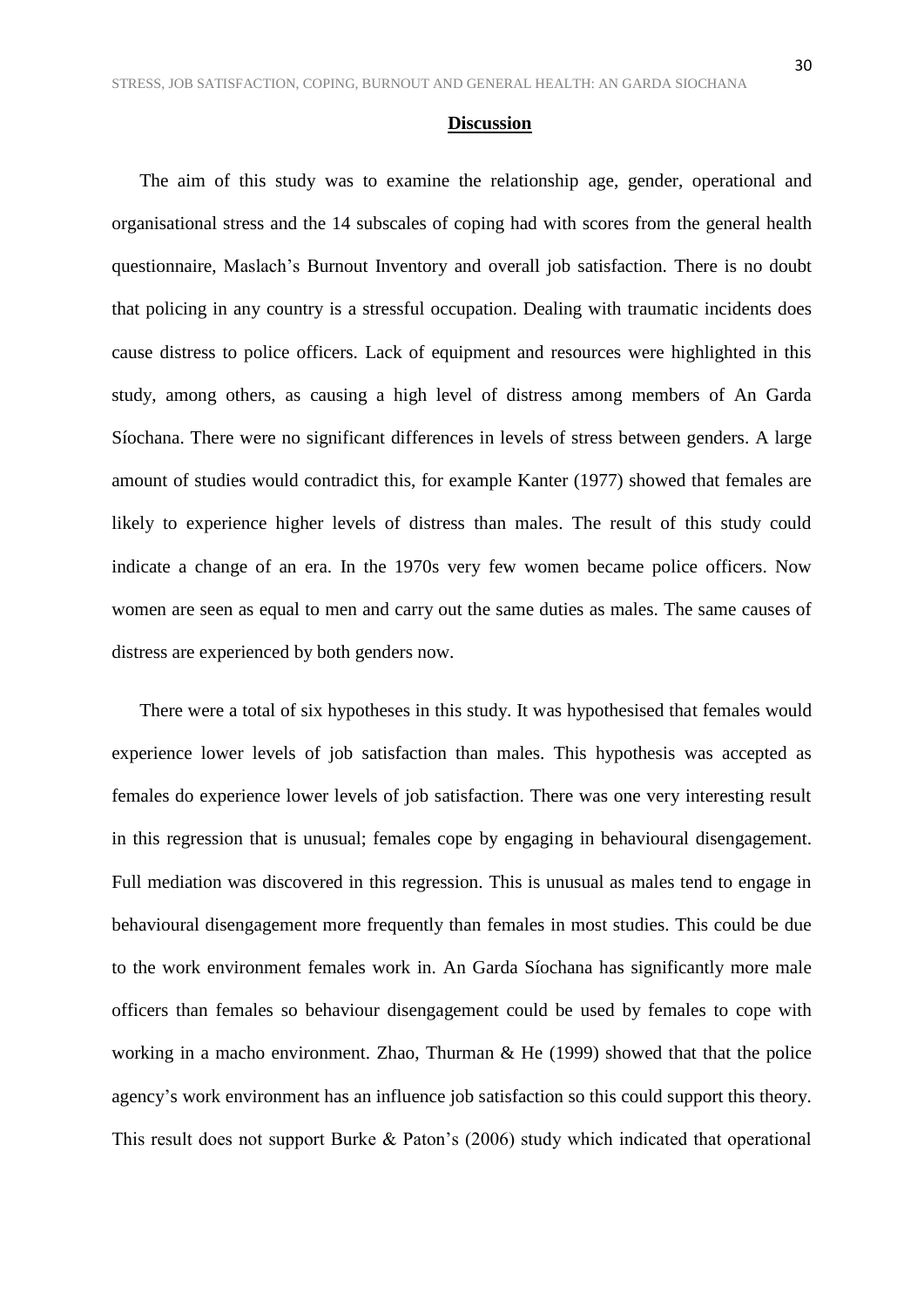## Discussion

The aim of this study was to examine the relationship age, gender, operational and organisational stress and the 14 subscales of coping had with scores from the general health questionnaire, Maslach's Burnout Inventory and overall job satisfaction. There is no doubt that policing in any country is a stressful occupation. Dealing with traumatic incidents does cause distress to police officers. Lack of equipment and resources were highlighted in this study, among others, as causing a high level of distress among members of An Garda Síochana. There were no significant differences in levels of stress between genders. A large amount of studies would contradict this, for example Kanter (1977) showed that females are likely to experience higher levels of distress than males. The result of this study could indicate a change of an era. In the 1970s very few women became police officers. Now women are seen as equal to men and carry out the same duties as males. The same causes of distress are experienced by both genders now.

There were a total of six hypotheses in this study. It was hypothesised that females would experience lower levels of job satisfaction than males. This hypothesis was accepted as females do experience lower levels of job satisfaction. There was one very interesting result in this regression that is unusual; females cope by engaging in behavioural disengagement. Full mediation was discovered in this regression. This is unusual as males tend to engage in behavioural disengagement more frequently than females in most studies. This could be due to the work environment females work in. An Garda Síochana has significantly more male officers than females so behaviour disengagement could be used by females to cope with working in a macho environment. Zhao, Thurman & He (1999) showed that that the police agency's work environment has an influence job satisfaction so this could support this theory. This result does not support Burke & Paton's (2006) study which indicated that operational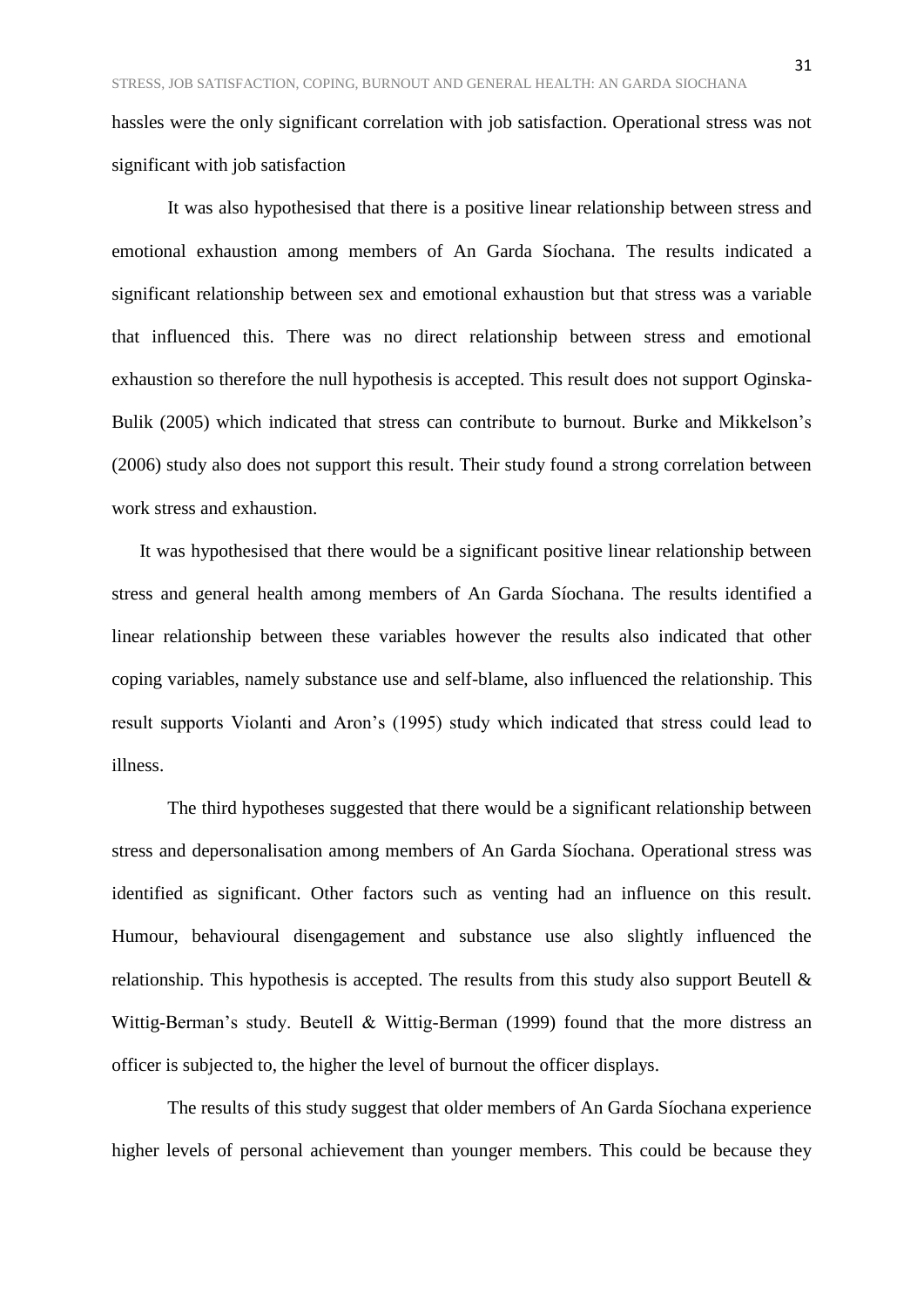hassles were the only significant correlation with job satisfaction. Operational stress was not significant with job satisfaction

It was also hypothesised that there is a positive linear relationship between stress and emotional exhaustion among members of An Garda Síochana. The results indicated a significant relationship between sex and emotional exhaustion but that stress was a variable that influenced this. There was no direct relationship between stress and emotional exhaustion so therefore the null hypothesis is accepted. This result does not support Oginska-Bulik (2005) which indicated that stress can contribute to burnout. Burke and Mikkelson's (2006) study also does not support this result. Their study found a strong correlation between work stress and exhaustion.

It was hypothesised that there would be a significant positive linear relationship between stress and general health among members of An Garda Síochana. The results identified a linear relationship between these variables however the results also indicated that other coping variables, namely substance use and self-blame, also influenced the relationship. This result supports Violanti and Aron's (1995) study which indicated that stress could lead to illness.

The third hypotheses suggested that there would be a significant relationship between stress and depersonalisation among members of An Garda Síochana. Operational stress was identified as significant. Other factors such as venting had an influence on this result. Humour, behavioural disengagement and substance use also slightly influenced the relationship. This hypothesis is accepted. The results from this study also support Beutell & Wittig-Berman's study. Beutell & Wittig-Berman (1999) found that the more distress an officer is subjected to, the higher the level of burnout the officer displays.

The results of this study suggest that older members of An Garda Síochana experience higher levels of personal achievement than younger members. This could be because they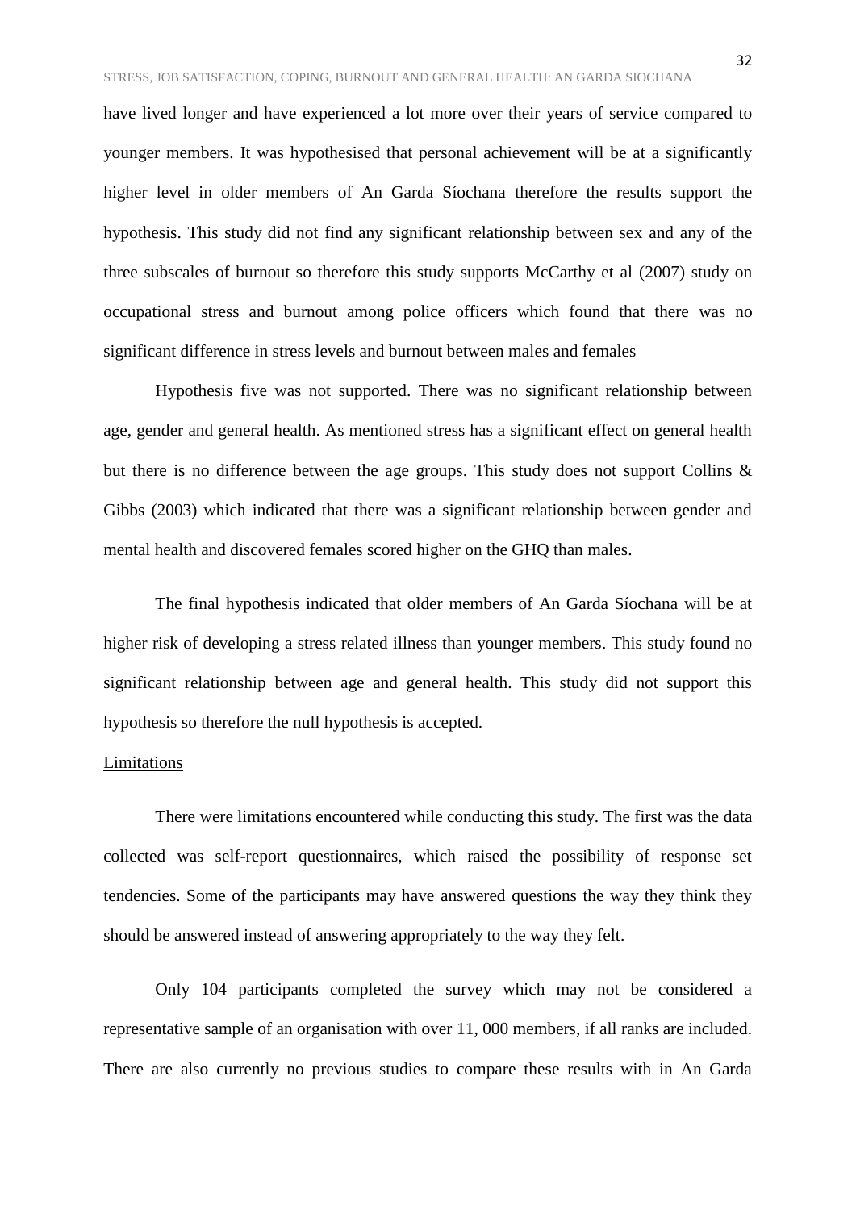have lived longer and have experienced a lot more over their years of service compared to younger members. It was hypothesised that personal achievement will be at a significantly higher level in older members of An Garda Síochana therefore the results support the hypothesis. This study did not find any significant relationship between sex and any of the three subscales of burnout so therefore this study supports McCarthy et al (2007) study on occupational stress and burnout among police officers which found that there was no significant difference in stress levels and burnout between males and females

Hypothesis five was not supported. There was no significant relationship between age, gender and general health. As mentioned stress has a significant effect on general health but there is no difference between the age groups. This study does not support Collins & Gibbs (2003) which indicated that there was a significant relationship between gender and mental health and discovered females scored higher on the GHQ than males.

The final hypothesis indicated that older members of An Garda Síochana will be at higher risk of developing a stress related illness than younger members. This study found no significant relationship between age and general health. This study did not support this hypothesis so therefore the null hypothesis is accepted.

## Limitations

There were limitations encountered while conducting this study. The first was the data collected was self-report questionnaires, which raised the possibility of response set tendencies. Some of the participants may have answered questions the way they think they should be answered instead of answering appropriately to the way they felt.

Only 104 participants completed the survey which may not be considered a representative sample of an organisation with over 11, 000 members, if all ranks are included. There are also currently no previous studies to compare these results with in An Garda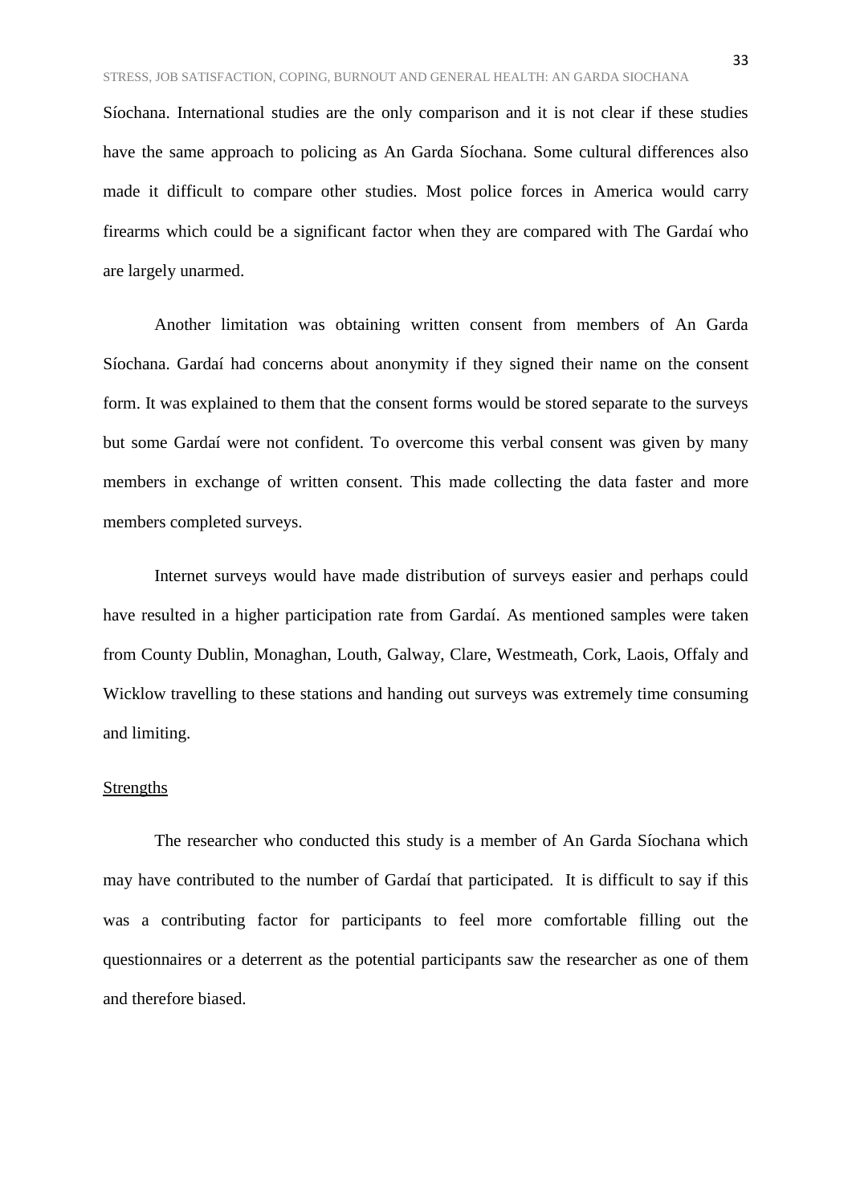Síochana. International studies are the only comparison and it is not clear if these studies have the same approach to policing as An Garda Síochana. Some cultural differences also made it difficult to compare other studies. Most police forces in America would carry firearms which could be a significant factor when they are compared with The Gardaí who are largely unarmed.

Another limitation was obtaining written consent from members of An Garda Síochana. Gardaí had concerns about anonymity if they signed their name on the consent form. It was explained to them that the consent forms would be stored separate to the surveys but some Gardaí were not confident. To overcome this verbal consent was given by many members in exchange of written consent. This made collecting the data faster and more members completed surveys.

Internet surveys would have made distribution of surveys easier and perhaps could have resulted in a higher participation rate from Gardaí. As mentioned samples were taken from County Dublin, Monaghan, Louth, Galway, Clare, Westmeath, Cork, Laois, Offaly and Wicklow travelling to these stations and handing out surveys was extremely time consuming and limiting.

## Strengths

The researcher who conducted this study is a member of An Garda Síochana which may have contributed to the number of Gardaí that participated. It is difficult to say if this was a contributing factor for participants to feel more comfortable filling out the questionnaires or a deterrent as the potential participants saw the researcher as one of them and therefore biased.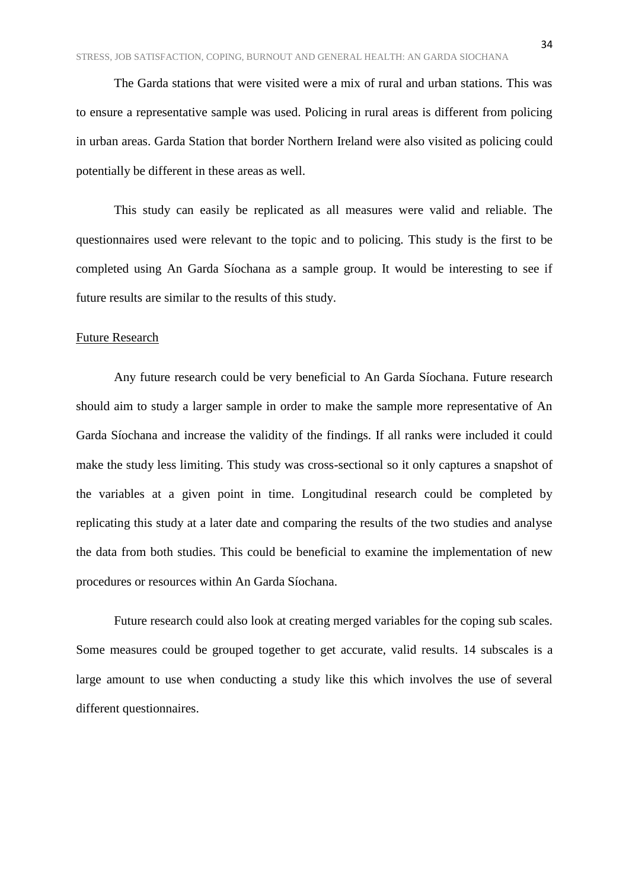The Garda stations that were visited were a mix of rural and urban stations. This was to ensure a representative sample was used. Policing in rural areas is different from policing in urban areas. Garda Station that border Northern Ireland were also visited as policing could potentially be different in these areas as well.

This study can easily be replicated as all measures were valid and reliable. The questionnaires used were relevant to the topic and to policing. This study is the first to be completed using An Garda Síochana as a sample group. It would be interesting to see if future results are similar to the results of this study.

## Future Research

Any future research could be very beneficial to An Garda Síochana. Future research should aim to study a larger sample in order to make the sample more representative of An Garda Síochana and increase the validity of the findings. If all ranks were included it could make the study less limiting. This study was cross-sectional so it only captures a snapshot of the variables at a given point in time. Longitudinal research could be completed by replicating this study at a later date and comparing the results of the two studies and analyse the data from both studies. This could be beneficial to examine the implementation of new procedures or resources within An Garda Síochana.

Future research could also look at creating merged variables for the coping sub scales. Some measures could be grouped together to get accurate, valid results. 14 subscales is a large amount to use when conducting a study like this which involves the use of several different questionnaires.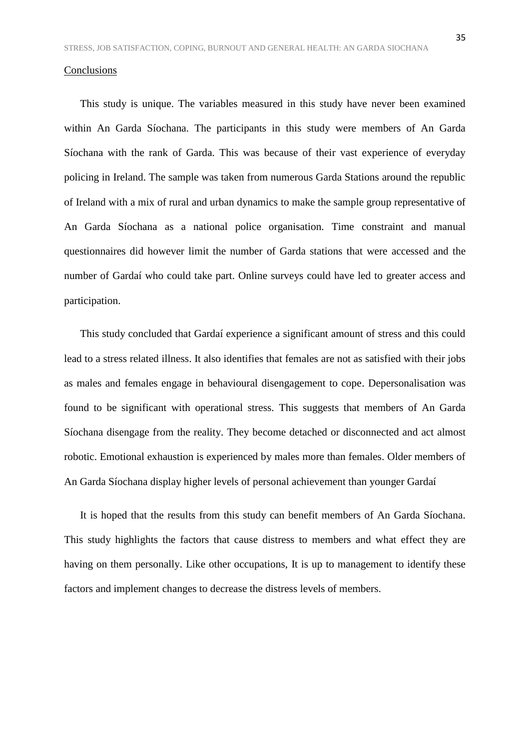## Conclusions

This study is unique. The variables measured in this study have never been examined within An Garda Síochana. The participants in this study were members of An Garda Síochana with the rank of Garda. This was because of their vast experience of everyday policing in Ireland. The sample was taken from numerous Garda Stations around the republic of Ireland with a mix of rural and urban dynamics to make the sample group representative of An Garda Síochana as a national police organisation. Time constraint and manual questionnaires did however limit the number of Garda stations that were accessed and the number of Gardaí who could take part. Online surveys could have led to greater access and participation.

This study concluded that Gardaí experience a significant amount of stress and this could lead to a stress related illness. It also identifies that females are not as satisfied with their jobs as males and females engage in behavioural disengagement to cope. Depersonalisation was found to be significant with operational stress. This suggests that members of An Garda Síochana disengage from the reality. They become detached or disconnected and act almost robotic. Emotional exhaustion is experienced by males more than females. Older members of An Garda Síochana display higher levels of personal achievement than younger Gardaí

It is hoped that the results from this study can benefit members of An Garda Síochana. This study highlights the factors that cause distress to members and what effect they are having on them personally. Like other occupations, It is up to management to identify these factors and implement changes to decrease the distress levels of members.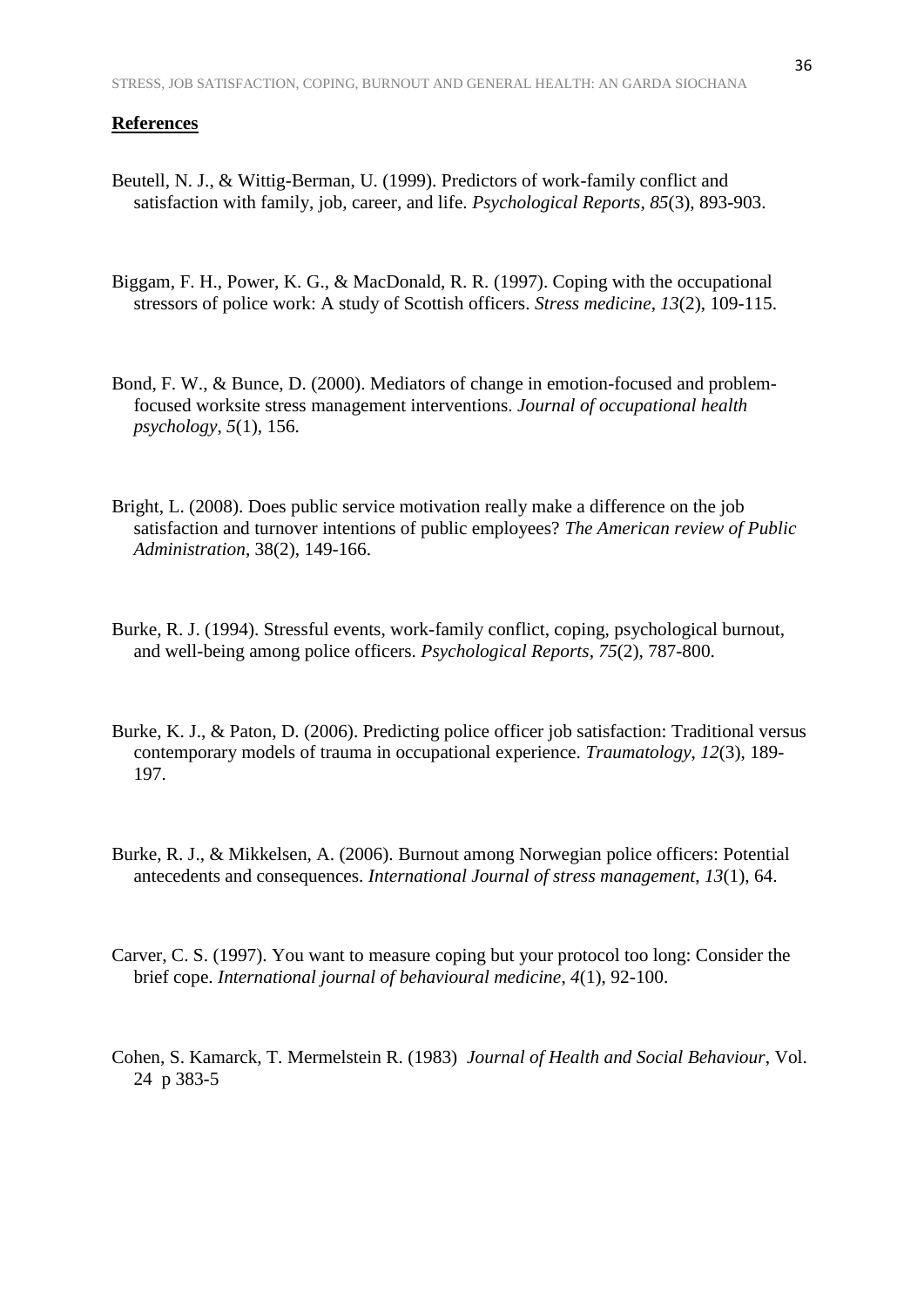**References**

Beutell, N. J., & Wittig-Berman, U. (1999). Predictors of work-family conflict and satisfaction with family, job, career, and life. *Psychological Reports*, *85*(3), 893-903.

Biggam, F. H., Power, K. G., & MacDonald, R. R. (1997). Coping with the occupational stressors of police work: A study of Scottish officers. *Stress medicine*, *13*(2), 109-115.

Bond, F. W., & Bunce, D. (2000). Mediators of change in emotion-focused and problem-focused worksite stress management interventions. *Journal of occupational health psychology*, *5*(1), 156.

Bright, L. (2008). Does public service motivation really make a difference on the job satisfaction and turnover intentions of public employees? *The American review of Public Administration*, 38(2), 149-166.

Burke, R. J. (1994). Stressful events, work-family conflict, coping, psychological burnout, and well-being among police officers. *Psychological Reports*, *75*(2), 787-800.

Burke, K. J., & Paton, D. (2006). Predicting police officer job satisfaction: Traditional versus contemporary models of trauma in occupational experience. *Traumatology*, *12*(3), 189-197.

Burke, R. J., & Mikkelsen, A. (2006). Burnout among Norwegian police officers: Potential antecedents and consequences. *International Journal of stress management*, *13*(1), 64.

Carver, C. S. (1997). You want to measure coping but your protocol too long: Consider the brief cope. *International journal of behavioural medicine*, *4*(1), 92-100.

Cohen, S. Kamarck, T. Mermelstein R. (1983) *Journal of Health and Social Behaviour*, Vol. 24 p 383-5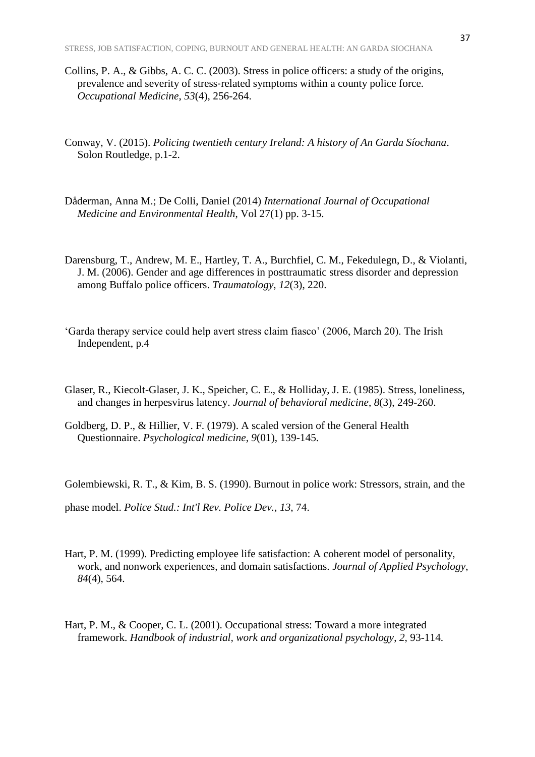Collins, P. A., & Gibbs, A. C. C. (2003). Stress in police officers: a study of the origins, prevalence and severity of stress-related symptoms within a county police force. *Occupational Medicine*, *53*(4), 256-264.

Conway, V. (2015). *Policing twentieth century Ireland: A history of An Garda Síochana*. Solon Routledge, p.1-2.

Dåderman, Anna M.; De Colli, Daniel (2014) *International Journal of Occupational Medicine and Environmental Health*, Vol 27(1) pp. 3-15.

Darensburg, T., Andrew, M. E., Hartley, T. A., Burchfiel, C. M., Fekedulegn, D., & Violanti, J. M. (2006). Gender and age differences in posttraumatic stress disorder and depression among Buffalo police officers. *Traumatology*, *12*(3), 220.

'Garda therapy service could help avert stress claim fiasco' (2006, March 20). The Irish Independent, p.4

Glaser, R., Kiecolt-Glaser, J. K., Speicher, C. E., & Holliday, J. E. (1985). Stress, loneliness, and changes in herpesvirus latency. *Journal of behavioral medicine*, *8*(3), 249-260.

Goldberg, D. P., & Hillier, V. F. (1979). A scaled version of the General Health Questionnaire. *Psychological medicine*, *9*(01), 139-145.

Golembiewski, R. T., & Kim, B. S. (1990). Burnout in police work: Stressors, strain, and the phase model. *Police Stud.: Int'l Rev. Police Dev.*, *13*, 74.

Hart, P. M. (1999). Predicting employee life satisfaction: A coherent model of personality, work, and nonwork experiences, and domain satisfactions. *Journal of Applied Psychology*, *84*(4), 564.

Hart, P. M., & Cooper, C. L. (2001). Occupational stress: Toward a more integrated framework. *Handbook of industrial, work and organizational psychology*, *2*, 93-114.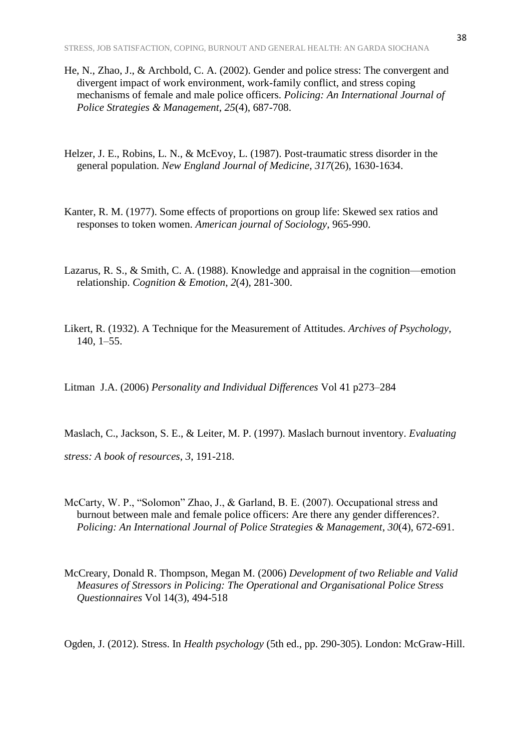He, N., Zhao, J., & Archbold, C. A. (2002). Gender and police stress: The convergent and divergent impact of work environment, work-family conflict, and stress coping mechanisms of female and male police officers. *Policing: An International Journal of Police Strategies & Management*, *25*(4), 687-708.

Helzer, J. E., Robins, L. N., & McEvoy, L. (1987). Post-traumatic stress disorder in the general population. *New England Journal of Medicine*, *317*(26), 1630-1634.

Kanter, R. M. (1977). Some effects of proportions on group life: Skewed sex ratios and responses to token women. *American journal of Sociology*, 965-990.

Lazarus, R. S., & Smith, C. A. (1988). Knowledge and appraisal in the cognition—emotion relationship. *Cognition & Emotion*, *2*(4), 281-300.

Likert, R. (1932). A Technique for the Measurement of Attitudes. *Archives of Psychology*, 140, 1–55.

Litman J.A. (2006) *Personality and Individual Differences* Vol 41 p273–284

Maslach, C., Jackson, S. E., & Leiter, M. P. (1997). Maslach burnout inventory. *Evaluating stress: A book of resources*, *3*, 191-218.

McCarty, W. P., "Solomon" Zhao, J., & Garland, B. E. (2007). Occupational stress and burnout between male and female police officers: Are there any gender differences?. *Policing: An International Journal of Police Strategies & Management*, *30*(4), 672-691.

McCreary, Donald R. Thompson, Megan M. (2006) *Development of two Reliable and Valid Measures of Stressors in Policing: The Operational and Organisational Police Stress Questionnaires* Vol 14(3), 494-518

Ogden, J. (2012). Stress. In *Health psychology* (5th ed., pp. 290-305). London: McGraw-Hill.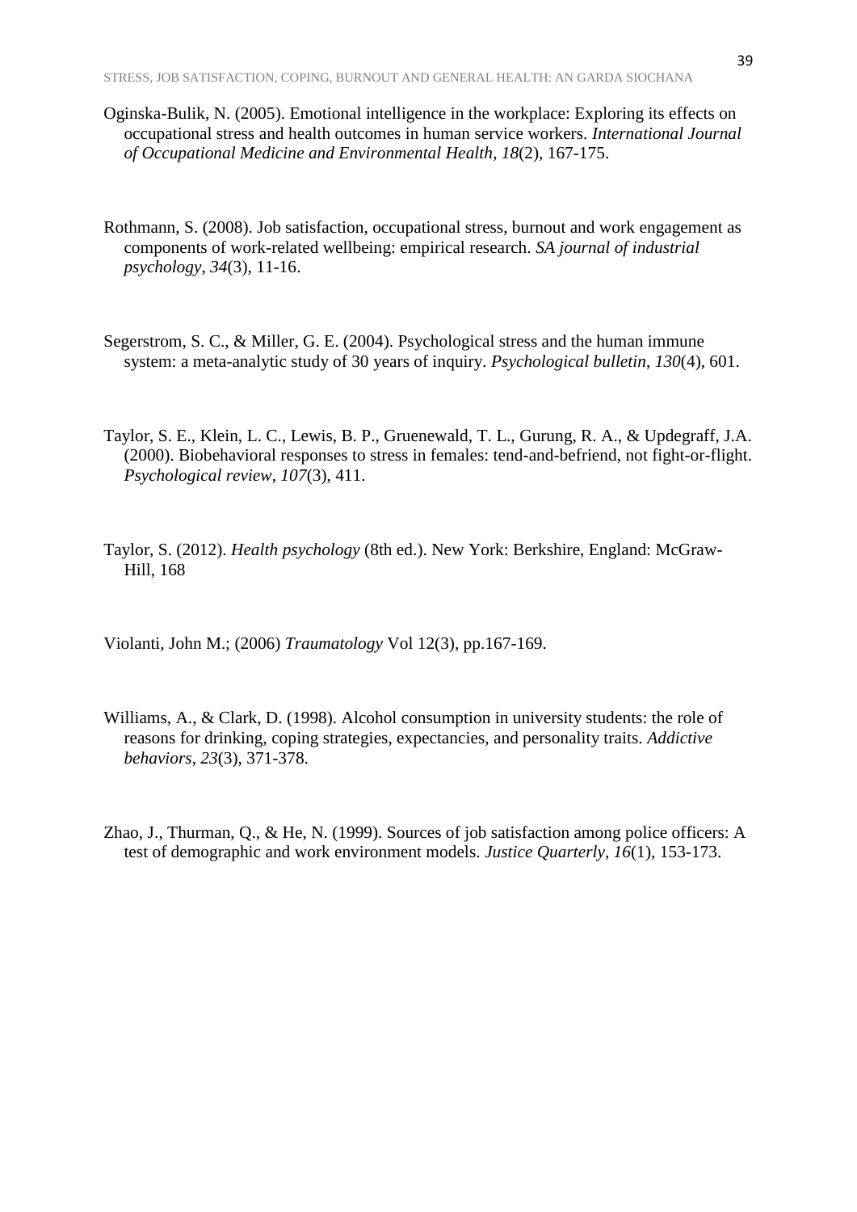Oginska-Bulik, N. (2005). Emotional intelligence in the workplace: Exploring its effects on occupational stress and health outcomes in human service workers. *International Journal of Occupational Medicine and Environmental Health*, *18*(2), 167-175.

Rothmann, S. (2008). Job satisfaction, occupational stress, burnout and work engagement as components of work-related wellbeing: empirical research. *SA journal of industrial psychology*, *34*(3), 11-16.

Segerstrom, S. C., & Miller, G. E. (2004). Psychological stress and the human immune system: a meta-analytic study of 30 years of inquiry. *Psychological bulletin*, *130*(4), 601.

Taylor, S. E., Klein, L. C., Lewis, B. P., Gruenewald, T. L., Gurung, R. A., & Updegraff, J.A. (2000). Biobehavioral responses to stress in females: tend-and-befriend, not fight-or-flight. *Psychological review*, *107*(3), 411.

Taylor, S. (2012). *Health psychology* (8th ed.). New York: Berkshire, England: McGraw-Hill, 168

Violanti, John M.; (2006) *Traumatology* Vol 12(3), pp.167-169.

Williams, A., & Clark, D. (1998). Alcohol consumption in university students: the role of reasons for drinking, coping strategies, expectancies, and personality traits. *Addictive behaviors*, *23*(3), 371-378.

Zhao, J., Thurman, Q., & He, N. (1999). Sources of job satisfaction among police officers: A test of demographic and work environment models. *Justice Quarterly*, *16*(1), 153-173.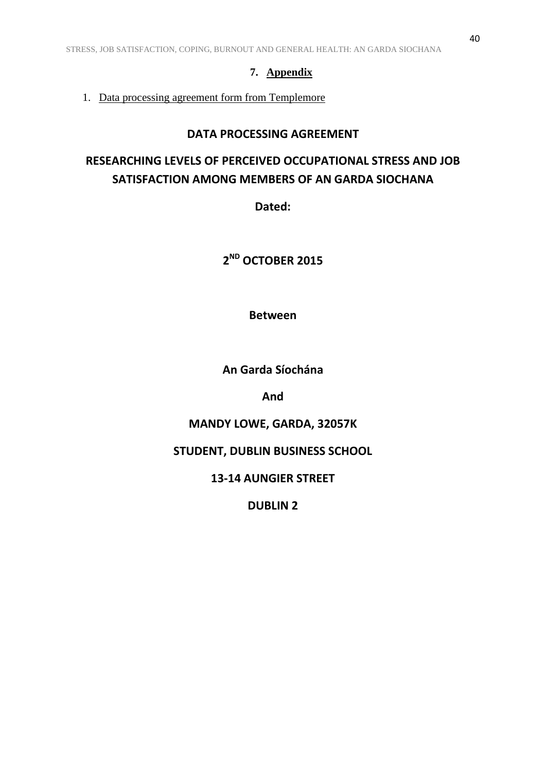## 7. Appendix

1. Data processing agreement form from Templemore

**DATA PROCESSING AGREEMENT**

**RESEARCHING LEVELS OF PERCEIVED OCCUPATIONAL STRESS AND JOB SATISFACTION AMONG MEMBERS OF AN GARDA SIOCHANA**

**Dated:**

**2ND OCTOBER 2015**

**Between**

**An Garda Síochána**

**And**

**MANDY LOWE, GARDA, 32057K**

**STUDENT, DUBLIN BUSINESS SCHOOL**

**13-14 AUNGIER STREET**

**DUBLIN 2**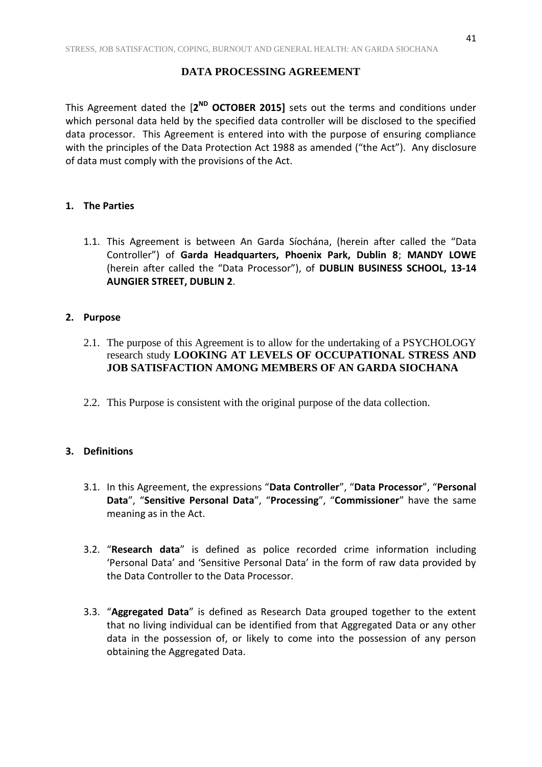# DATA PROCESSING AGREEMENT

This Agreement dated the [**2ND OCTOBER 2015]** sets out the terms and conditions under which personal data held by the specified data controller will be disclosed to the specified data processor. This Agreement is entered into with the purpose of ensuring compliance with the principles of the Data Protection Act 1988 as amended ("the Act"). Any disclosure of data must comply with the provisions of the Act.

## 1. The Parties

1.1. This Agreement is between An Garda Síochána, (herein after called the "Data Controller") of **Garda Headquarters, Phoenix Park, Dublin 8**; **MANDY LOWE** (herein after called the "Data Processor"), of **DUBLIN BUSINESS SCHOOL, 13-14 AUNGIER STREET, DUBLIN 2**.

## 2. Purpose

2.1. The purpose of this Agreement is to allow for the undertaking of a PSYCHOLOGY research study **LOOKING AT LEVELS OF OCCUPATIONAL STRESS AND JOB SATISFACTION AMONG MEMBERS OF AN GARDA SIOCHANA**

2.2. This Purpose is consistent with the original purpose of the data collection.

## 3. Definitions

3.1. In this Agreement, the expressions "**Data Controller**", "**Data Processor**", "**Personal Data**", "**Sensitive Personal Data**", "**Processing**", "**Commissioner**" have the same meaning as in the Act.

3.2. "**Research data**" is defined as police recorded crime information including 'Personal Data' and 'Sensitive Personal Data' in the form of raw data provided by the Data Controller to the Data Processor.

3.3. "**Aggregated Data**" is defined as Research Data grouped together to the extent that no living individual can be identified from that Aggregated Data or any other data in the possession of, or likely to come into the possession of any person obtaining the Aggregated Data.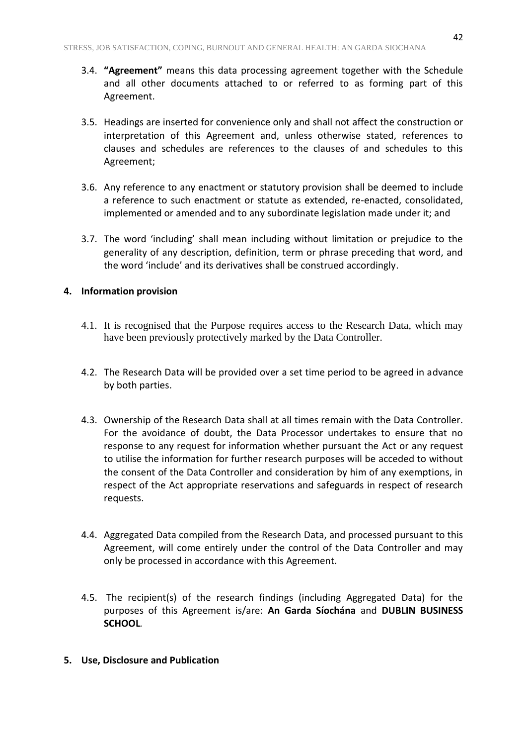3.4. **"Agreement"** means this data processing agreement together with the Schedule and all other documents attached to or referred to as forming part of this Agreement.

3.5. Headings are inserted for convenience only and shall not affect the construction or interpretation of this Agreement and, unless otherwise stated, references to clauses and schedules are references to the clauses of and schedules to this Agreement;

3.6. Any reference to any enactment or statutory provision shall be deemed to include a reference to such enactment or statute as extended, re-enacted, consolidated, implemented or amended and to any subordinate legislation made under it; and

3.7. The word 'including' shall mean including without limitation or prejudice to the generality of any description, definition, term or phrase preceding that word, and the word 'include' and its derivatives shall be construed accordingly.

**4. Information provision**

4.1. It is recognised that the Purpose requires access to the Research Data, which may have been previously protectively marked by the Data Controller.

4.2. The Research Data will be provided over a set time period to be agreed in advance by both parties.

4.3. Ownership of the Research Data shall at all times remain with the Data Controller. For the avoidance of doubt, the Data Processor undertakes to ensure that no response to any request for information whether pursuant the Act or any request to utilise the information for further research purposes will be acceded to without the consent of the Data Controller and consideration by him of any exemptions, in respect of the Act appropriate reservations and safeguards in respect of research requests.

4.4. Aggregated Data compiled from the Research Data, and processed pursuant to this Agreement, will come entirely under the control of the Data Controller and may only be processed in accordance with this Agreement.

4.5. The recipient(s) of the research findings (including Aggregated Data) for the purposes of this Agreement is/are: **An Garda Síochána** and **DUBLIN BUSINESS SCHOOL**.

**5. Use, Disclosure and Publication**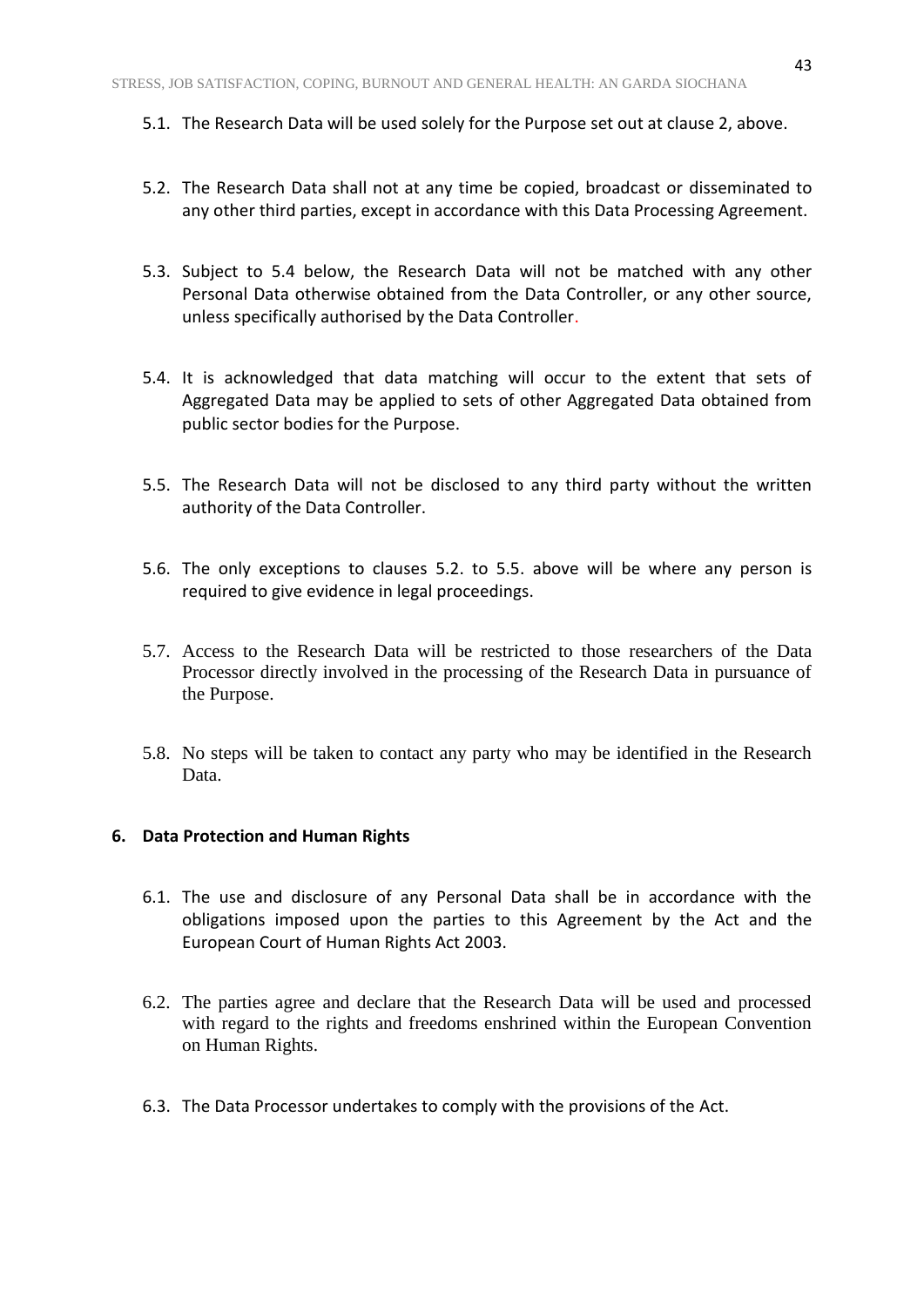5.1. The Research Data will be used solely for the Purpose set out at clause 2, above.

5.2. The Research Data shall not at any time be copied, broadcast or disseminated to any other third parties, except in accordance with this Data Processing Agreement.

5.3. Subject to 5.4 below, the Research Data will not be matched with any other Personal Data otherwise obtained from the Data Controller, or any other source, unless specifically authorised by the Data Controller.

5.4. It is acknowledged that data matching will occur to the extent that sets of Aggregated Data may be applied to sets of other Aggregated Data obtained from public sector bodies for the Purpose.

5.5. The Research Data will not be disclosed to any third party without the written authority of the Data Controller.

5.6. The only exceptions to clauses 5.2. to 5.5. above will be where any person is required to give evidence in legal proceedings.

5.7. Access to the Research Data will be restricted to those researchers of the Data Processor directly involved in the processing of the Research Data in pursuance of the Purpose.

5.8. No steps will be taken to contact any party who may be identified in the Research Data.

**6. Data Protection and Human Rights**

6.1. The use and disclosure of any Personal Data shall be in accordance with the obligations imposed upon the parties to this Agreement by the Act and the European Court of Human Rights Act 2003.

6.2. The parties agree and declare that the Research Data will be used and processed with regard to the rights and freedoms enshrined within the European Convention on Human Rights.

6.3. The Data Processor undertakes to comply with the provisions of the Act.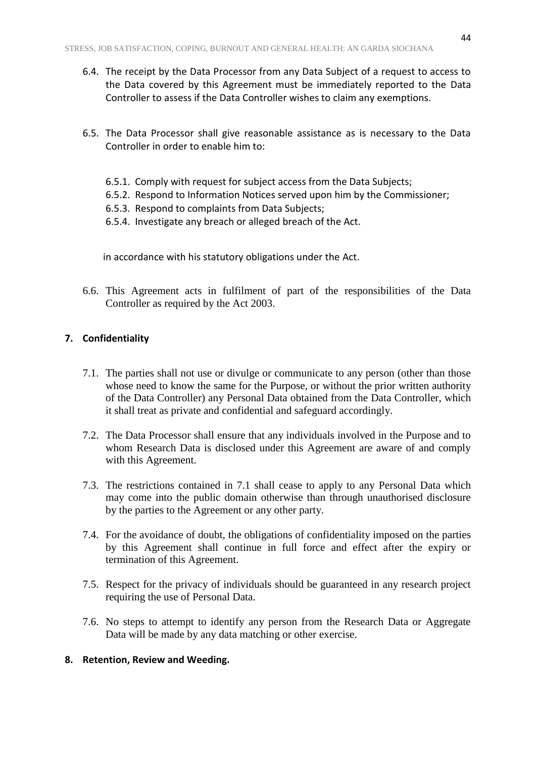6.4. The receipt by the Data Processor from any Data Subject of a request to access to the Data covered by this Agreement must be immediately reported to the Data Controller to assess if the Data Controller wishes to claim any exemptions.

6.5. The Data Processor shall give reasonable assistance as is necessary to the Data Controller in order to enable him to:

6.5.1. Comply with request for subject access from the Data Subjects;
6.5.2. Respond to Information Notices served upon him by the Commissioner;
6.5.3. Respond to complaints from Data Subjects;
6.5.4. Investigate any breach or alleged breach of the Act.

in accordance with his statutory obligations under the Act.

6.6. This Agreement acts in fulfilment of part of the responsibilities of the Data Controller as required by the Act 2003.

**7. Confidentiality**

7.1. The parties shall not use or divulge or communicate to any person (other than those whose need to know the same for the Purpose, or without the prior written authority of the Data Controller) any Personal Data obtained from the Data Controller, which it shall treat as private and confidential and safeguard accordingly.

7.2. The Data Processor shall ensure that any individuals involved in the Purpose and to whom Research Data is disclosed under this Agreement are aware of and comply with this Agreement.

7.3. The restrictions contained in 7.1 shall cease to apply to any Personal Data which may come into the public domain otherwise than through unauthorised disclosure by the parties to the Agreement or any other party.

7.4. For the avoidance of doubt, the obligations of confidentiality imposed on the parties by this Agreement shall continue in full force and effect after the expiry or termination of this Agreement.

7.5. Respect for the privacy of individuals should be guaranteed in any research project requiring the use of Personal Data.

7.6. No steps to attempt to identify any person from the Research Data or Aggregate Data will be made by any data matching or other exercise.

**8. Retention, Review and Weeding.**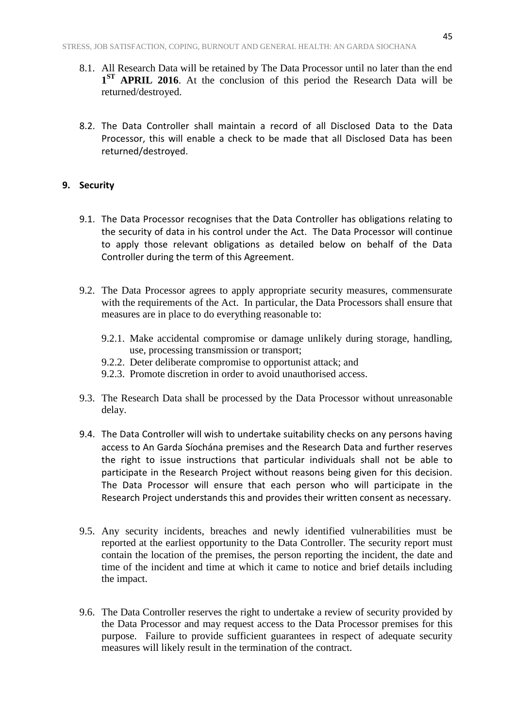8.1. All Research Data will be retained by The Data Processor until no later than the end **1ST APRIL 2016**. At the conclusion of this period the Research Data will be returned/destroyed.

8.2. The Data Controller shall maintain a record of all Disclosed Data to the Data Processor, this will enable a check to be made that all Disclosed Data has been returned/destroyed.

**9. Security**

9.1. The Data Processor recognises that the Data Controller has obligations relating to the security of data in his control under the Act. The Data Processor will continue to apply those relevant obligations as detailed below on behalf of the Data Controller during the term of this Agreement.

9.2. The Data Processor agrees to apply appropriate security measures, commensurate with the requirements of the Act. In particular, the Data Processors shall ensure that measures are in place to do everything reasonable to:

9.2.1. Make accidental compromise or damage unlikely during storage, handling, use, processing transmission or transport;

9.2.2. Deter deliberate compromise to opportunist attack; and

9.2.3. Promote discretion in order to avoid unauthorised access.

9.3. The Research Data shall be processed by the Data Processor without unreasonable delay.

9.4. The Data Controller will wish to undertake suitability checks on any persons having access to An Garda Síochána premises and the Research Data and further reserves the right to issue instructions that particular individuals shall not be able to participate in the Research Project without reasons being given for this decision. The Data Processor will ensure that each person who will participate in the Research Project understands this and provides their written consent as necessary.

9.5. Any security incidents, breaches and newly identified vulnerabilities must be reported at the earliest opportunity to the Data Controller. The security report must contain the location of the premises, the person reporting the incident, the date and time of the incident and time at which it came to notice and brief details including the impact.

9.6. The Data Controller reserves the right to undertake a review of security provided by the Data Processor and may request access to the Data Processor premises for this purpose. Failure to provide sufficient guarantees in respect of adequate security measures will likely result in the termination of the contract.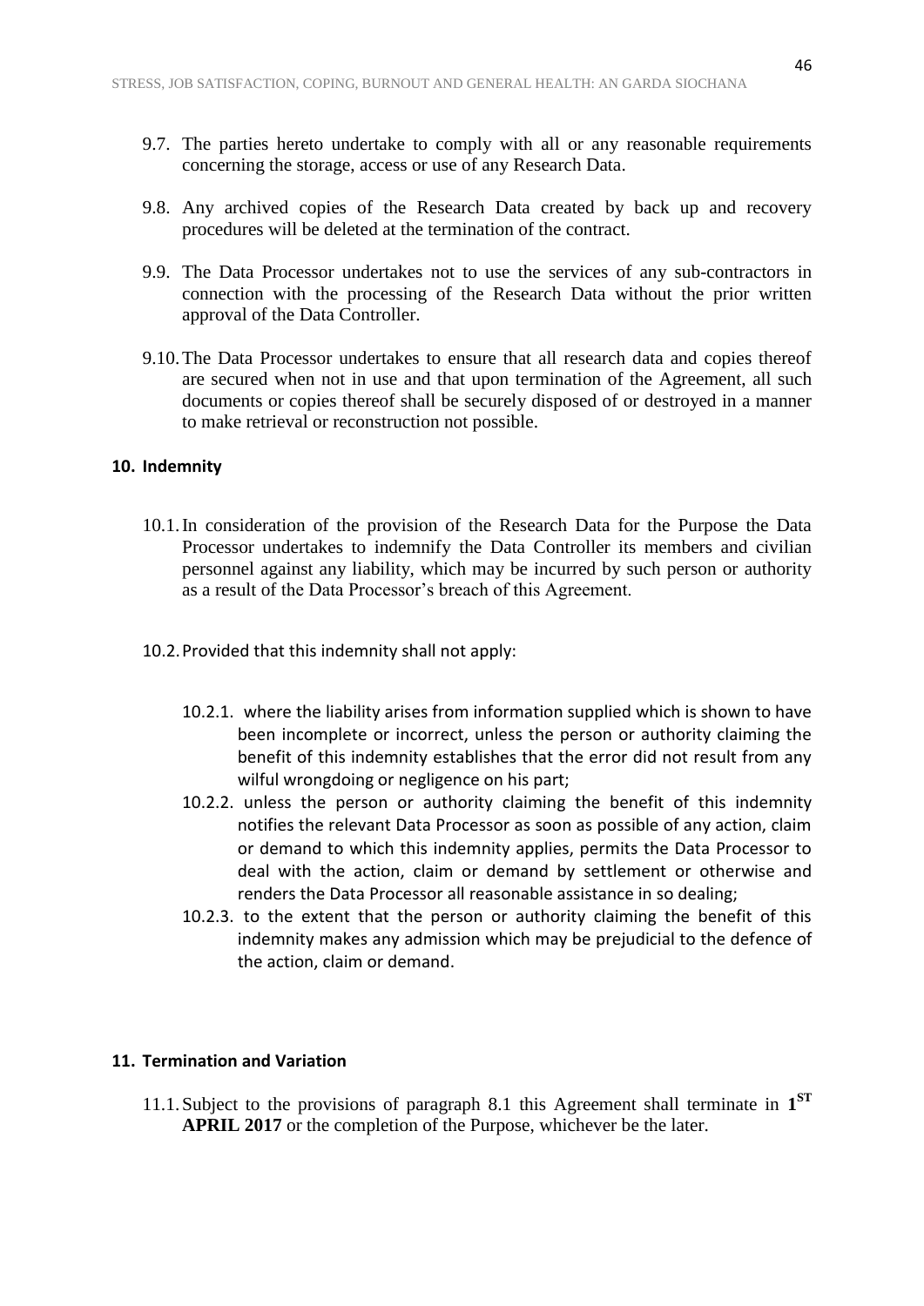9.7. The parties hereto undertake to comply with all or any reasonable requirements concerning the storage, access or use of any Research Data.

9.8. Any archived copies of the Research Data created by back up and recovery procedures will be deleted at the termination of the contract.

9.9. The Data Processor undertakes not to use the services of any sub-contractors in connection with the processing of the Research Data without the prior written approval of the Data Controller.

9.10. The Data Processor undertakes to ensure that all research data and copies thereof are secured when not in use and that upon termination of the Agreement, all such documents or copies thereof shall be securely disposed of or destroyed in a manner to make retrieval or reconstruction not possible.

## 10. Indemnity

10.1. In consideration of the provision of the Research Data for the Purpose the Data Processor undertakes to indemnify the Data Controller its members and civilian personnel against any liability, which may be incurred by such person or authority as a result of the Data Processor's breach of this Agreement.

10.2. Provided that this indemnity shall not apply:

10.2.1. where the liability arises from information supplied which is shown to have been incomplete or incorrect, unless the person or authority claiming the benefit of this indemnity establishes that the error did not result from any wilful wrongdoing or negligence on his part;

10.2.2. unless the person or authority claiming the benefit of this indemnity notifies the relevant Data Processor as soon as possible of any action, claim or demand to which this indemnity applies, permits the Data Processor to deal with the action, claim or demand by settlement or otherwise and renders the Data Processor all reasonable assistance in so dealing;

10.2.3. to the extent that the person or authority claiming the benefit of this indemnity makes any admission which may be prejudicial to the defence of the action, claim or demand.

## 11. Termination and Variation

11.1. Subject to the provisions of paragraph 8.1 this Agreement shall terminate in **1ST APRIL 2017** or the completion of the Purpose, whichever be the later.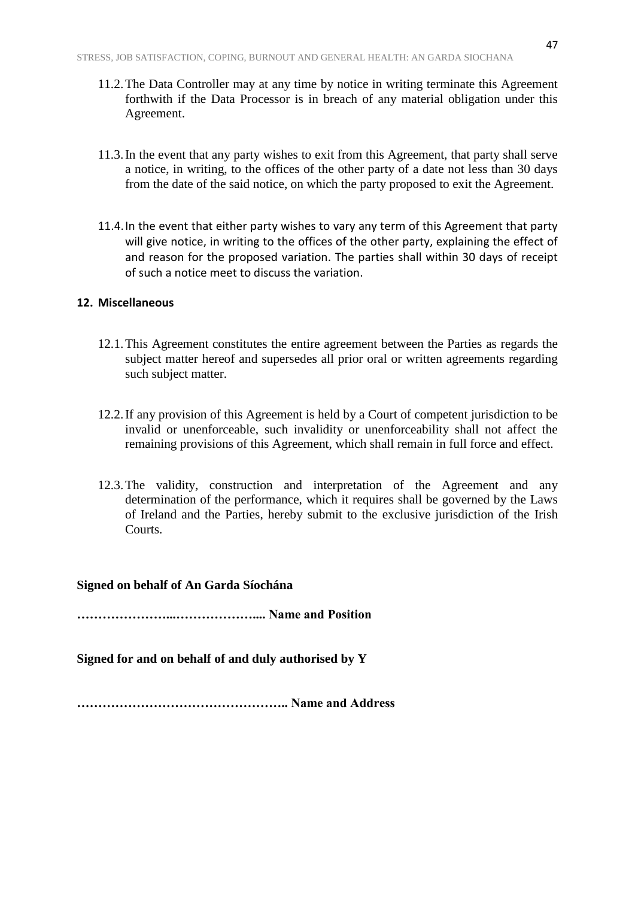11.2. The Data Controller may at any time by notice in writing terminate this Agreement forthwith if the Data Processor is in breach of any material obligation under this Agreement.

11.3. In the event that any party wishes to exit from this Agreement, that party shall serve a notice, in writing, to the offices of the other party of a date not less than 30 days from the date of the said notice, on which the party proposed to exit the Agreement.

11.4. In the event that either party wishes to vary any term of this Agreement that party will give notice, in writing to the offices of the other party, explaining the effect of and reason for the proposed variation. The parties shall within 30 days of receipt of such a notice meet to discuss the variation.

**12. Miscellaneous**

12.1. This Agreement constitutes the entire agreement between the Parties as regards the subject matter hereof and supersedes all prior oral or written agreements regarding such subject matter.

12.2. If any provision of this Agreement is held by a Court of competent jurisdiction to be invalid or unenforceable, such invalidity or unenforceability shall not affect the remaining provisions of this Agreement, which shall remain in full force and effect.

12.3. The validity, construction and interpretation of the Agreement and any determination of the performance, which it requires shall be governed by the Laws of Ireland and the Parties, hereby submit to the exclusive jurisdiction of the Irish Courts.

**Signed on behalf of An Garda Síochána**

**…………………...………………... Name and Position**

**Signed for and on behalf of and duly authorised by Y**

**………………………………………….. Name and Address**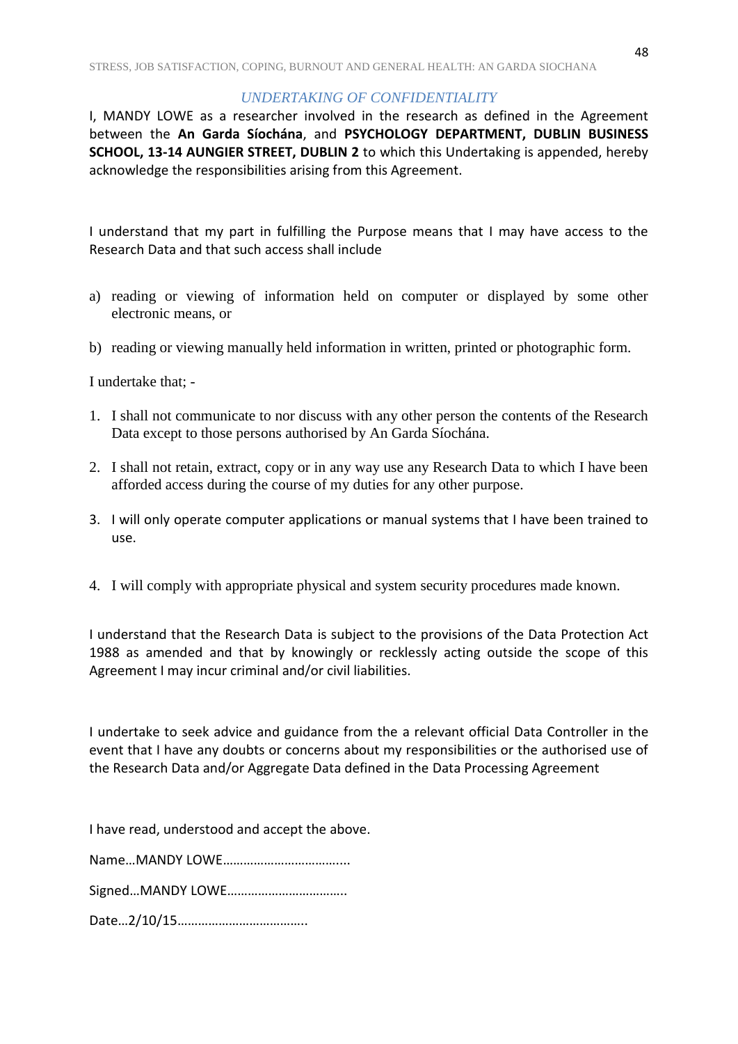## *UNDERTAKING OF CONFIDENTIALITY*

I, MANDY LOWE as a researcher involved in the research as defined in the Agreement between the **An Garda Síochána**, and **PSYCHOLOGY DEPARTMENT, DUBLIN BUSINESS SCHOOL, 13-14 AUNGIER STREET, DUBLIN 2** to which this Undertaking is appended, hereby acknowledge the responsibilities arising from this Agreement.

I understand that my part in fulfilling the Purpose means that I may have access to the Research Data and that such access shall include

a) reading or viewing of information held on computer or displayed by some other electronic means, or

b) reading or viewing manually held information in written, printed or photographic form.

I undertake that; -

1. I shall not communicate to nor discuss with any other person the contents of the Research Data except to those persons authorised by An Garda Síochána.

2. I shall not retain, extract, copy or in any way use any Research Data to which I have been afforded access during the course of my duties for any other purpose.

3. I will only operate computer applications or manual systems that I have been trained to use.

4. I will comply with appropriate physical and system security procedures made known.

I understand that the Research Data is subject to the provisions of the Data Protection Act 1988 as amended and that by knowingly or recklessly acting outside the scope of this Agreement I may incur criminal and/or civil liabilities.

I undertake to seek advice and guidance from the a relevant official Data Controller in the event that I have any doubts or concerns about my responsibilities or the authorised use of the Research Data and/or Aggregate Data defined in the Data Processing Agreement

I have read, understood and accept the above.

Name…MANDY LOWE……………………………...

Signed…MANDY LOWE…………………………….

Date…2/10/15……………………………….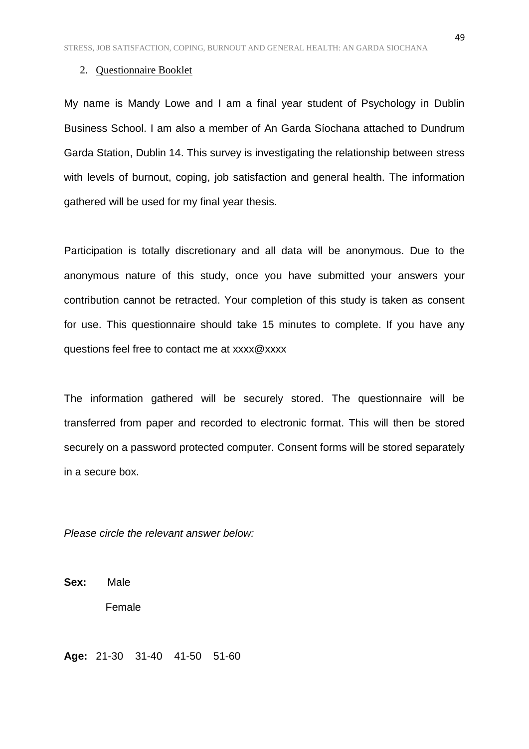## 2. Questionnaire Booklet

My name is Mandy Lowe and I am a final year student of Psychology in Dublin Business School. I am also a member of An Garda Síochana attached to Dundrum Garda Station, Dublin 14. This survey is investigating the relationship between stress with levels of burnout, coping, job satisfaction and general health. The information gathered will be used for my final year thesis.

Participation is totally discretionary and all data will be anonymous. Due to the anonymous nature of this study, once you have submitted your answers your contribution cannot be retracted. Your completion of this study is taken as consent for use. This questionnaire should take 15 minutes to complete. If you have any questions feel free to contact me at xxxx@xxxx

The information gathered will be securely stored. The questionnaire will be transferred from paper and recorded to electronic format. This will then be stored securely on a password protected computer. Consent forms will be stored separately in a secure box.

*Please circle the relevant answer below:*

**Sex:** Male

Female

**Age:** 21-30 31-40 41-50 51-60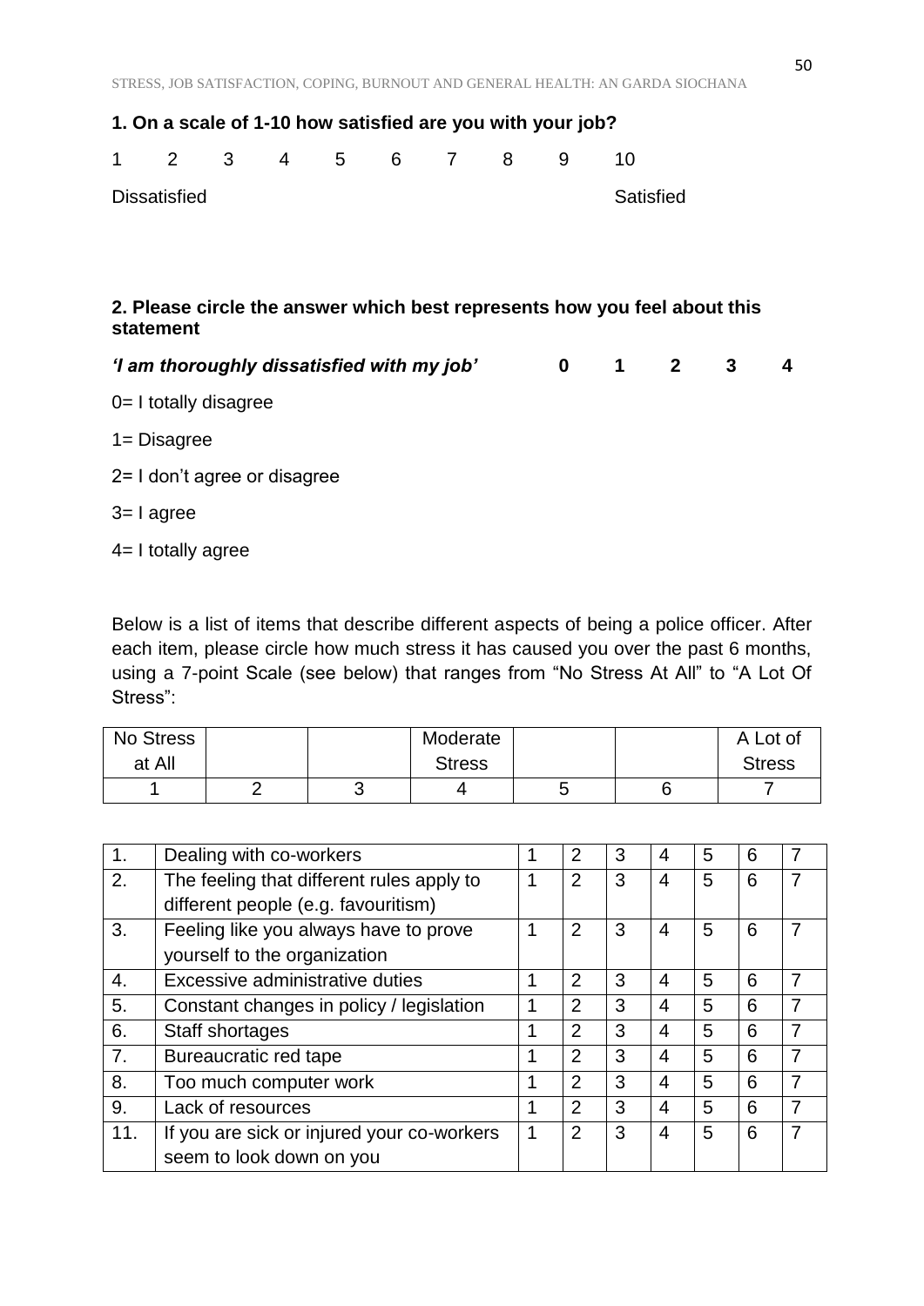**1. On a scale of 1-10 how satisfied are you with your job?**

1 2 3 4 5 6 7 8 9 10

Dissatisfied Satisfied

**2. Please circle the answer which best represents how you feel about this statement**

***'I am thoroughly dissatisfied with my job'*** **0 1 2 3 4**

0= I totally disagree

1= Disagree

2= I don't agree or disagree

3= I agree

4= I totally agree

Below is a list of items that describe different aspects of being a police officer. After each item, please circle how much stress it has caused you over the past 6 months, using a 7-point Scale (see below) that ranges from "No Stress At All" to "A Lot Of Stress":

| No Stress at All | | | Moderate Stress | | | A Lot of Stress |
|---|---|---|---|---|---|---|
| 1 | 2 | 3 | 4 | 5 | 6 | 7 |

| | | | | | | | | |
|---|---|---|---|---|---|---|---|---|
| 1. | Dealing with co-workers | 1 | 2 | 3 | 4 | 5 | 6 | 7 |
| 2. | The feeling that different rules apply to different people (e.g. favouritism) | 1 | 2 | 3 | 4 | 5 | 6 | 7 |
| 3. | Feeling like you always have to prove yourself to the organization | 1 | 2 | 3 | 4 | 5 | 6 | 7 |
| 4. | Excessive administrative duties | 1 | 2 | 3 | 4 | 5 | 6 | 7 |
| 5. | Constant changes in policy / legislation | 1 | 2 | 3 | 4 | 5 | 6 | 7 |
| 6. | Staff shortages | 1 | 2 | 3 | 4 | 5 | 6 | 7 |
| 7. | Bureaucratic red tape | 1 | 2 | 3 | 4 | 5 | 6 | 7 |
| 8. | Too much computer work | 1 | 2 | 3 | 4 | 5 | 6 | 7 |
| 9. | Lack of resources | 1 | 2 | 3 | 4 | 5 | 6 | 7 |
| 11. | If you are sick or injured your co-workers seem to look down on you | 1 | 2 | 3 | 4 | 5 | 6 | 7 |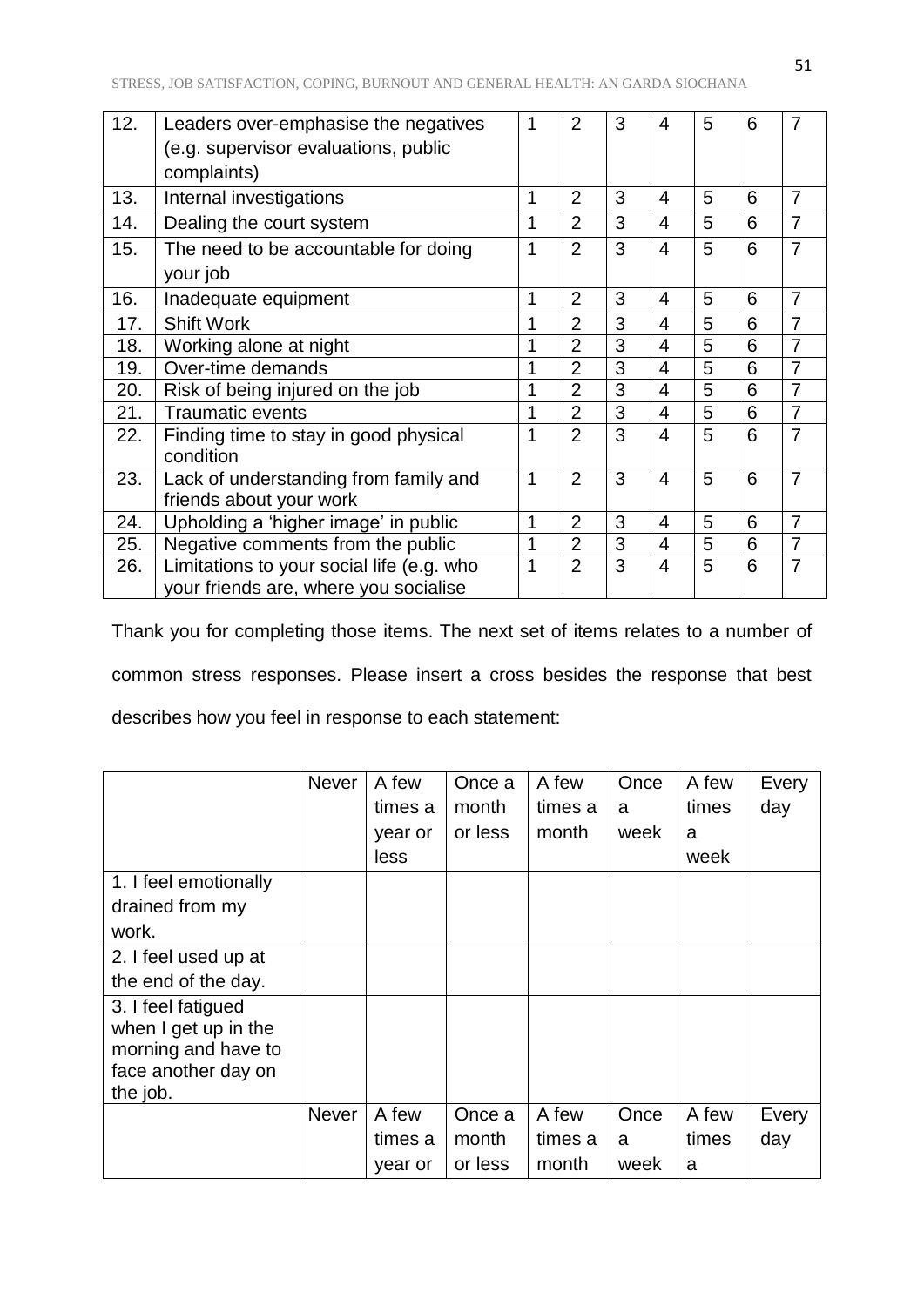| | | | | | | | | |
|---|---|---|---|---|---|---|---|---|
| 12. | Leaders over-emphasise the negatives (e.g. supervisor evaluations, public complaints) | 1 | 2 | 3 | 4 | 5 | 6 | 7 |
| 13. | Internal investigations | 1 | 2 | 3 | 4 | 5 | 6 | 7 |
| 14. | Dealing the court system | 1 | 2 | 3 | 4 | 5 | 6 | 7 |
| 15. | The need to be accountable for doing your job | 1 | 2 | 3 | 4 | 5 | 6 | 7 |
| 16. | Inadequate equipment | 1 | 2 | 3 | 4 | 5 | 6 | 7 |
| 17. | Shift Work | 1 | 2 | 3 | 4 | 5 | 6 | 7 |
| 18. | Working alone at night | 1 | 2 | 3 | 4 | 5 | 6 | 7 |
| 19. | Over-time demands | 1 | 2 | 3 | 4 | 5 | 6 | 7 |
| 20. | Risk of being injured on the job | 1 | 2 | 3 | 4 | 5 | 6 | 7 |
| 21. | Traumatic events | 1 | 2 | 3 | 4 | 5 | 6 | 7 |
| 22. | Finding time to stay in good physical condition | 1 | 2 | 3 | 4 | 5 | 6 | 7 |
| 23. | Lack of understanding from family and friends about your work | 1 | 2 | 3 | 4 | 5 | 6 | 7 |
| 24. | Upholding a 'higher image' in public | 1 | 2 | 3 | 4 | 5 | 6 | 7 |
| 25. | Negative comments from the public | 1 | 2 | 3 | 4 | 5 | 6 | 7 |
| 26. | Limitations to your social life (e.g. who your friends are, where you socialise | 1 | 2 | 3 | 4 | 5 | 6 | 7 |

Thank you for completing those items. The next set of items relates to a number of common stress responses. Please insert a cross besides the response that best describes how you feel in response to each statement:

| | Never | A few times a year or less | Once a month or less | A few times a month | Once a week | A few times a week | Every day |
|---|---|---|---|---|---|---|---|
| 1. I feel emotionally drained from my work. | | | | | | | |
| 2. I feel used up at the end of the day. | | | | | | | |
| 3. I feel fatigued when I get up in the morning and have to face another day on the job. | | | | | | | |
| | Never | A few times a year or | Once a month or less | A few times a month | Once a week | A few times a | Every day |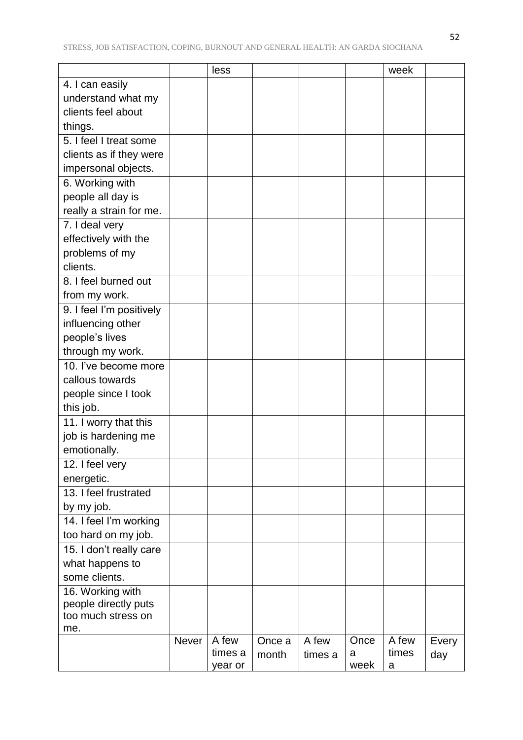| | Never | A few times a year or less | Once a month | A few times a month | Once a week | A few times a week | Every day |
|---|---|---|---|---|---|---|---|
| 4. I can easily understand what my clients feel about things. | | | | | | | |
| 5. I feel I treat some clients as if they were impersonal objects. | | | | | | | |
| 6. Working with people all day is really a strain for me. | | | | | | | |
| 7. I deal very effectively with the problems of my clients. | | | | | | | |
| 8. I feel burned out from my work. | | | | | | | |
| 9. I feel I'm positively influencing other people's lives through my work. | | | | | | | |
| 10. I've become more callous towards people since I took this job. | | | | | | | |
| 11. I worry that this job is hardening me emotionally. | | | | | | | |
| 12. I feel very energetic. | | | | | | | |
| 13. I feel frustrated by my job. | | | | | | | |
| 14. I feel I'm working too hard on my job. | | | | | | | |
| 15. I don't really care what happens to some clients. | | | | | | | |
| 16. Working with people directly puts too much stress on me. | | | | | | | |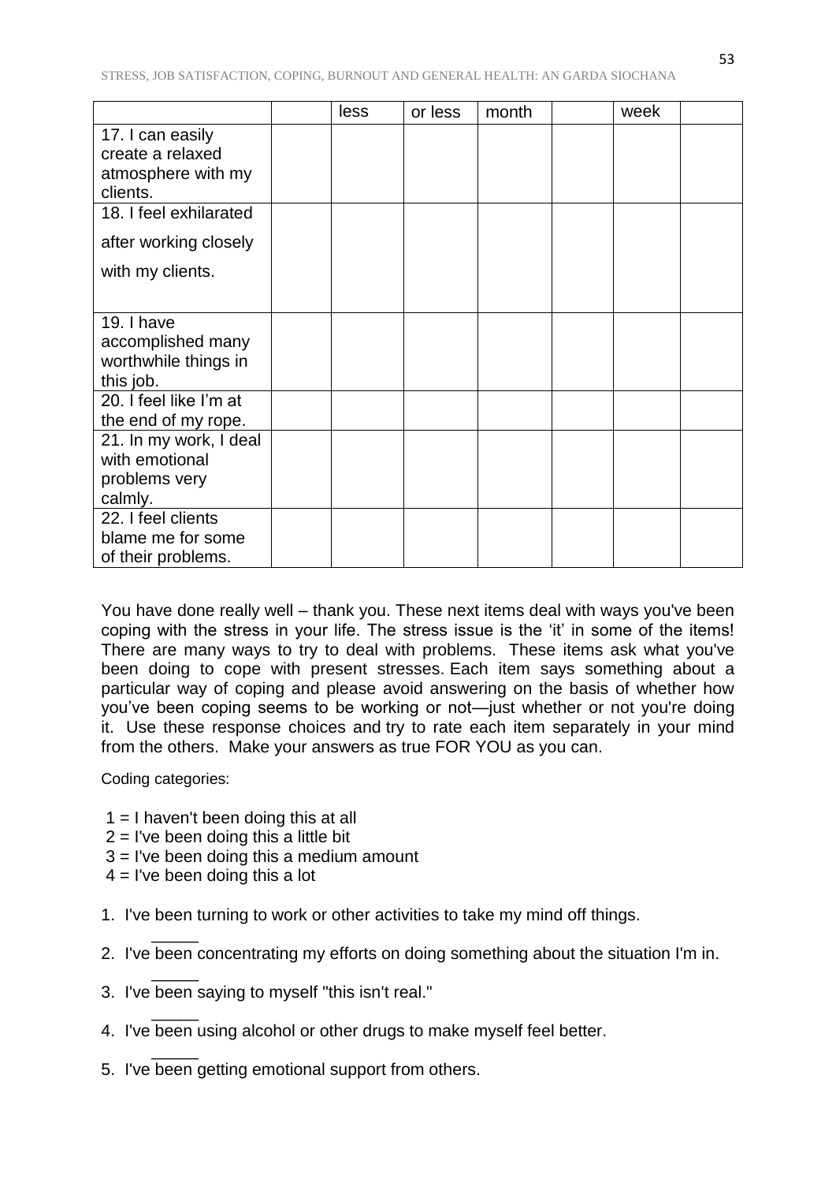| | | less | or less | month | | week | |
|---|---|---|---|---|---|---|---|
| 17. I can easily create a relaxed atmosphere with my clients. | | | | | | | |
| 18. I feel exhilarated after working closely with my clients. | | | | | | | |
| 19. I have accomplished many worthwhile things in this job. | | | | | | | |
| 20. I feel like I'm at the end of my rope. | | | | | | | |
| 21. In my work, I deal with emotional problems very calmly. | | | | | | | |
| 22. I feel clients blame me for some of their problems. | | | | | | | |

You have done really well – thank you. These next items deal with ways you've been coping with the stress in your life. The stress issue is the 'it' in some of the items! There are many ways to try to deal with problems. These items ask what you've been doing to cope with present stresses. Each item says something about a particular way of coping and please avoid answering on the basis of whether how you've been coping seems to be working or not—just whether or not you're doing it. Use these response choices and try to rate each item separately in your mind from the others. Make your answers as true FOR YOU as you can.

Coding categories:

1 = I haven't been doing this at all
2 = I've been doing this a little bit
3 = I've been doing this a medium amount
4 = I've been doing this a lot

1. I've been turning to work or other activities to take my mind off things. _____
2. I've been concentrating my efforts on doing something about the situation I'm in. _____
3. I've been saying to myself "this isn't real." _____
4. I've been using alcohol or other drugs to make myself feel better. _____
5. I've been getting emotional support from others.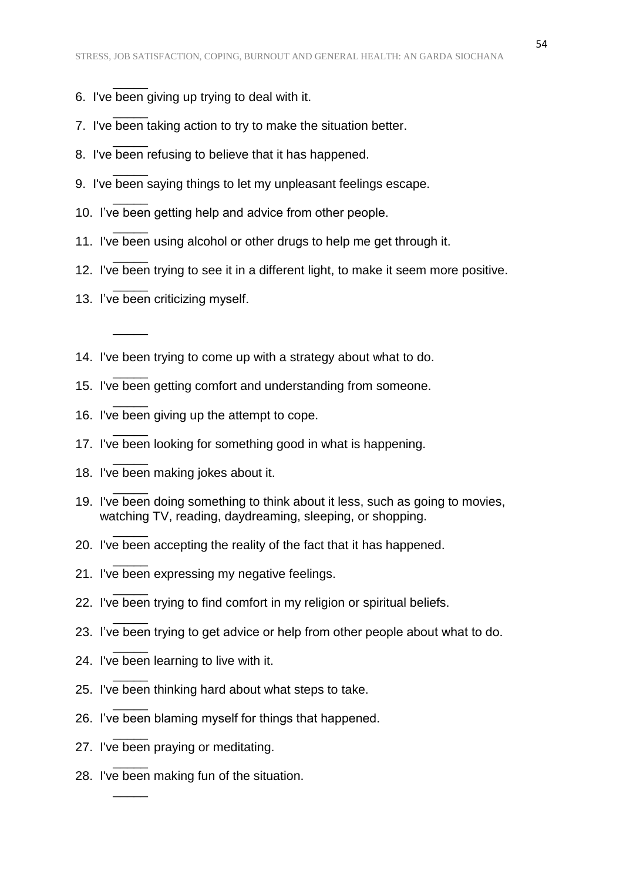6. _____ I've been giving up trying to deal with it.
7. _____ I've been taking action to try to make the situation better.
8. _____ I've been refusing to believe that it has happened.
9. _____ I've been saying things to let my unpleasant feelings escape.
10. _____ I've been getting help and advice from other people.
11. _____ I've been using alcohol or other drugs to help me get through it.
12. _____ I've been trying to see it in a different light, to make it seem more positive.
13. _____ I've been criticizing myself.
14. _____ I've been trying to come up with a strategy about what to do.
15. _____ I've been getting comfort and understanding from someone.
16. _____ I've been giving up the attempt to cope.
17. _____ I've been looking for something good in what is happening.
18. _____ I've been making jokes about it.
19. _____ I've been doing something to think about it less, such as going to movies, watching TV, reading, daydreaming, sleeping, or shopping.
20. _____ I've been accepting the reality of the fact that it has happened.
21. _____ I've been expressing my negative feelings.
22. _____ I've been trying to find comfort in my religion or spiritual beliefs.
23. _____ I've been trying to get advice or help from other people about what to do.
24. _____ I've been learning to live with it.
25. _____ I've been thinking hard about what steps to take.
26. _____ I've been blaming myself for things that happened.
27. _____ I've been praying or meditating.
28. _____ I've been making fun of the situation.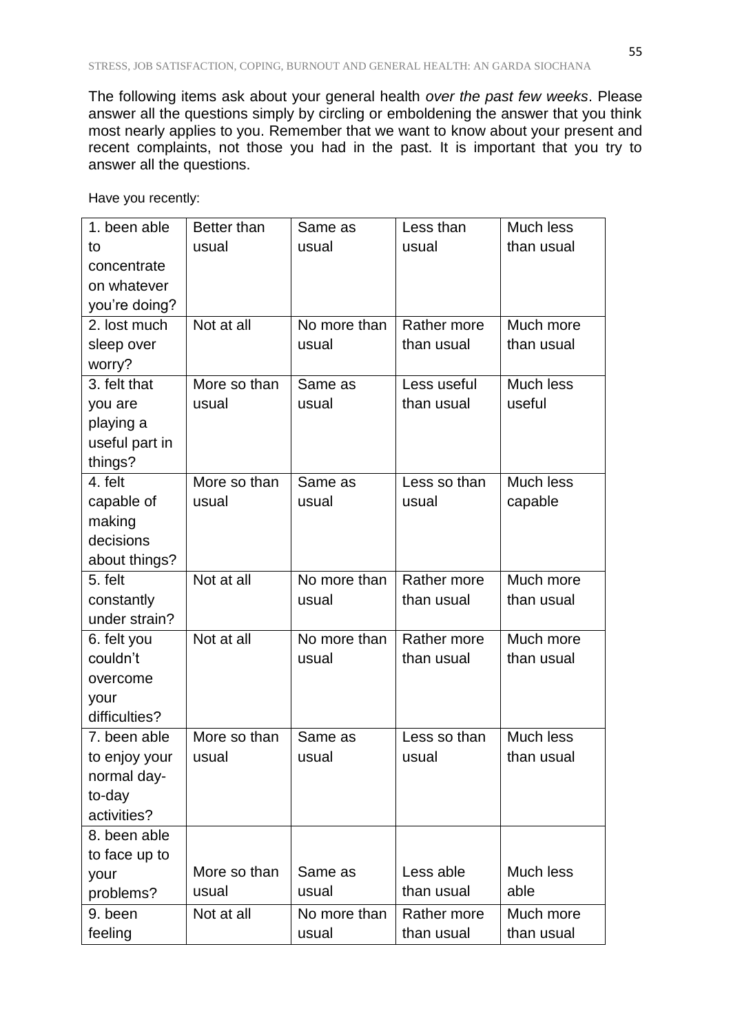The following items ask about your general health *over the past few weeks*. Please answer all the questions simply by circling or emboldening the answer that you think most nearly applies to you. Remember that we want to know about your present and recent complaints, not those you had in the past. It is important that you try to answer all the questions.

Have you recently:

| | | | | |
|---|---|---|---|---|
| 1. been able to concentrate on whatever you're doing? | Better than usual | Same as usual | Less than usual | Much less than usual |
| 2. lost much sleep over worry? | Not at all | No more than usual | Rather more than usual | Much more than usual |
| 3. felt that you are playing a useful part in things? | More so than usual | Same as usual | Less useful than usual | Much less useful |
| 4. felt capable of making decisions about things? | More so than usual | Same as usual | Less so than usual | Much less capable |
| 5. felt constantly under strain? | Not at all | No more than usual | Rather more than usual | Much more than usual |
| 6. felt you couldn't overcome your difficulties? | Not at all | No more than usual | Rather more than usual | Much more than usual |
| 7. been able to enjoy your normal day-to-day activities? | More so than usual | Same as usual | Less so than usual | Much less than usual |
| 8. been able to face up to your problems? | More so than usual | Same as usual | Less able than usual | Much less able |
| 9. been feeling | Not at all | No more than usual | Rather more than usual | Much more than usual |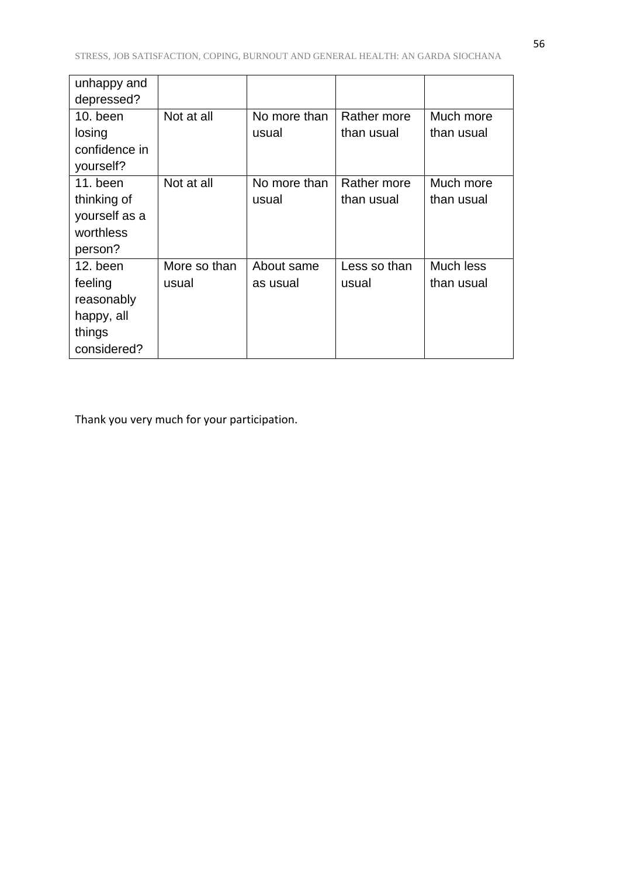| | | | | |
|---|---|---|---|---|
| unhappy and depressed? | | | | |
| 10. been losing confidence in yourself? | Not at all | No more than usual | Rather more than usual | Much more than usual |
| 11. been thinking of yourself as a worthless person? | Not at all | No more than usual | Rather more than usual | Much more than usual |
| 12. been feeling reasonably happy, all things considered? | More so than usual | About same as usual | Less so than usual | Much less than usual |

Thank you very much for your participation.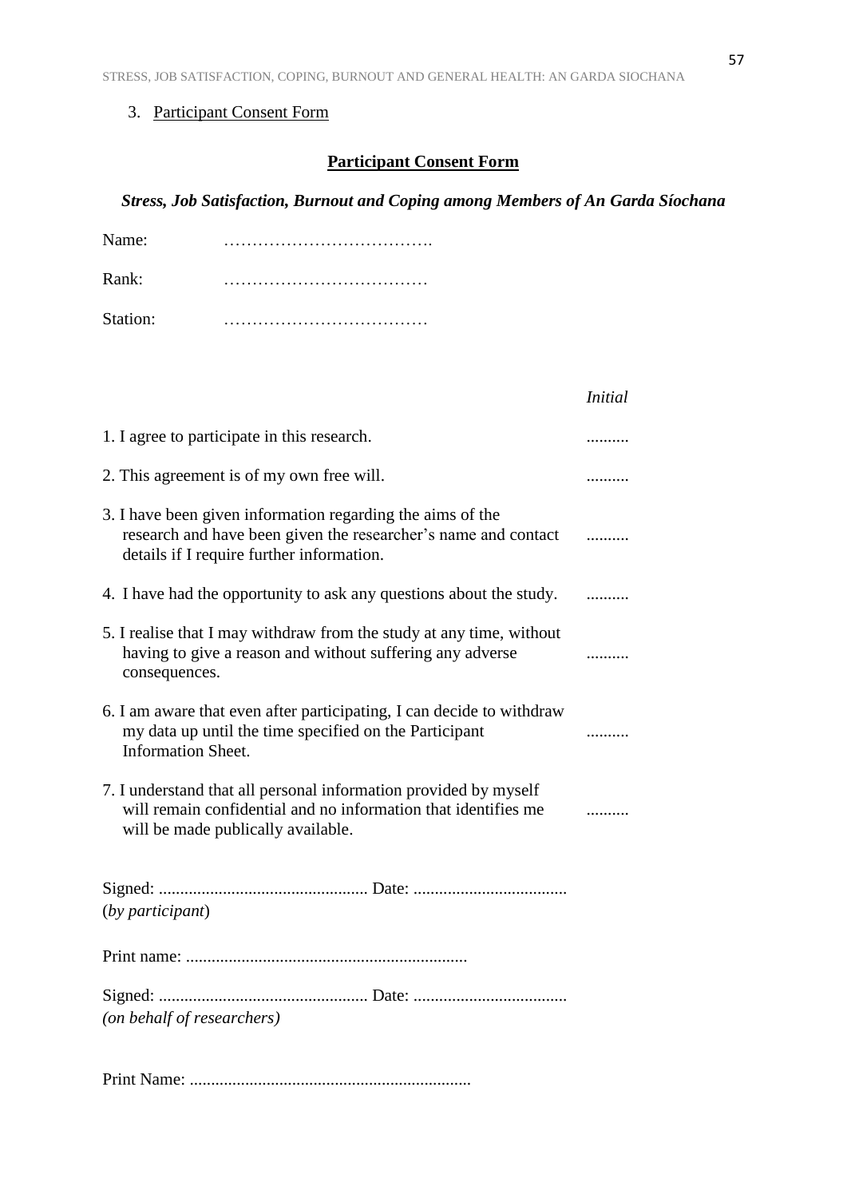3. Participant Consent Form

## Participant Consent Form

### *Stress, Job Satisfaction, Burnout and Coping among Members of An Garda Síochana*

Name: ……………………………….

Rank: ………………………………

Station: ………………………………

| | *Initial* |
|---|---|
| 1. I agree to participate in this research. | .......... |
| 2. This agreement is of my own free will. | .......... |
| 3. I have been given information regarding the aims of the research and have been given the researcher's name and contact details if I require further information. | .......... |
| 4. I have had the opportunity to ask any questions about the study. | .......... |
| 5. I realise that I may withdraw from the study at any time, without having to give a reason and without suffering any adverse consequences. | .......... |
| 6. I am aware that even after participating, I can decide to withdraw my data up until the time specified on the Participant Information Sheet. | .......... |
| 7. I understand that all personal information provided by myself will remain confidential and no information that identifies me will be made publically available. | .......... |

Signed: ................................................. Date: ....................................
(*by participant*)

Print name: ..................................................................

Signed: ................................................. Date: ....................................
*(on behalf of researchers)*

Print Name: ..................................................................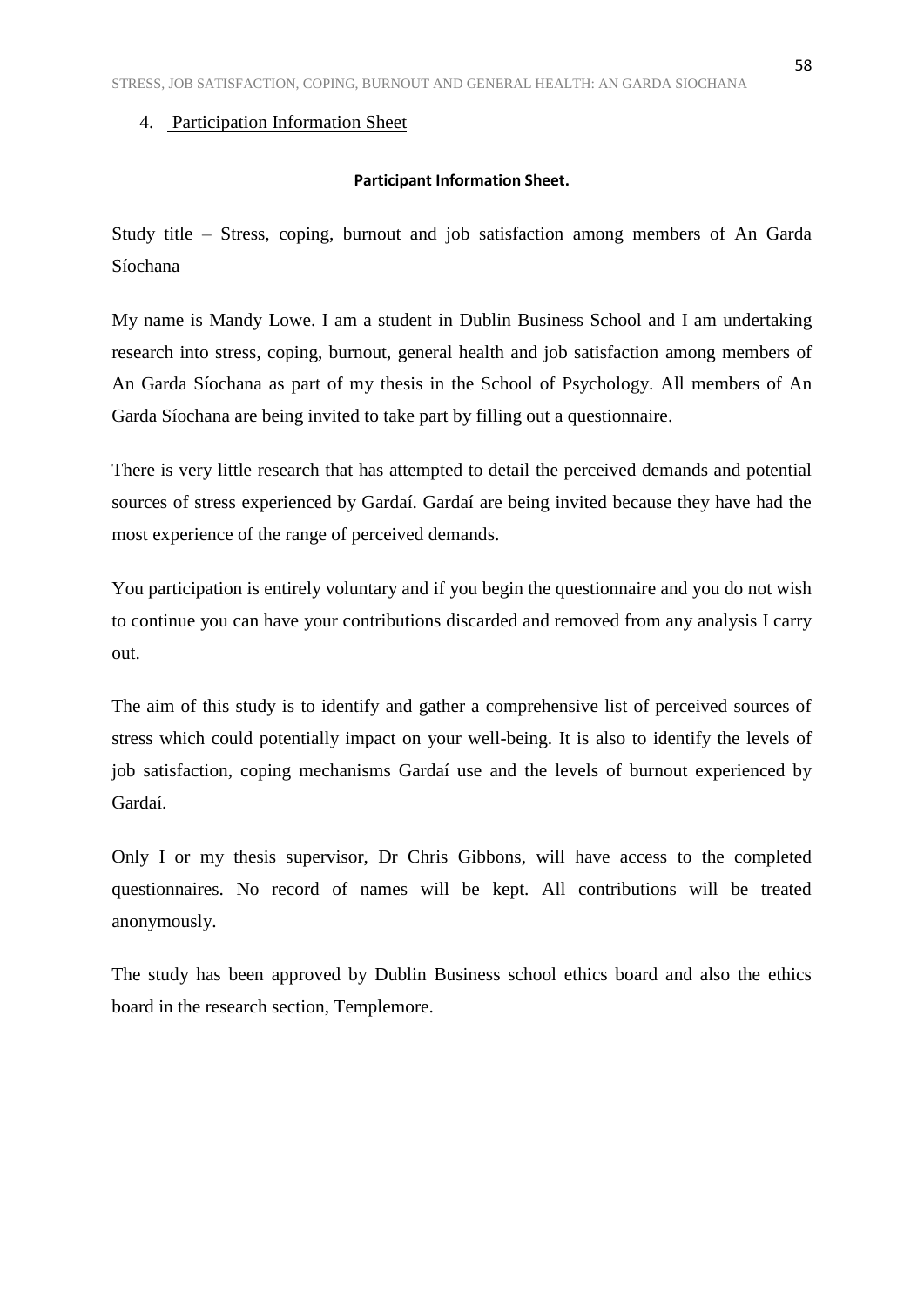4. Participation Information Sheet

**Participant Information Sheet.**

Study title – Stress, coping, burnout and job satisfaction among members of An Garda Síochana

My name is Mandy Lowe. I am a student in Dublin Business School and I am undertaking research into stress, coping, burnout, general health and job satisfaction among members of An Garda Síochana as part of my thesis in the School of Psychology. All members of An Garda Síochana are being invited to take part by filling out a questionnaire.

There is very little research that has attempted to detail the perceived demands and potential sources of stress experienced by Gardaí. Gardaí are being invited because they have had the most experience of the range of perceived demands.

You participation is entirely voluntary and if you begin the questionnaire and you do not wish to continue you can have your contributions discarded and removed from any analysis I carry out.

The aim of this study is to identify and gather a comprehensive list of perceived sources of stress which could potentially impact on your well-being. It is also to identify the levels of job satisfaction, coping mechanisms Gardaí use and the levels of burnout experienced by Gardaí.

Only I or my thesis supervisor, Dr Chris Gibbons, will have access to the completed questionnaires. No record of names will be kept. All contributions will be treated anonymously.

The study has been approved by Dublin Business school ethics board and also the ethics board in the research section, Templemore.